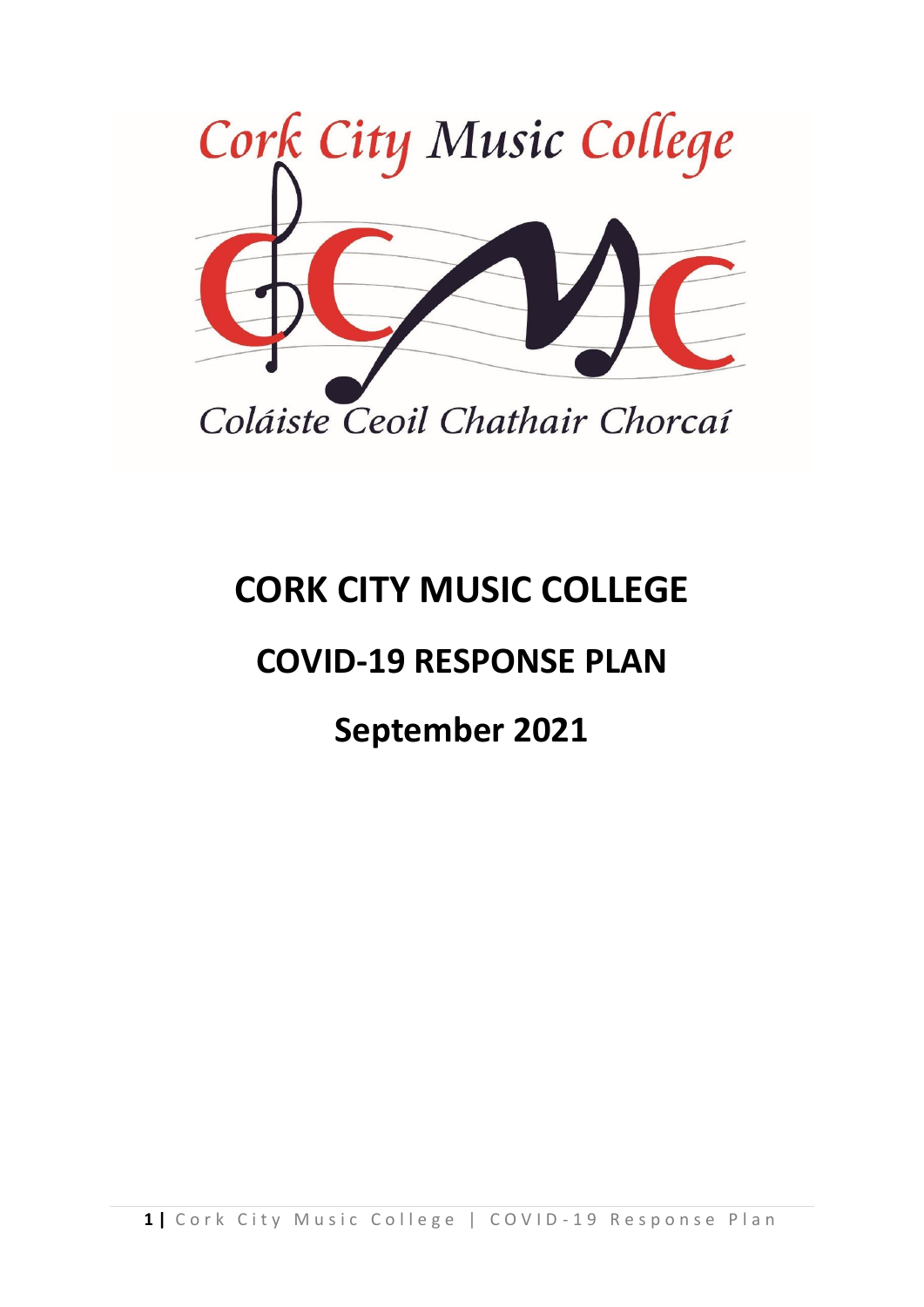Cork City Music College

Coláiste Ceoil Chathair Chorcaí

# CORK CITY MUSIC COLLEGE

# COVID-19 RESPONSE PLAN

# September 2021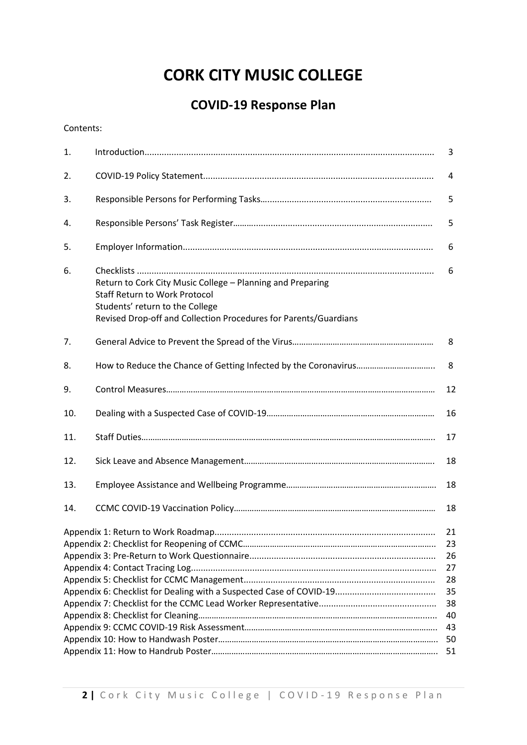# CORK CITY MUSIC COLLEGE

## COVID-19 Response Plan

Contents:

| | | |
|---|---|---|
| 1. | Introduction | 3 |
| 2. | COVID-19 Policy Statement | 4 |
| 3. | Responsible Persons for Performing Tasks | 5 |
| 4. | Responsible Persons' Task Register | 5 |
| 5. | Employer Information | 6 |
| 6. | Checklists<br>Return to Cork City Music College – Planning and Preparing<br>Staff Return to Work Protocol<br>Students' return to the College<br>Revised Drop-off and Collection Procedures for Parents/Guardians | 6 |
| 7. | General Advice to Prevent the Spread of the Virus | 8 |
| 8. | How to Reduce the Chance of Getting Infected by the Coronavirus | 8 |
| 9. | Control Measures | 12 |
| 10. | Dealing with a Suspected Case of COVID-19 | 16 |
| 11. | Staff Duties | 17 |
| 12. | Sick Leave and Absence Management | 18 |
| 13. | Employee Assistance and Wellbeing Programme | 18 |
| 14. | CCMC COVID-19 Vaccination Policy | 18 |

| | |
|---|---|
| Appendix 1: Return to Work Roadmap | 21 |
| Appendix 2: Checklist for Reopening of CCMC | 23 |
| Appendix 3: Pre-Return to Work Questionnaire | 26 |
| Appendix 4: Contact Tracing Log | 27 |
| Appendix 5: Checklist for CCMC Management | 28 |
| Appendix 6: Checklist for Dealing with a Suspected Case of COVID-19 | 35 |
| Appendix 7: Checklist for the CCMC Lead Worker Representative | 38 |
| Appendix 8: Checklist for Cleaning | 40 |
| Appendix 9: CCMC COVID-19 Risk Assessment | 43 |
| Appendix 10: How to Handwash Poster | 50 |
| Appendix 11: How to Handrub Poster | 51 |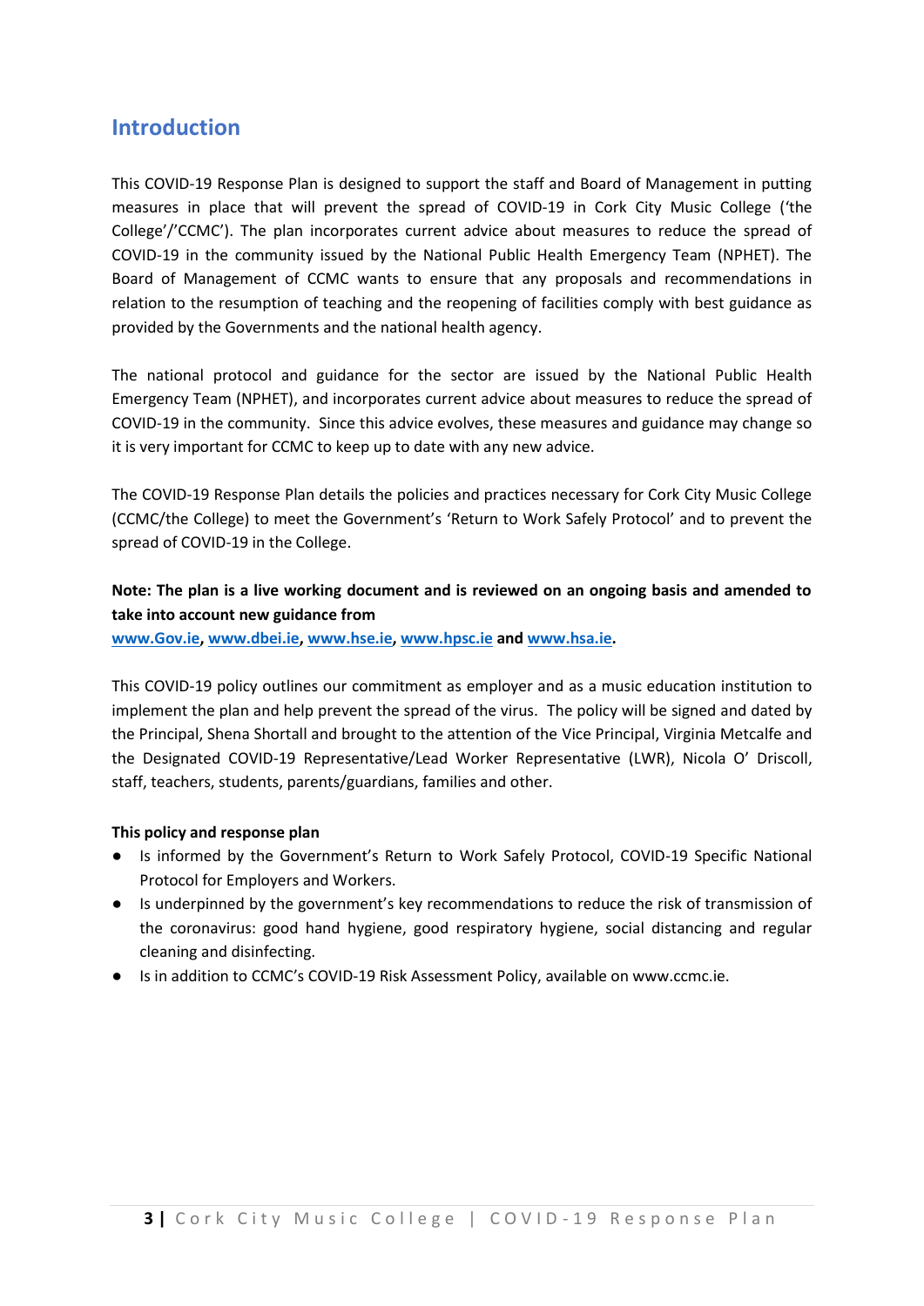## Introduction

This COVID-19 Response Plan is designed to support the staff and Board of Management in putting measures in place that will prevent the spread of COVID-19 in Cork City Music College ('the College'/'CCMC'). The plan incorporates current advice about measures to reduce the spread of COVID-19 in the community issued by the National Public Health Emergency Team (NPHET). The Board of Management of CCMC wants to ensure that any proposals and recommendations in relation to the resumption of teaching and the reopening of facilities comply with best guidance as provided by the Governments and the national health agency.

The national protocol and guidance for the sector are issued by the National Public Health Emergency Team (NPHET), and incorporates current advice about measures to reduce the spread of COVID-19 in the community. Since this advice evolves, these measures and guidance may change so it is very important for CCMC to keep up to date with any new advice.

The COVID-19 Response Plan details the policies and practices necessary for Cork City Music College (CCMC/the College) to meet the Government's 'Return to Work Safely Protocol' and to prevent the spread of COVID-19 in the College.

**Note: The plan is a live working document and is reviewed on an ongoing basis and amended to take into account new guidance from**
**www.Gov.ie, www.dbei.ie, www.hse.ie, www.hpsc.ie and www.hsa.ie.**

This COVID-19 policy outlines our commitment as employer and as a music education institution to implement the plan and help prevent the spread of the virus. The policy will be signed and dated by the Principal, Shena Shortall and brought to the attention of the Vice Principal, Virginia Metcalfe and the Designated COVID-19 Representative/Lead Worker Representative (LWR), Nicola O' Driscoll, staff, teachers, students, parents/guardians, families and other.

**This policy and response plan**

- Is informed by the Government's Return to Work Safely Protocol, COVID-19 Specific National Protocol for Employers and Workers.
- Is underpinned by the government's key recommendations to reduce the risk of transmission of the coronavirus: good hand hygiene, good respiratory hygiene, social distancing and regular cleaning and disinfecting.
- Is in addition to CCMC's COVID-19 Risk Assessment Policy, available on www.ccmc.ie.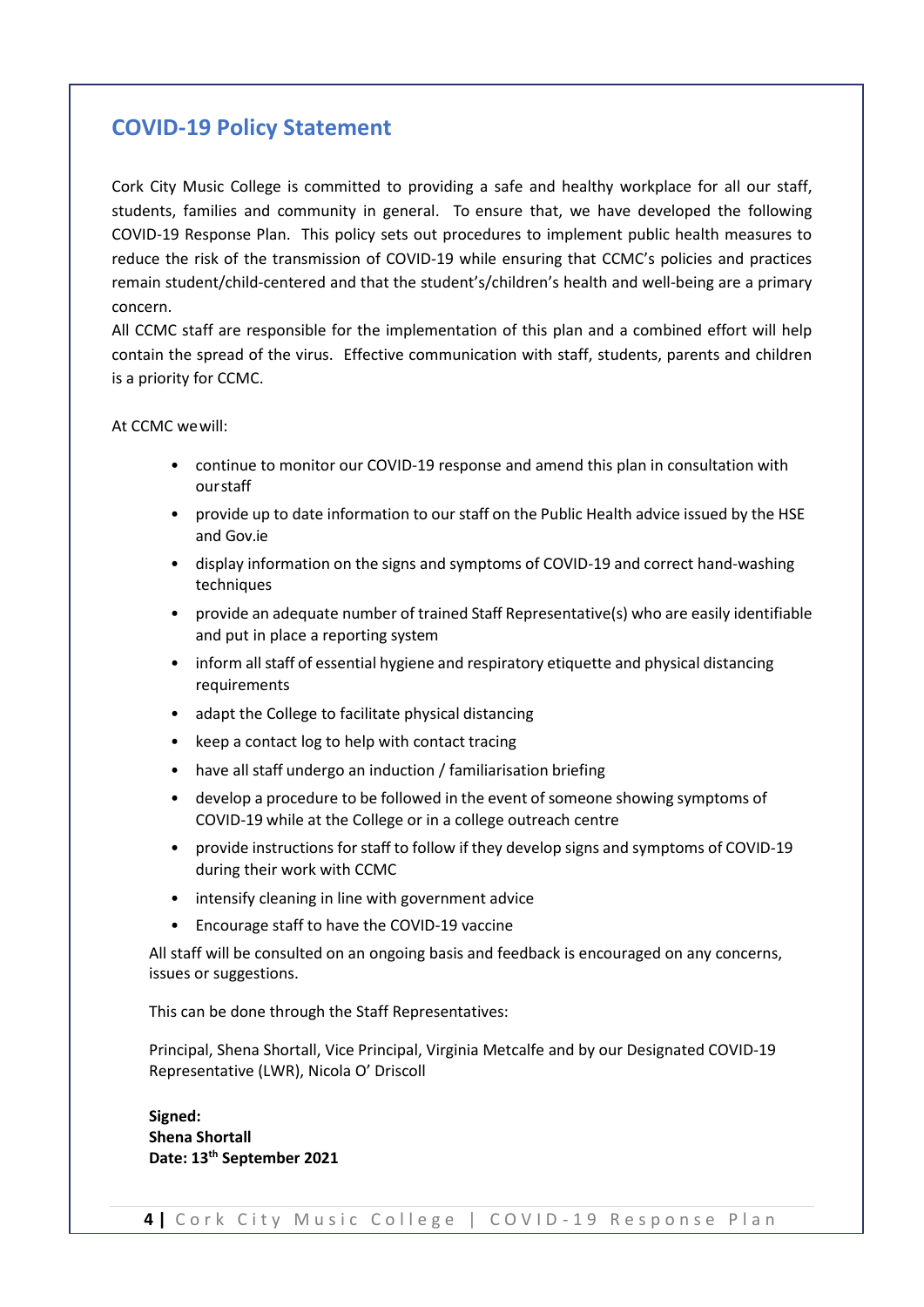## COVID-19 Policy Statement

Cork City Music College is committed to providing a safe and healthy workplace for all our staff, students, families and community in general. To ensure that, we have developed the following COVID-19 Response Plan. This policy sets out procedures to implement public health measures to reduce the risk of the transmission of COVID-19 while ensuring that CCMC's policies and practices remain student/child-centered and that the student's/children's health and well-being are a primary concern.

All CCMC staff are responsible for the implementation of this plan and a combined effort will help contain the spread of the virus. Effective communication with staff, students, parents and children is a priority for CCMC.

At CCMC we will:

- continue to monitor our COVID-19 response and amend this plan in consultation with our staff
- provide up to date information to our staff on the Public Health advice issued by the HSE and Gov.ie
- display information on the signs and symptoms of COVID-19 and correct hand-washing techniques
- provide an adequate number of trained Staff Representative(s) who are easily identifiable and put in place a reporting system
- inform all staff of essential hygiene and respiratory etiquette and physical distancing requirements
- adapt the College to facilitate physical distancing
- keep a contact log to help with contact tracing
- have all staff undergo an induction / familiarisation briefing
- develop a procedure to be followed in the event of someone showing symptoms of COVID-19 while at the College or in a college outreach centre
- provide instructions for staff to follow if they develop signs and symptoms of COVID-19 during their work with CCMC
- intensify cleaning in line with government advice
- Encourage staff to have the COVID-19 vaccine

All staff will be consulted on an ongoing basis and feedback is encouraged on any concerns, issues or suggestions.

This can be done through the Staff Representatives:

Principal, Shena Shortall, Vice Principal, Virginia Metcalfe and by our Designated COVID-19 Representative (LWR), Nicola O' Driscoll

**Signed:**
**Shena Shortall**
**Date: 13th September 2021**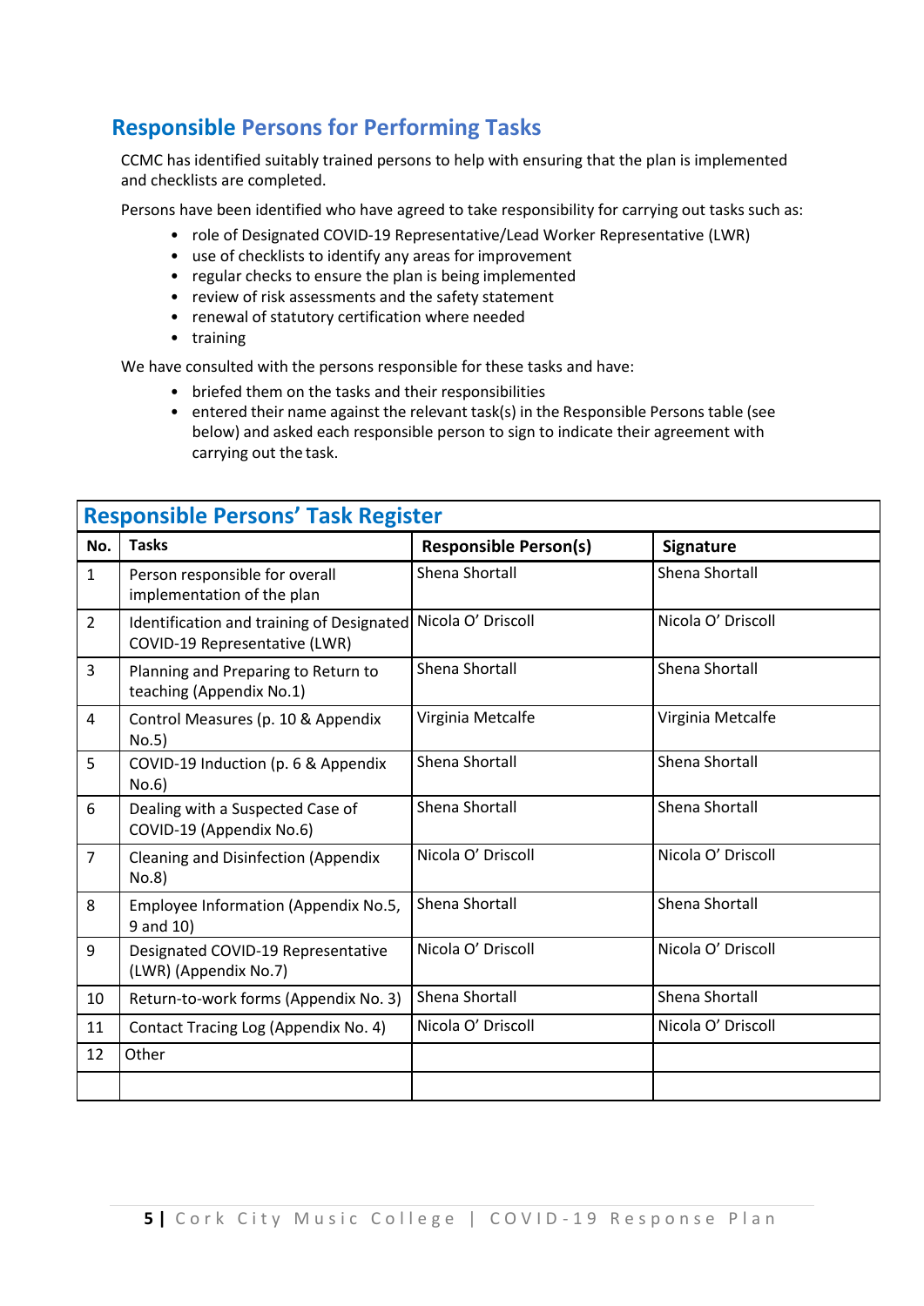## Responsible Persons for Performing Tasks

CCMC has identified suitably trained persons to help with ensuring that the plan is implemented and checklists are completed.

Persons have been identified who have agreed to take responsibility for carrying out tasks such as:

- role of Designated COVID-19 Representative/Lead Worker Representative (LWR)
- use of checklists to identify any areas for improvement
- regular checks to ensure the plan is being implemented
- review of risk assessments and the safety statement
- renewal of statutory certification where needed
- training

We have consulted with the persons responsible for these tasks and have:

- briefed them on the tasks and their responsibilities
- entered their name against the relevant task(s) in the Responsible Persons table (see below) and asked each responsible person to sign to indicate their agreement with carrying out the task.

### Responsible Persons' Task Register

| No. | Tasks | Responsible Person(s) | Signature |
|---|---|---|---|
| 1 | Person responsible for overall implementation of the plan | Shena Shortall | Shena Shortall |
| 2 | Identification and training of Designated COVID-19 Representative (LWR) | Nicola O' Driscoll | Nicola O' Driscoll |
| 3 | Planning and Preparing to Return to teaching (Appendix No.1) | Shena Shortall | Shena Shortall |
| 4 | Control Measures (p. 10 & Appendix No.5) | Virginia Metcalfe | Virginia Metcalfe |
| 5 | COVID-19 Induction (p. 6 & Appendix No.6) | Shena Shortall | Shena Shortall |
| 6 | Dealing with a Suspected Case of COVID-19 (Appendix No.6) | Shena Shortall | Shena Shortall |
| 7 | Cleaning and Disinfection (Appendix No.8) | Nicola O' Driscoll | Nicola O' Driscoll |
| 8 | Employee Information (Appendix No.5, 9 and 10) | Shena Shortall | Shena Shortall |
| 9 | Designated COVID-19 Representative (LWR) (Appendix No.7) | Nicola O' Driscoll | Nicola O' Driscoll |
| 10 | Return-to-work forms (Appendix No. 3) | Shena Shortall | Shena Shortall |
| 11 | Contact Tracing Log (Appendix No. 4) | Nicola O' Driscoll | Nicola O' Driscoll |
| 12 | Other | | |
| | | | |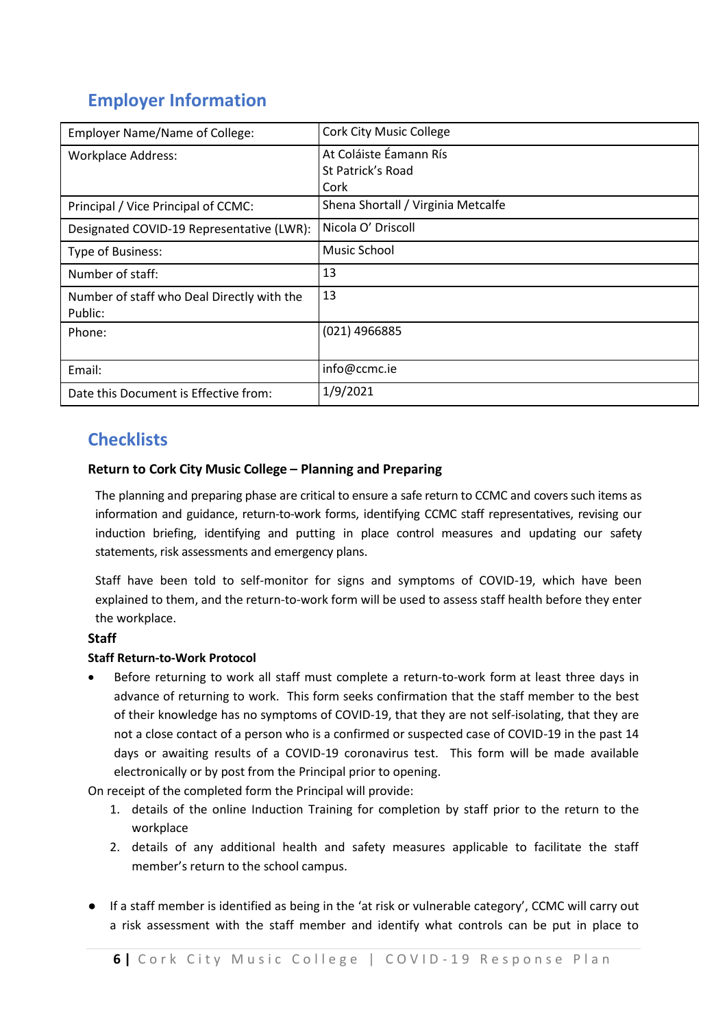## Employer Information

| Employer Name/Name of College: | Cork City Music College |
|---|---|
| Workplace Address: | At Coláiste Éamann Rís<br>St Patrick's Road<br>Cork |
| Principal / Vice Principal of CCMC: | Shena Shortall / Virginia Metcalfe |
| Designated COVID-19 Representative (LWR): | Nicola O' Driscoll |
| Type of Business: | Music School |
| Number of staff: | 13 |
| Number of staff who Deal Directly with the Public: | 13 |
| Phone: | (021) 4966885 |
| Email: | info@ccmc.ie |
| Date this Document is Effective from: | 1/9/2021 |

## Checklists

### Return to Cork City Music College – Planning and Preparing

The planning and preparing phase are critical to ensure a safe return to CCMC and covers such items as information and guidance, return-to-work forms, identifying CCMC staff representatives, revising our induction briefing, identifying and putting in place control measures and updating our safety statements, risk assessments and emergency plans.

Staff have been told to self-monitor for signs and symptoms of COVID-19, which have been explained to them, and the return-to-work form will be used to assess staff health before they enter the workplace.

**Staff**

**Staff Return-to-Work Protocol**

- Before returning to work all staff must complete a return-to-work form at least three days in advance of returning to work. This form seeks confirmation that the staff member to the best of their knowledge has no symptoms of COVID-19, that they are not self-isolating, that they are not a close contact of a person who is a confirmed or suspected case of COVID-19 in the past 14 days or awaiting results of a COVID-19 coronavirus test. This form will be made available electronically or by post from the Principal prior to opening.

On receipt of the completed form the Principal will provide:

1. details of the online Induction Training for completion by staff prior to the return to the workplace
2. details of any additional health and safety measures applicable to facilitate the staff member's return to the school campus.

- If a staff member is identified as being in the 'at risk or vulnerable category', CCMC will carry out a risk assessment with the staff member and identify what controls can be put in place to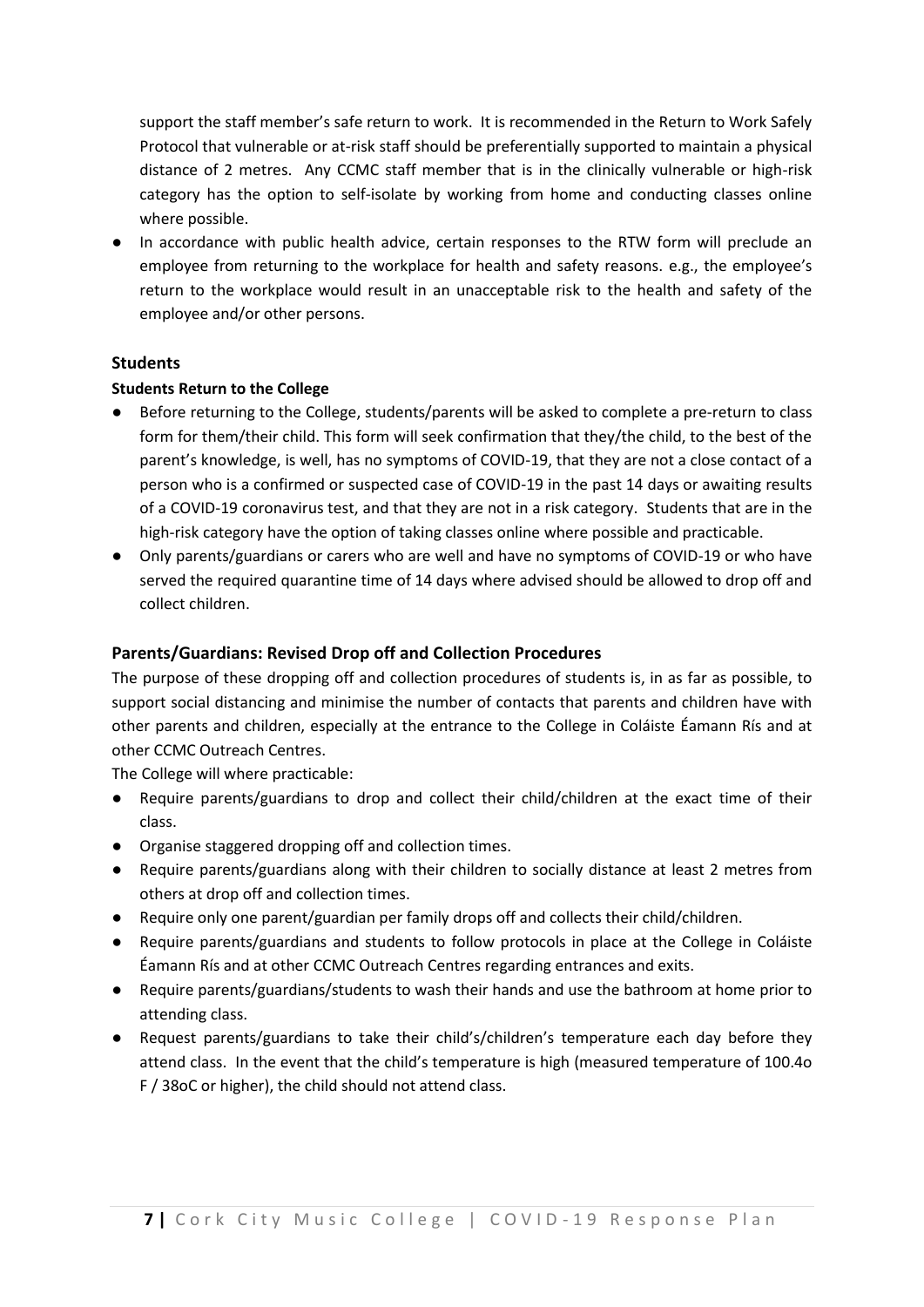support the staff member's safe return to work. It is recommended in the Return to Work Safely Protocol that vulnerable or at-risk staff should be preferentially supported to maintain a physical distance of 2 metres. Any CCMC staff member that is in the clinically vulnerable or high-risk category has the option to self-isolate by working from home and conducting classes online where possible.

- In accordance with public health advice, certain responses to the RTW form will preclude an employee from returning to the workplace for health and safety reasons. e.g., the employee's return to the workplace would result in an unacceptable risk to the health and safety of the employee and/or other persons.

## Students

### Students Return to the College

- Before returning to the College, students/parents will be asked to complete a pre-return to class form for them/their child. This form will seek confirmation that they/the child, to the best of the parent's knowledge, is well, has no symptoms of COVID-19, that they are not a close contact of a person who is a confirmed or suspected case of COVID-19 in the past 14 days or awaiting results of a COVID-19 coronavirus test, and that they are not in a risk category. Students that are in the high-risk category have the option of taking classes online where possible and practicable.
- Only parents/guardians or carers who are well and have no symptoms of COVID-19 or who have served the required quarantine time of 14 days where advised should be allowed to drop off and collect children.

## Parents/Guardians: Revised Drop off and Collection Procedures

The purpose of these dropping off and collection procedures of students is, in as far as possible, to support social distancing and minimise the number of contacts that parents and children have with other parents and children, especially at the entrance to the College in Coláiste Éamann Rís and at other CCMC Outreach Centres.

The College will where practicable:

- Require parents/guardians to drop and collect their child/children at the exact time of their class.
- Organise staggered dropping off and collection times.
- Require parents/guardians along with their children to socially distance at least 2 metres from others at drop off and collection times.
- Require only one parent/guardian per family drops off and collects their child/children.
- Require parents/guardians and students to follow protocols in place at the College in Coláiste Éamann Rís and at other CCMC Outreach Centres regarding entrances and exits.
- Require parents/guardians/students to wash their hands and use the bathroom at home prior to attending class.
- Request parents/guardians to take their child's/children's temperature each day before they attend class. In the event that the child's temperature is high (measured temperature of 100.4o F / 38oC or higher), the child should not attend class.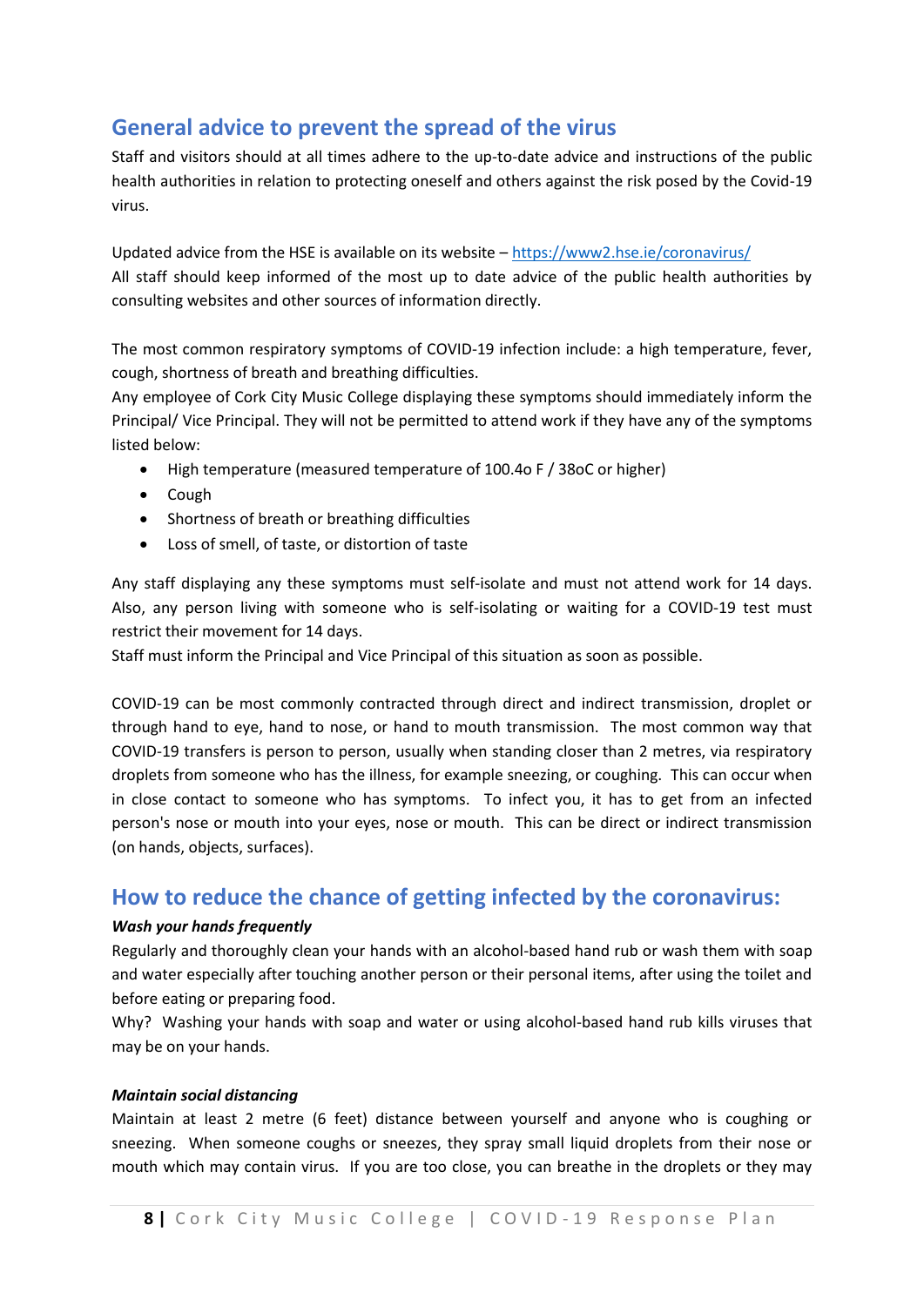## General advice to prevent the spread of the virus

Staff and visitors should at all times adhere to the up-to-date advice and instructions of the public health authorities in relation to protecting oneself and others against the risk posed by the Covid-19 virus.

Updated advice from the HSE is available on its website – https://www2.hse.ie/coronavirus/
All staff should keep informed of the most up to date advice of the public health authorities by consulting websites and other sources of information directly.

The most common respiratory symptoms of COVID-19 infection include: a high temperature, fever, cough, shortness of breath and breathing difficulties.
Any employee of Cork City Music College displaying these symptoms should immediately inform the Principal/ Vice Principal. They will not be permitted to attend work if they have any of the symptoms listed below:

- High temperature (measured temperature of 100.4o F / 38oC or higher)
- Cough
- Shortness of breath or breathing difficulties
- Loss of smell, of taste, or distortion of taste

Any staff displaying any these symptoms must self-isolate and must not attend work for 14 days. Also, any person living with someone who is self-isolating or waiting for a COVID-19 test must restrict their movement for 14 days.
Staff must inform the Principal and Vice Principal of this situation as soon as possible.

COVID-19 can be most commonly contracted through direct and indirect transmission, droplet or through hand to eye, hand to nose, or hand to mouth transmission. The most common way that COVID-19 transfers is person to person, usually when standing closer than 2 metres, via respiratory droplets from someone who has the illness, for example sneezing, or coughing. This can occur when in close contact to someone who has symptoms. To infect you, it has to get from an infected person's nose or mouth into your eyes, nose or mouth. This can be direct or indirect transmission (on hands, objects, surfaces).

## How to reduce the chance of getting infected by the coronavirus:

***Wash your hands frequently***

Regularly and thoroughly clean your hands with an alcohol-based hand rub or wash them with soap and water especially after touching another person or their personal items, after using the toilet and before eating or preparing food.
Why? Washing your hands with soap and water or using alcohol-based hand rub kills viruses that may be on your hands.

***Maintain social distancing***

Maintain at least 2 metre (6 feet) distance between yourself and anyone who is coughing or sneezing. When someone coughs or sneezes, they spray small liquid droplets from their nose or mouth which may contain virus. If you are too close, you can breathe in the droplets or they may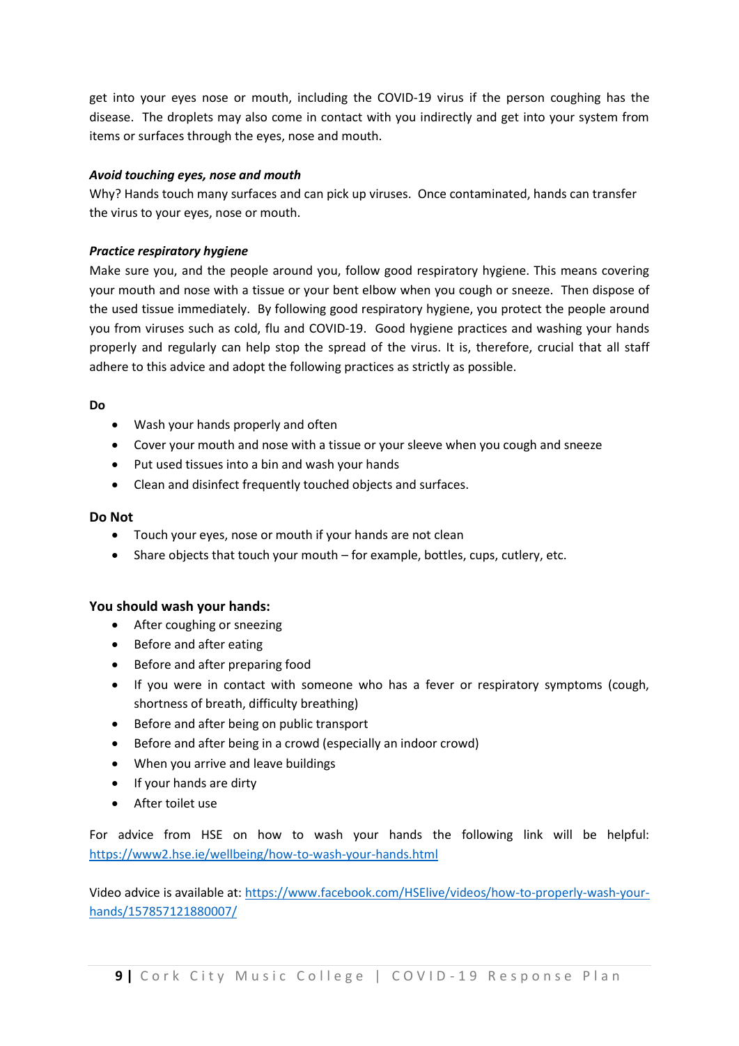get into your eyes nose or mouth, including the COVID-19 virus if the person coughing has the disease. The droplets may also come in contact with you indirectly and get into your system from items or surfaces through the eyes, nose and mouth.

***Avoid touching eyes, nose and mouth***

Why? Hands touch many surfaces and can pick up viruses. Once contaminated, hands can transfer the virus to your eyes, nose or mouth.

***Practice respiratory hygiene***

Make sure you, and the people around you, follow good respiratory hygiene. This means covering your mouth and nose with a tissue or your bent elbow when you cough or sneeze. Then dispose of the used tissue immediately. By following good respiratory hygiene, you protect the people around you from viruses such as cold, flu and COVID-19. Good hygiene practices and washing your hands properly and regularly can help stop the spread of the virus. It is, therefore, crucial that all staff adhere to this advice and adopt the following practices as strictly as possible.

**Do**

- Wash your hands properly and often
- Cover your mouth and nose with a tissue or your sleeve when you cough and sneeze
- Put used tissues into a bin and wash your hands
- Clean and disinfect frequently touched objects and surfaces.

**Do Not**

- Touch your eyes, nose or mouth if your hands are not clean
- Share objects that touch your mouth – for example, bottles, cups, cutlery, etc.

**You should wash your hands:**

- After coughing or sneezing
- Before and after eating
- Before and after preparing food
- If you were in contact with someone who has a fever or respiratory symptoms (cough, shortness of breath, difficulty breathing)
- Before and after being on public transport
- Before and after being in a crowd (especially an indoor crowd)
- When you arrive and leave buildings
- If your hands are dirty
- After toilet use

For advice from HSE on how to wash your hands the following link will be helpful: https://www2.hse.ie/wellbeing/how-to-wash-your-hands.html

Video advice is available at: https://www.facebook.com/HSElive/videos/how-to-properly-wash-your-hands/157857121880007/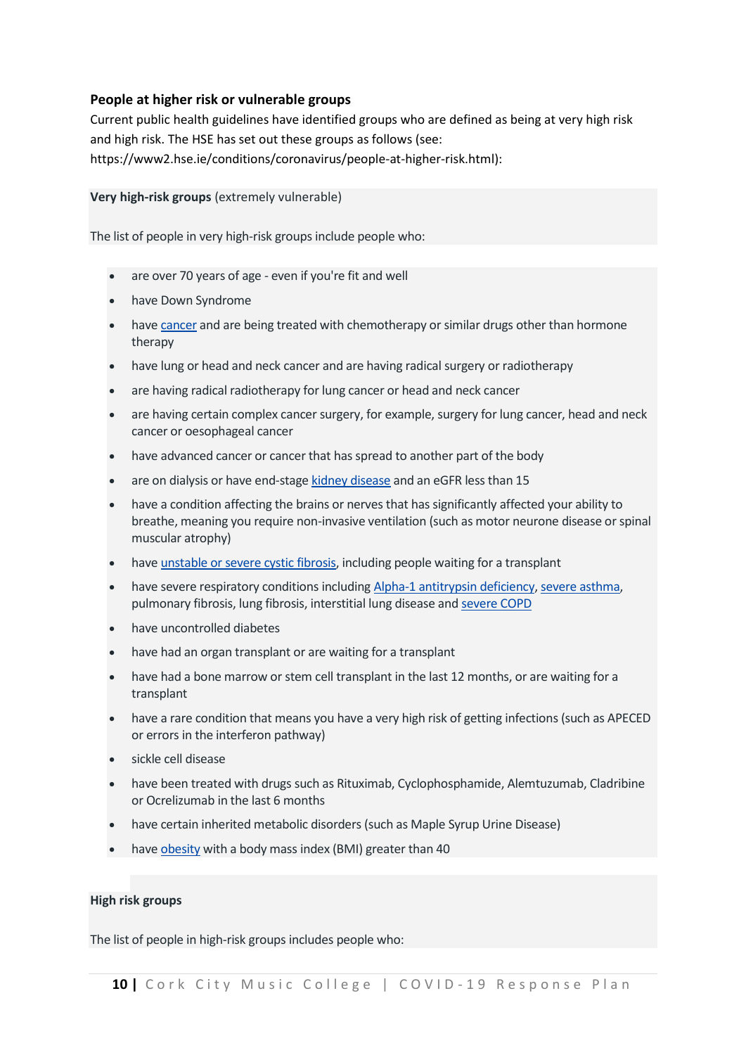### People at higher risk or vulnerable groups

Current public health guidelines have identified groups who are defined as being at very high risk and high risk. The HSE has set out these groups as follows (see: https://www2.hse.ie/conditions/coronavirus/people-at-higher-risk.html):

**Very high-risk groups** (extremely vulnerable)

The list of people in very high-risk groups include people who:

- are over 70 years of age - even if you're fit and well
- have Down Syndrome
- have cancer and are being treated with chemotherapy or similar drugs other than hormone therapy
- have lung or head and neck cancer and are having radical surgery or radiotherapy
- are having radical radiotherapy for lung cancer or head and neck cancer
- are having certain complex cancer surgery, for example, surgery for lung cancer, head and neck cancer or oesophageal cancer
- have advanced cancer or cancer that has spread to another part of the body
- are on dialysis or have end-stage kidney disease and an eGFR less than 15
- have a condition affecting the brains or nerves that has significantly affected your ability to breathe, meaning you require non-invasive ventilation (such as motor neurone disease or spinal muscular atrophy)
- have unstable or severe cystic fibrosis, including people waiting for a transplant
- have severe respiratory conditions including Alpha-1 antitrypsin deficiency, severe asthma, pulmonary fibrosis, lung fibrosis, interstitial lung disease and severe COPD
- have uncontrolled diabetes
- have had an organ transplant or are waiting for a transplant
- have had a bone marrow or stem cell transplant in the last 12 months, or are waiting for a transplant
- have a rare condition that means you have a very high risk of getting infections (such as APECED or errors in the interferon pathway)
- sickle cell disease
- have been treated with drugs such as Rituximab, Cyclophosphamide, Alemtuzumab, Cladribine or Ocrelizumab in the last 6 months
- have certain inherited metabolic disorders (such as Maple Syrup Urine Disease)
- have obesity with a body mass index (BMI) greater than 40

**High risk groups**

The list of people in high-risk groups includes people who: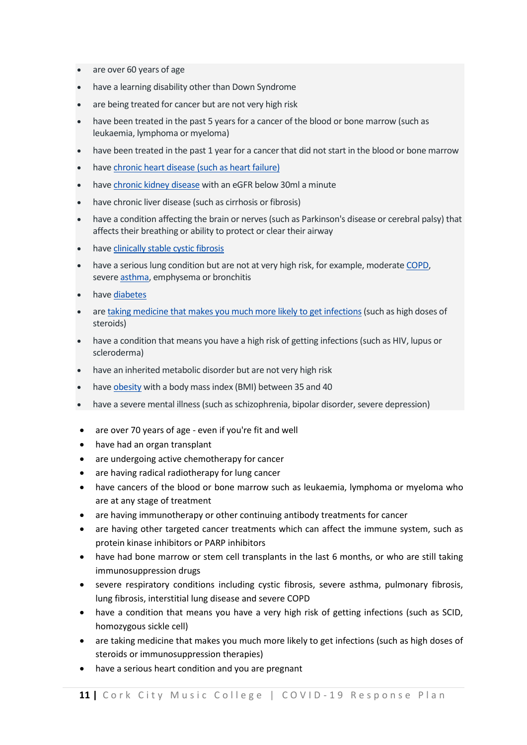- are over 60 years of age
- have a learning disability other than Down Syndrome
- are being treated for cancer but are not very high risk
- have been treated in the past 5 years for a cancer of the blood or bone marrow (such as leukaemia, lymphoma or myeloma)
- have been treated in the past 1 year for a cancer that did not start in the blood or bone marrow
- have chronic heart disease (such as heart failure)
- have chronic kidney disease with an eGFR below 30ml a minute
- have chronic liver disease (such as cirrhosis or fibrosis)
- have a condition affecting the brain or nerves (such as Parkinson's disease or cerebral palsy) that affects their breathing or ability to protect or clear their airway
- have clinically stable cystic fibrosis
- have a serious lung condition but are not at very high risk, for example, moderate COPD, severe asthma, emphysema or bronchitis
- have diabetes
- are taking medicine that makes you much more likely to get infections (such as high doses of steroids)
- have a condition that means you have a high risk of getting infections (such as HIV, lupus or scleroderma)
- have an inherited metabolic disorder but are not very high risk
- have obesity with a body mass index (BMI) between 35 and 40
- have a severe mental illness (such as schizophrenia, bipolar disorder, severe depression)

- are over 70 years of age - even if you're fit and well
- have had an organ transplant
- are undergoing active chemotherapy for cancer
- are having radical radiotherapy for lung cancer
- have cancers of the blood or bone marrow such as leukaemia, lymphoma or myeloma who are at any stage of treatment
- are having immunotherapy or other continuing antibody treatments for cancer
- are having other targeted cancer treatments which can affect the immune system, such as protein kinase inhibitors or PARP inhibitors
- have had bone marrow or stem cell transplants in the last 6 months, or who are still taking immunosuppression drugs
- severe respiratory conditions including cystic fibrosis, severe asthma, pulmonary fibrosis, lung fibrosis, interstitial lung disease and severe COPD
- have a condition that means you have a very high risk of getting infections (such as SCID, homozygous sickle cell)
- are taking medicine that makes you much more likely to get infections (such as high doses of steroids or immunosuppression therapies)
- have a serious heart condition and you are pregnant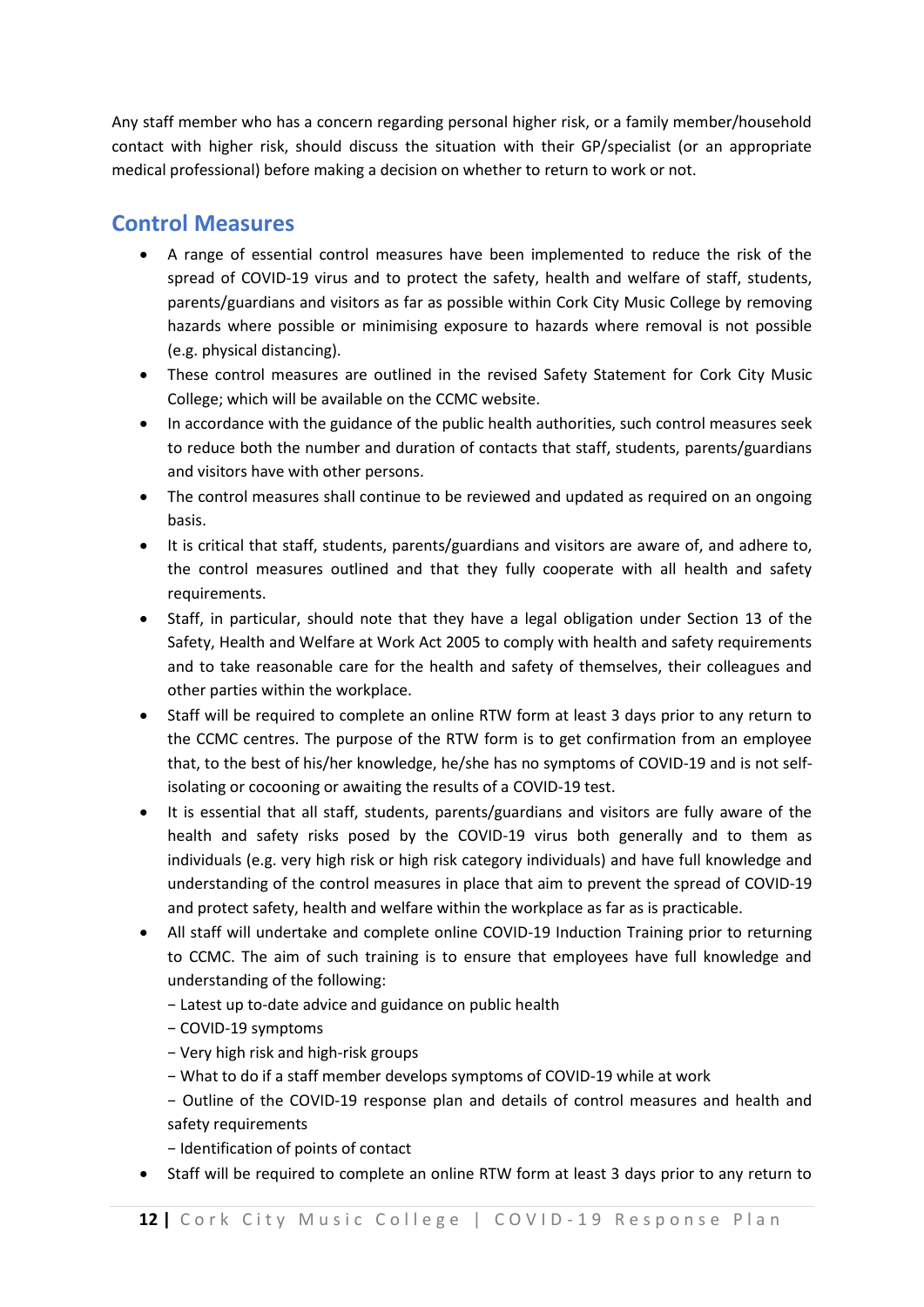Any staff member who has a concern regarding personal higher risk, or a family member/household contact with higher risk, should discuss the situation with their GP/specialist (or an appropriate medical professional) before making a decision on whether to return to work or not.

## Control Measures

- A range of essential control measures have been implemented to reduce the risk of the spread of COVID-19 virus and to protect the safety, health and welfare of staff, students, parents/guardians and visitors as far as possible within Cork City Music College by removing hazards where possible or minimising exposure to hazards where removal is not possible (e.g. physical distancing).
- These control measures are outlined in the revised Safety Statement for Cork City Music College; which will be available on the CCMC website.
- In accordance with the guidance of the public health authorities, such control measures seek to reduce both the number and duration of contacts that staff, students, parents/guardians and visitors have with other persons.
- The control measures shall continue to be reviewed and updated as required on an ongoing basis.
- It is critical that staff, students, parents/guardians and visitors are aware of, and adhere to, the control measures outlined and that they fully cooperate with all health and safety requirements.
- Staff, in particular, should note that they have a legal obligation under Section 13 of the Safety, Health and Welfare at Work Act 2005 to comply with health and safety requirements and to take reasonable care for the health and safety of themselves, their colleagues and other parties within the workplace.
- Staff will be required to complete an online RTW form at least 3 days prior to any return to the CCMC centres. The purpose of the RTW form is to get confirmation from an employee that, to the best of his/her knowledge, he/she has no symptoms of COVID-19 and is not self-isolating or cocooning or awaiting the results of a COVID-19 test.
- It is essential that all staff, students, parents/guardians and visitors are fully aware of the health and safety risks posed by the COVID-19 virus both generally and to them as individuals (e.g. very high risk or high risk category individuals) and have full knowledge and understanding of the control measures in place that aim to prevent the spread of COVID-19 and protect safety, health and welfare within the workplace as far as is practicable.
- All staff will undertake and complete online COVID-19 Induction Training prior to returning to CCMC. The aim of such training is to ensure that employees have full knowledge and understanding of the following:
  - Latest up to-date advice and guidance on public health
  - COVID-19 symptoms
  - Very high risk and high-risk groups
  - What to do if a staff member develops symptoms of COVID-19 while at work
  - Outline of the COVID-19 response plan and details of control measures and health and safety requirements
  - Identification of points of contact
- Staff will be required to complete an online RTW form at least 3 days prior to any return to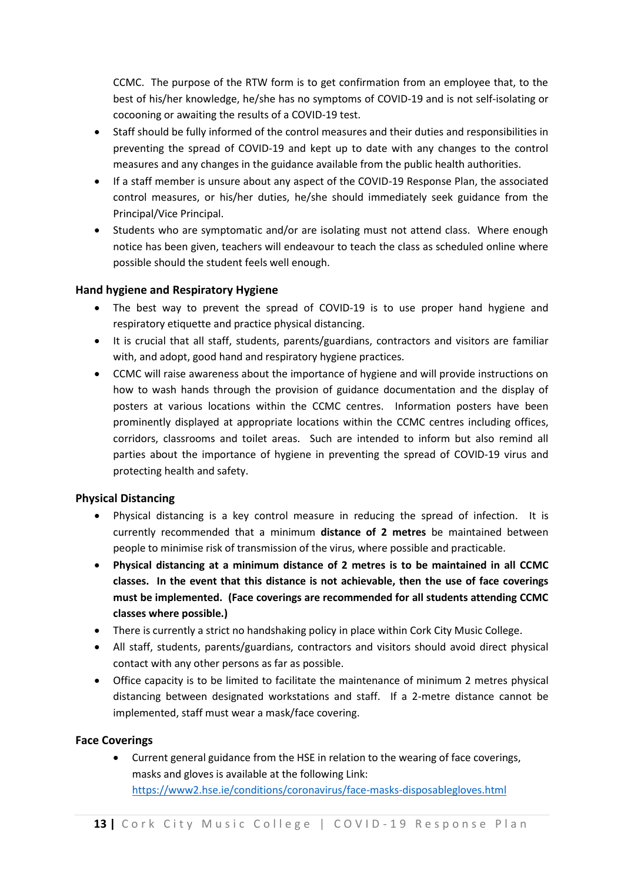CCMC. The purpose of the RTW form is to get confirmation from an employee that, to the best of his/her knowledge, he/she has no symptoms of COVID-19 and is not self-isolating or cocooning or awaiting the results of a COVID-19 test.

- Staff should be fully informed of the control measures and their duties and responsibilities in preventing the spread of COVID-19 and kept up to date with any changes to the control measures and any changes in the guidance available from the public health authorities.
- If a staff member is unsure about any aspect of the COVID-19 Response Plan, the associated control measures, or his/her duties, he/she should immediately seek guidance from the Principal/Vice Principal.
- Students who are symptomatic and/or are isolating must not attend class. Where enough notice has been given, teachers will endeavour to teach the class as scheduled online where possible should the student feels well enough.

### Hand hygiene and Respiratory Hygiene

- The best way to prevent the spread of COVID-19 is to use proper hand hygiene and respiratory etiquette and practice physical distancing.
- It is crucial that all staff, students, parents/guardians, contractors and visitors are familiar with, and adopt, good hand and respiratory hygiene practices.
- CCMC will raise awareness about the importance of hygiene and will provide instructions on how to wash hands through the provision of guidance documentation and the display of posters at various locations within the CCMC centres. Information posters have been prominently displayed at appropriate locations within the CCMC centres including offices, corridors, classrooms and toilet areas. Such are intended to inform but also remind all parties about the importance of hygiene in preventing the spread of COVID-19 virus and protecting health and safety.

### Physical Distancing

- Physical distancing is a key control measure in reducing the spread of infection. It is currently recommended that a minimum **distance of 2 metres** be maintained between people to minimise risk of transmission of the virus, where possible and practicable.
- **Physical distancing at a minimum distance of 2 metres is to be maintained in all CCMC classes. In the event that this distance is not achievable, then the use of face coverings must be implemented. (Face coverings are recommended for all students attending CCMC classes where possible.)**
- There is currently a strict no handshaking policy in place within Cork City Music College.
- All staff, students, parents/guardians, contractors and visitors should avoid direct physical contact with any other persons as far as possible.
- Office capacity is to be limited to facilitate the maintenance of minimum 2 metres physical distancing between designated workstations and staff. If a 2-metre distance cannot be implemented, staff must wear a mask/face covering.

### Face Coverings

- Current general guidance from the HSE in relation to the wearing of face coverings, masks and gloves is available at the following Link: https://www2.hse.ie/conditions/coronavirus/face-masks-disposablegloves.html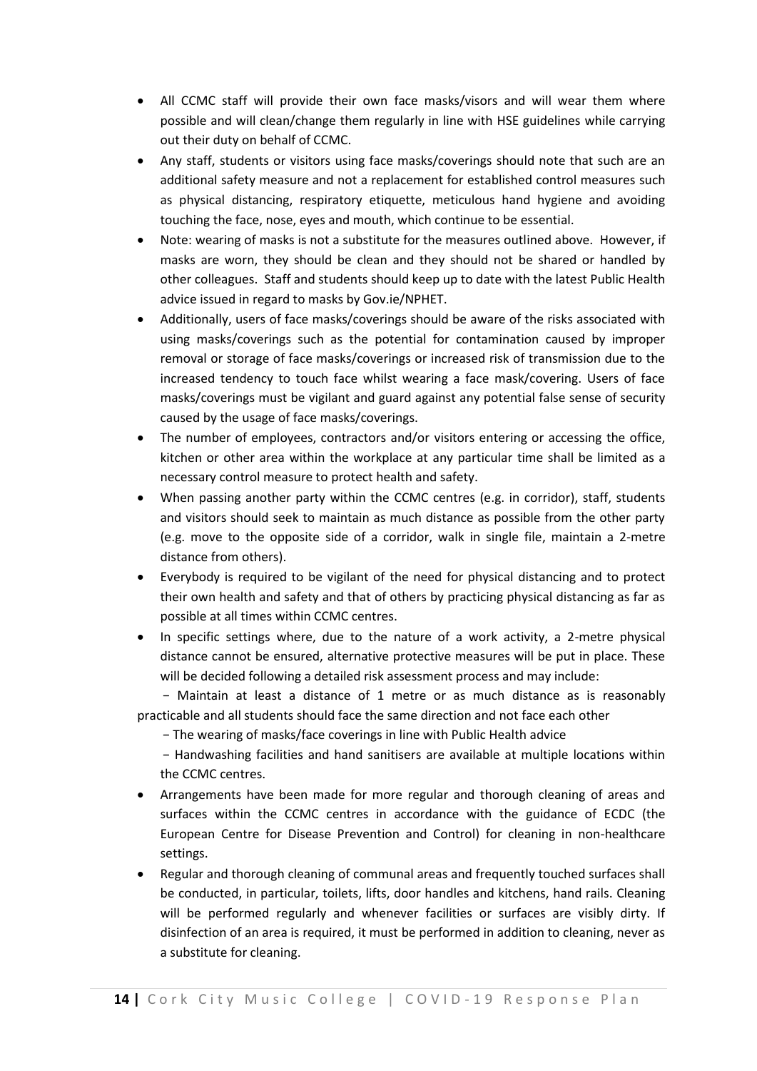- All CCMC staff will provide their own face masks/visors and will wear them where possible and will clean/change them regularly in line with HSE guidelines while carrying out their duty on behalf of CCMC.
- Any staff, students or visitors using face masks/coverings should note that such are an additional safety measure and not a replacement for established control measures such as physical distancing, respiratory etiquette, meticulous hand hygiene and avoiding touching the face, nose, eyes and mouth, which continue to be essential.
- Note: wearing of masks is not a substitute for the measures outlined above. However, if masks are worn, they should be clean and they should not be shared or handled by other colleagues. Staff and students should keep up to date with the latest Public Health advice issued in regard to masks by Gov.ie/NPHET.
- Additionally, users of face masks/coverings should be aware of the risks associated with using masks/coverings such as the potential for contamination caused by improper removal or storage of face masks/coverings or increased risk of transmission due to the increased tendency to touch face whilst wearing a face mask/covering. Users of face masks/coverings must be vigilant and guard against any potential false sense of security caused by the usage of face masks/coverings.
- The number of employees, contractors and/or visitors entering or accessing the office, kitchen or other area within the workplace at any particular time shall be limited as a necessary control measure to protect health and safety.
- When passing another party within the CCMC centres (e.g. in corridor), staff, students and visitors should seek to maintain as much distance as possible from the other party (e.g. move to the opposite side of a corridor, walk in single file, maintain a 2-metre distance from others).
- Everybody is required to be vigilant of the need for physical distancing and to protect their own health and safety and that of others by practicing physical distancing as far as possible at all times within CCMC centres.
- In specific settings where, due to the nature of a work activity, a 2-metre physical distance cannot be ensured, alternative protective measures will be put in place. These will be decided following a detailed risk assessment process and may include:
  - Maintain at least a distance of 1 metre or as much distance as is reasonably practicable and all students should face the same direction and not face each other
  - The wearing of masks/face coverings in line with Public Health advice
  - Handwashing facilities and hand sanitisers are available at multiple locations within the CCMC centres.
- Arrangements have been made for more regular and thorough cleaning of areas and surfaces within the CCMC centres in accordance with the guidance of ECDC (the European Centre for Disease Prevention and Control) for cleaning in non-healthcare settings.
- Regular and thorough cleaning of communal areas and frequently touched surfaces shall be conducted, in particular, toilets, lifts, door handles and kitchens, hand rails. Cleaning will be performed regularly and whenever facilities or surfaces are visibly dirty. If disinfection of an area is required, it must be performed in addition to cleaning, never as a substitute for cleaning.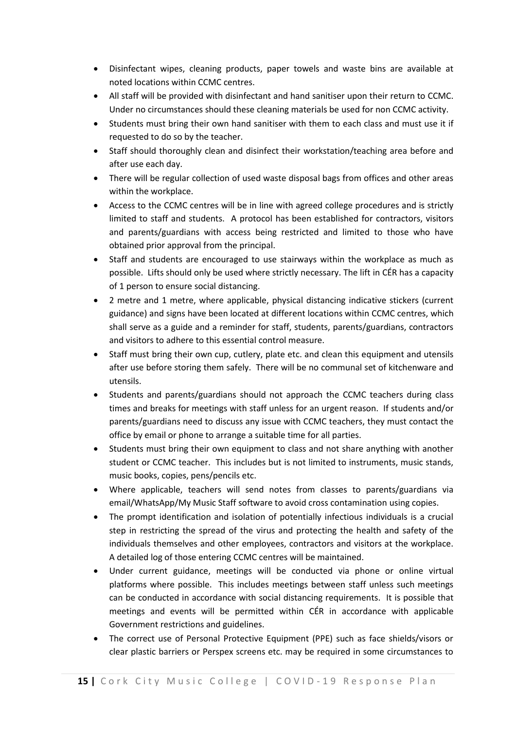- Disinfectant wipes, cleaning products, paper towels and waste bins are available at noted locations within CCMC centres.
- All staff will be provided with disinfectant and hand sanitiser upon their return to CCMC. Under no circumstances should these cleaning materials be used for non CCMC activity.
- Students must bring their own hand sanitiser with them to each class and must use it if requested to do so by the teacher.
- Staff should thoroughly clean and disinfect their workstation/teaching area before and after use each day.
- There will be regular collection of used waste disposal bags from offices and other areas within the workplace.
- Access to the CCMC centres will be in line with agreed college procedures and is strictly limited to staff and students. A protocol has been established for contractors, visitors and parents/guardians with access being restricted and limited to those who have obtained prior approval from the principal.
- Staff and students are encouraged to use stairways within the workplace as much as possible. Lifts should only be used where strictly necessary. The lift in CÉR has a capacity of 1 person to ensure social distancing.
- 2 metre and 1 metre, where applicable, physical distancing indicative stickers (current guidance) and signs have been located at different locations within CCMC centres, which shall serve as a guide and a reminder for staff, students, parents/guardians, contractors and visitors to adhere to this essential control measure.
- Staff must bring their own cup, cutlery, plate etc. and clean this equipment and utensils after use before storing them safely. There will be no communal set of kitchenware and utensils.
- Students and parents/guardians should not approach the CCMC teachers during class times and breaks for meetings with staff unless for an urgent reason. If students and/or parents/guardians need to discuss any issue with CCMC teachers, they must contact the office by email or phone to arrange a suitable time for all parties.
- Students must bring their own equipment to class and not share anything with another student or CCMC teacher. This includes but is not limited to instruments, music stands, music books, copies, pens/pencils etc.
- Where applicable, teachers will send notes from classes to parents/guardians via email/WhatsApp/My Music Staff software to avoid cross contamination using copies.
- The prompt identification and isolation of potentially infectious individuals is a crucial step in restricting the spread of the virus and protecting the health and safety of the individuals themselves and other employees, contractors and visitors at the workplace. A detailed log of those entering CCMC centres will be maintained.
- Under current guidance, meetings will be conducted via phone or online virtual platforms where possible. This includes meetings between staff unless such meetings can be conducted in accordance with social distancing requirements. It is possible that meetings and events will be permitted within CÉR in accordance with applicable Government restrictions and guidelines.
- The correct use of Personal Protective Equipment (PPE) such as face shields/visors or clear plastic barriers or Perspex screens etc. may be required in some circumstances to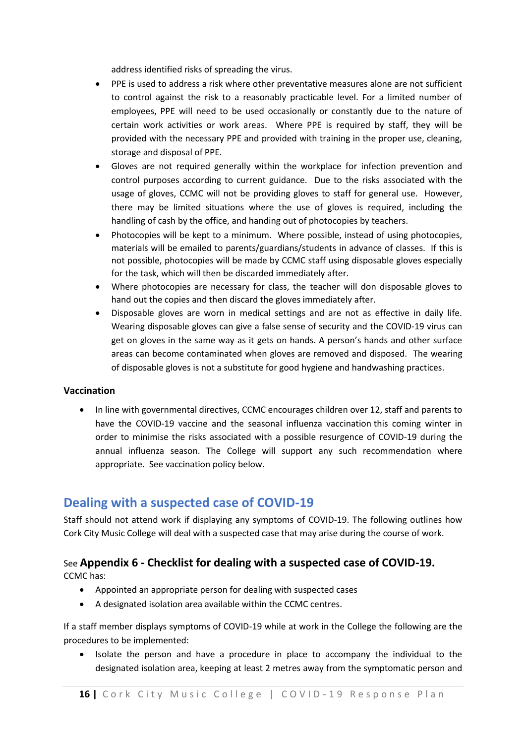address identified risks of spreading the virus.

- PPE is used to address a risk where other preventative measures alone are not sufficient to control against the risk to a reasonably practicable level. For a limited number of employees, PPE will need to be used occasionally or constantly due to the nature of certain work activities or work areas. Where PPE is required by staff, they will be provided with the necessary PPE and provided with training in the proper use, cleaning, storage and disposal of PPE.
- Gloves are not required generally within the workplace for infection prevention and control purposes according to current guidance. Due to the risks associated with the usage of gloves, CCMC will not be providing gloves to staff for general use. However, there may be limited situations where the use of gloves is required, including the handling of cash by the office, and handing out of photocopies by teachers.
- Photocopies will be kept to a minimum. Where possible, instead of using photocopies, materials will be emailed to parents/guardians/students in advance of classes. If this is not possible, photocopies will be made by CCMC staff using disposable gloves especially for the task, which will then be discarded immediately after.
- Where photocopies are necessary for class, the teacher will don disposable gloves to hand out the copies and then discard the gloves immediately after.
- Disposable gloves are worn in medical settings and are not as effective in daily life. Wearing disposable gloves can give a false sense of security and the COVID-19 virus can get on gloves in the same way as it gets on hands. A person's hands and other surface areas can become contaminated when gloves are removed and disposed. The wearing of disposable gloves is not a substitute for good hygiene and handwashing practices.

**Vaccination**

- In line with governmental directives, CCMC encourages children over 12, staff and parents to have the COVID-19 vaccine and the seasonal influenza vaccination this coming winter in order to minimise the risks associated with a possible resurgence of COVID-19 during the annual influenza season. The College will support any such recommendation where appropriate. See vaccination policy below.

## Dealing with a suspected case of COVID-19

Staff should not attend work if displaying any symptoms of COVID-19. The following outlines how Cork City Music College will deal with a suspected case that may arise during the course of work.

### See **Appendix 6 - Checklist for dealing with a suspected case of COVID-19.**

CCMC has:

- Appointed an appropriate person for dealing with suspected cases
- A designated isolation area available within the CCMC centres.

If a staff member displays symptoms of COVID-19 while at work in the College the following are the procedures to be implemented:

- Isolate the person and have a procedure in place to accompany the individual to the designated isolation area, keeping at least 2 metres away from the symptomatic person and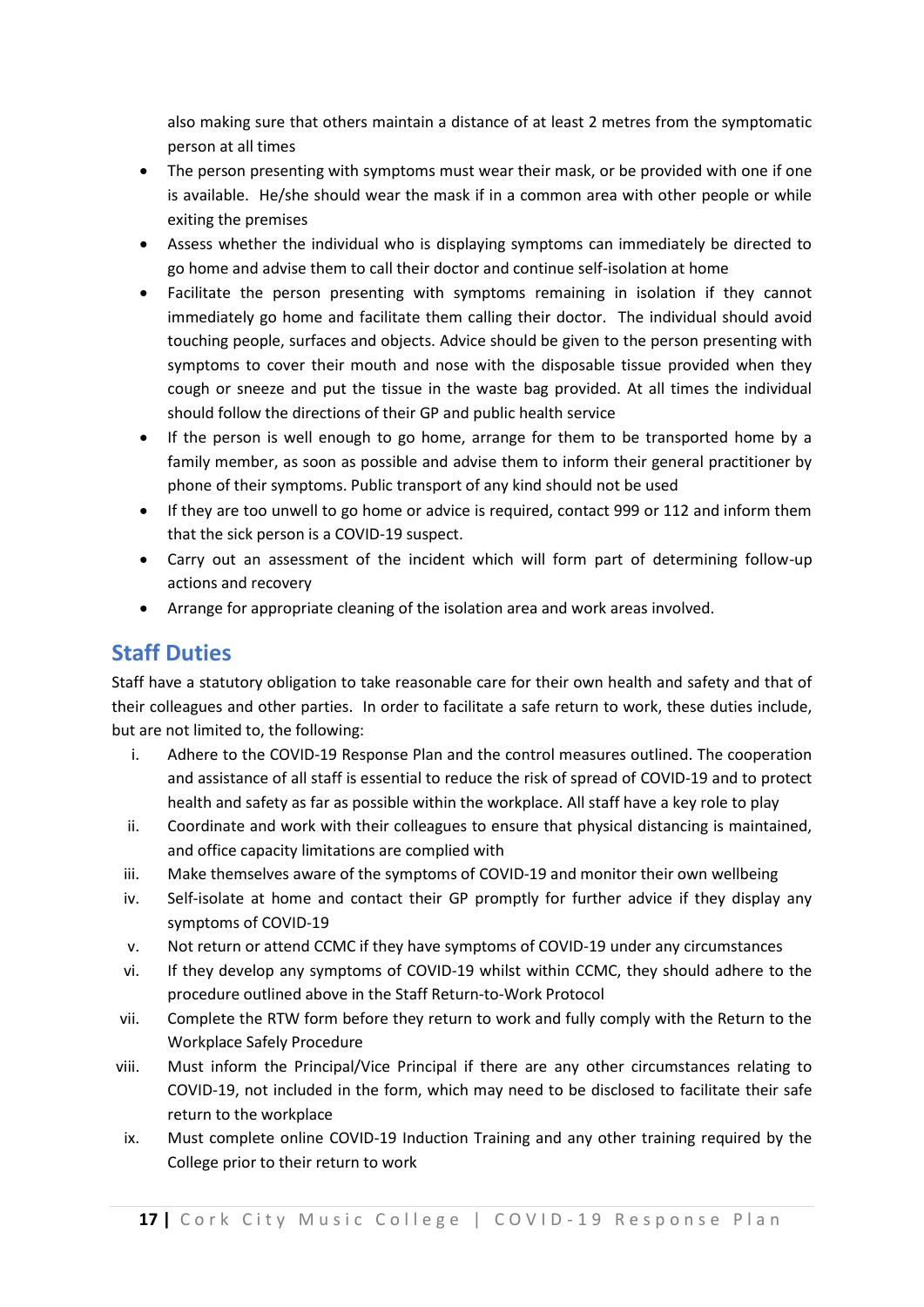also making sure that others maintain a distance of at least 2 metres from the symptomatic person at all times

- The person presenting with symptoms must wear their mask, or be provided with one if one is available. He/she should wear the mask if in a common area with other people or while exiting the premises
- Assess whether the individual who is displaying symptoms can immediately be directed to go home and advise them to call their doctor and continue self-isolation at home
- Facilitate the person presenting with symptoms remaining in isolation if they cannot immediately go home and facilitate them calling their doctor. The individual should avoid touching people, surfaces and objects. Advice should be given to the person presenting with symptoms to cover their mouth and nose with the disposable tissue provided when they cough or sneeze and put the tissue in the waste bag provided. At all times the individual should follow the directions of their GP and public health service
- If the person is well enough to go home, arrange for them to be transported home by a family member, as soon as possible and advise them to inform their general practitioner by phone of their symptoms. Public transport of any kind should not be used
- If they are too unwell to go home or advice is required, contact 999 or 112 and inform them that the sick person is a COVID-19 suspect.
- Carry out an assessment of the incident which will form part of determining follow-up actions and recovery
- Arrange for appropriate cleaning of the isolation area and work areas involved.

## Staff Duties

Staff have a statutory obligation to take reasonable care for their own health and safety and that of their colleagues and other parties. In order to facilitate a safe return to work, these duties include, but are not limited to, the following:

i. Adhere to the COVID-19 Response Plan and the control measures outlined. The cooperation and assistance of all staff is essential to reduce the risk of spread of COVID-19 and to protect health and safety as far as possible within the workplace. All staff have a key role to play
ii. Coordinate and work with their colleagues to ensure that physical distancing is maintained, and office capacity limitations are complied with
iii. Make themselves aware of the symptoms of COVID-19 and monitor their own wellbeing
iv. Self-isolate at home and contact their GP promptly for further advice if they display any symptoms of COVID-19
v. Not return or attend CCMC if they have symptoms of COVID-19 under any circumstances
vi. If they develop any symptoms of COVID-19 whilst within CCMC, they should adhere to the procedure outlined above in the Staff Return-to-Work Protocol
vii. Complete the RTW form before they return to work and fully comply with the Return to the Workplace Safely Procedure
viii. Must inform the Principal/Vice Principal if there are any other circumstances relating to COVID-19, not included in the form, which may need to be disclosed to facilitate their safe return to the workplace
ix. Must complete online COVID-19 Induction Training and any other training required by the College prior to their return to work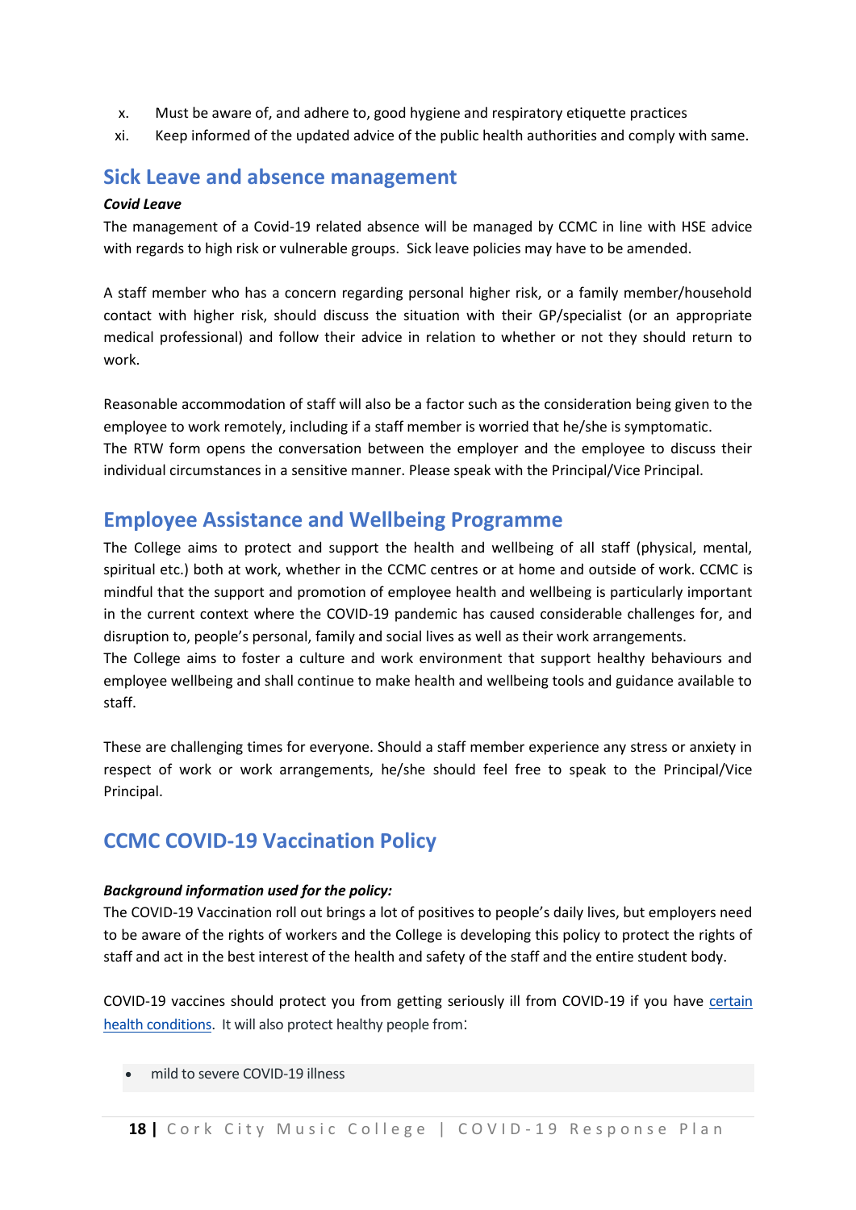x. Must be aware of, and adhere to, good hygiene and respiratory etiquette practices
xi. Keep informed of the updated advice of the public health authorities and comply with same.

## Sick Leave and absence management

***Covid Leave***

The management of a Covid-19 related absence will be managed by CCMC in line with HSE advice with regards to high risk or vulnerable groups. Sick leave policies may have to be amended.

A staff member who has a concern regarding personal higher risk, or a family member/household contact with higher risk, should discuss the situation with their GP/specialist (or an appropriate medical professional) and follow their advice in relation to whether or not they should return to work.

Reasonable accommodation of staff will also be a factor such as the consideration being given to the employee to work remotely, including if a staff member is worried that he/she is symptomatic.
The RTW form opens the conversation between the employer and the employee to discuss their individual circumstances in a sensitive manner. Please speak with the Principal/Vice Principal.

## Employee Assistance and Wellbeing Programme

The College aims to protect and support the health and wellbeing of all staff (physical, mental, spiritual etc.) both at work, whether in the CCMC centres or at home and outside of work. CCMC is mindful that the support and promotion of employee health and wellbeing is particularly important in the current context where the COVID-19 pandemic has caused considerable challenges for, and disruption to, people's personal, family and social lives as well as their work arrangements.
The College aims to foster a culture and work environment that support healthy behaviours and employee wellbeing and shall continue to make health and wellbeing tools and guidance available to staff.

These are challenging times for everyone. Should a staff member experience any stress or anxiety in respect of work or work arrangements, he/she should feel free to speak to the Principal/Vice Principal.

## CCMC COVID-19 Vaccination Policy

***Background information used for the policy:***

The COVID-19 Vaccination roll out brings a lot of positives to people's daily lives, but employers need to be aware of the rights of workers and the College is developing this policy to protect the rights of staff and act in the best interest of the health and safety of the staff and the entire student body.

COVID-19 vaccines should protect you from getting seriously ill from COVID-19 if you have certain health conditions. It will also protect healthy people from:

- mild to severe COVID-19 illness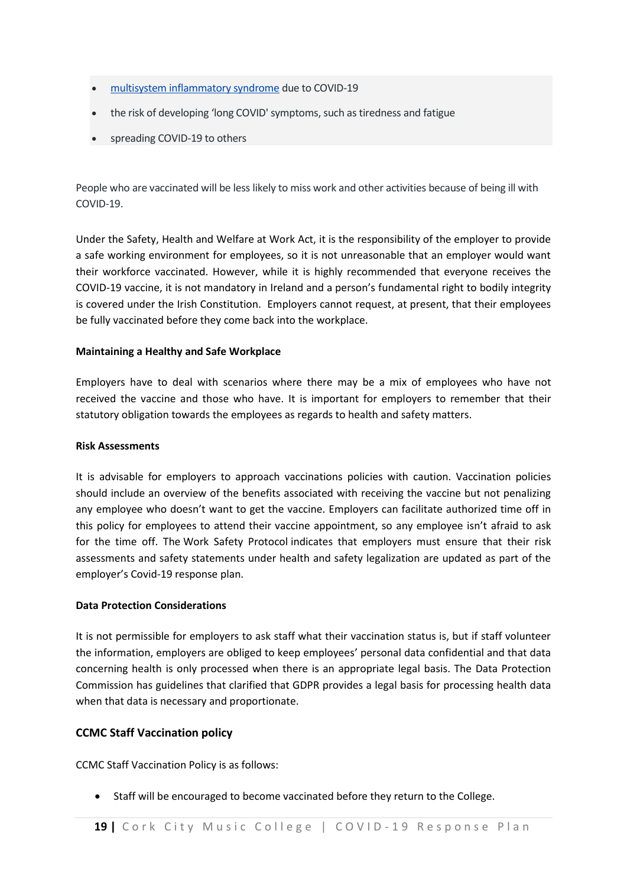- multisystem inflammatory syndrome due to COVID-19
- the risk of developing 'long COVID' symptoms, such as tiredness and fatigue
- spreading COVID-19 to others

People who are vaccinated will be less likely to miss work and other activities because of being ill with COVID-19.

Under the Safety, Health and Welfare at Work Act, it is the responsibility of the employer to provide a safe working environment for employees, so it is not unreasonable that an employer would want their workforce vaccinated. However, while it is highly recommended that everyone receives the COVID-19 vaccine, it is not mandatory in Ireland and a person's fundamental right to bodily integrity is covered under the Irish Constitution. Employers cannot request, at present, that their employees be fully vaccinated before they come back into the workplace.

**Maintaining a Healthy and Safe Workplace**

Employers have to deal with scenarios where there may be a mix of employees who have not received the vaccine and those who have. It is important for employers to remember that their statutory obligation towards the employees as regards to health and safety matters.

**Risk Assessments**

It is advisable for employers to approach vaccinations policies with caution. Vaccination policies should include an overview of the benefits associated with receiving the vaccine but not penalizing any employee who doesn't want to get the vaccine. Employers can facilitate authorized time off in this policy for employees to attend their vaccine appointment, so any employee isn't afraid to ask for the time off. The Work Safety Protocol indicates that employers must ensure that their risk assessments and safety statements under health and safety legalization are updated as part of the employer's Covid-19 response plan.

**Data Protection Considerations**

It is not permissible for employers to ask staff what their vaccination status is, but if staff volunteer the information, employers are obliged to keep employees' personal data confidential and that data concerning health is only processed when there is an appropriate legal basis. The Data Protection Commission has guidelines that clarified that GDPR provides a legal basis for processing health data when that data is necessary and proportionate.

## CCMC Staff Vaccination policy

CCMC Staff Vaccination Policy is as follows:

- Staff will be encouraged to become vaccinated before they return to the College.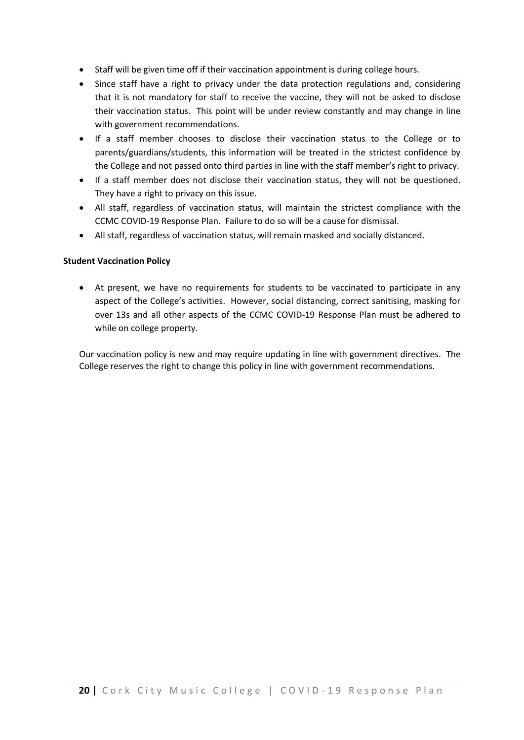- Staff will be given time off if their vaccination appointment is during college hours.
- Since staff have a right to privacy under the data protection regulations and, considering that it is not mandatory for staff to receive the vaccine, they will not be asked to disclose their vaccination status. This point will be under review constantly and may change in line with government recommendations.
- If a staff member chooses to disclose their vaccination status to the College or to parents/guardians/students, this information will be treated in the strictest confidence by the College and not passed onto third parties in line with the staff member's right to privacy.
- If a staff member does not disclose their vaccination status, they will not be questioned. They have a right to privacy on this issue.
- All staff, regardless of vaccination status, will maintain the strictest compliance with the CCMC COVID-19 Response Plan. Failure to do so will be a cause for dismissal.
- All staff, regardless of vaccination status, will remain masked and socially distanced.

**Student Vaccination Policy**

- At present, we have no requirements for students to be vaccinated to participate in any aspect of the College's activities. However, social distancing, correct sanitising, masking for over 13s and all other aspects of the CCMC COVID-19 Response Plan must be adhered to while on college property.

Our vaccination policy is new and may require updating in line with government directives. The College reserves the right to change this policy in line with government recommendations.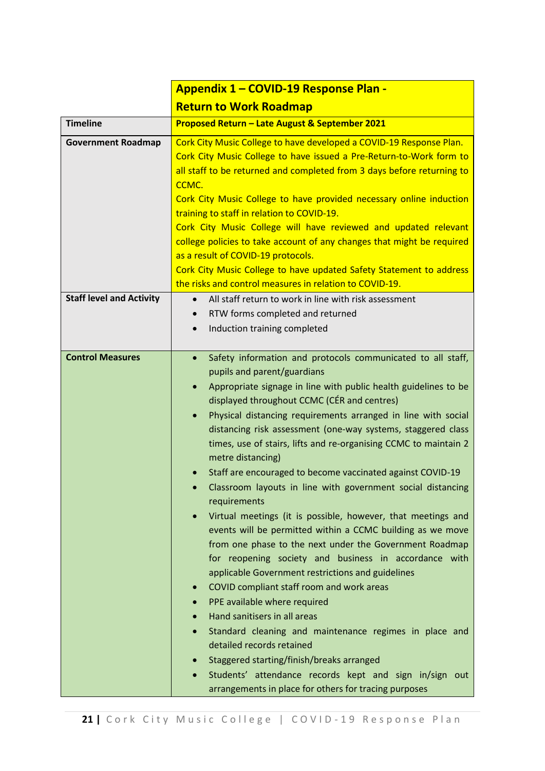| | **Appendix 1 – COVID-19 Response Plan - Return to Work Roadmap** |
|---|---|
| **Timeline** | **Proposed Return – Late August & September 2021** |
| **Government Roadmap** | Cork City Music College to have developed a COVID-19 Response Plan.<br>Cork City Music College to have issued a Pre-Return-to-Work form to all staff to be returned and completed from 3 days before returning to CCMC.<br>Cork City Music College to have provided necessary online induction training to staff in relation to COVID-19.<br>Cork City Music College will have reviewed and updated relevant college policies to take account of any changes that might be required as a result of COVID-19 protocols.<br>Cork City Music College to have updated Safety Statement to address the risks and control measures in relation to COVID-19. |
| **Staff level and Activity** | • All staff return to work in line with risk assessment<br>• RTW forms completed and returned<br>• Induction training completed |
| **Control Measures** | • Safety information and protocols communicated to all staff, pupils and parent/guardians<br>• Appropriate signage in line with public health guidelines to be displayed throughout CCMC (CÉR and centres)<br>• Physical distancing requirements arranged in line with social distancing risk assessment (one-way systems, staggered class times, use of stairs, lifts and re-organising CCMC to maintain 2 metre distancing)<br>• Staff are encouraged to become vaccinated against COVID-19<br>• Classroom layouts in line with government social distancing requirements<br>• Virtual meetings (it is possible, however, that meetings and events will be permitted within a CCMC building as we move from one phase to the next under the Government Roadmap for reopening society and business in accordance with applicable Government restrictions and guidelines<br>• COVID compliant staff room and work areas<br>• PPE available where required<br>• Hand sanitisers in all areas<br>• Standard cleaning and maintenance regimes in place and detailed records retained<br>• Staggered starting/finish/breaks arranged<br>• Students' attendance records kept and sign in/sign out arrangements in place for others for tracing purposes |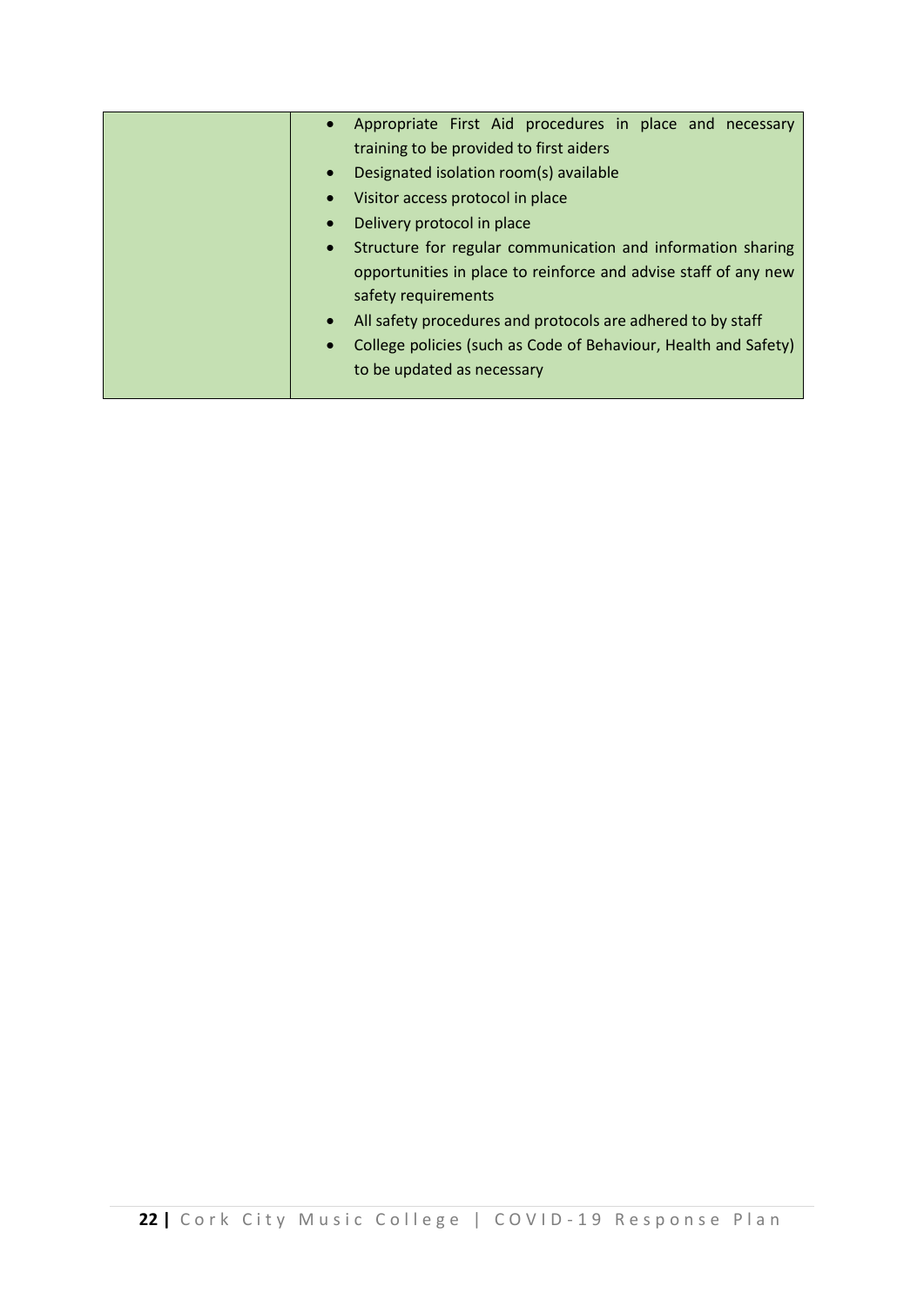| | |
|---|---|
| | • Appropriate First Aid procedures in place and necessary training to be provided to first aiders<br>• Designated isolation room(s) available<br>• Visitor access protocol in place<br>• Delivery protocol in place<br>• Structure for regular communication and information sharing opportunities in place to reinforce and advise staff of any new safety requirements<br>• All safety procedures and protocols are adhered to by staff<br>• College policies (such as Code of Behaviour, Health and Safety) to be updated as necessary |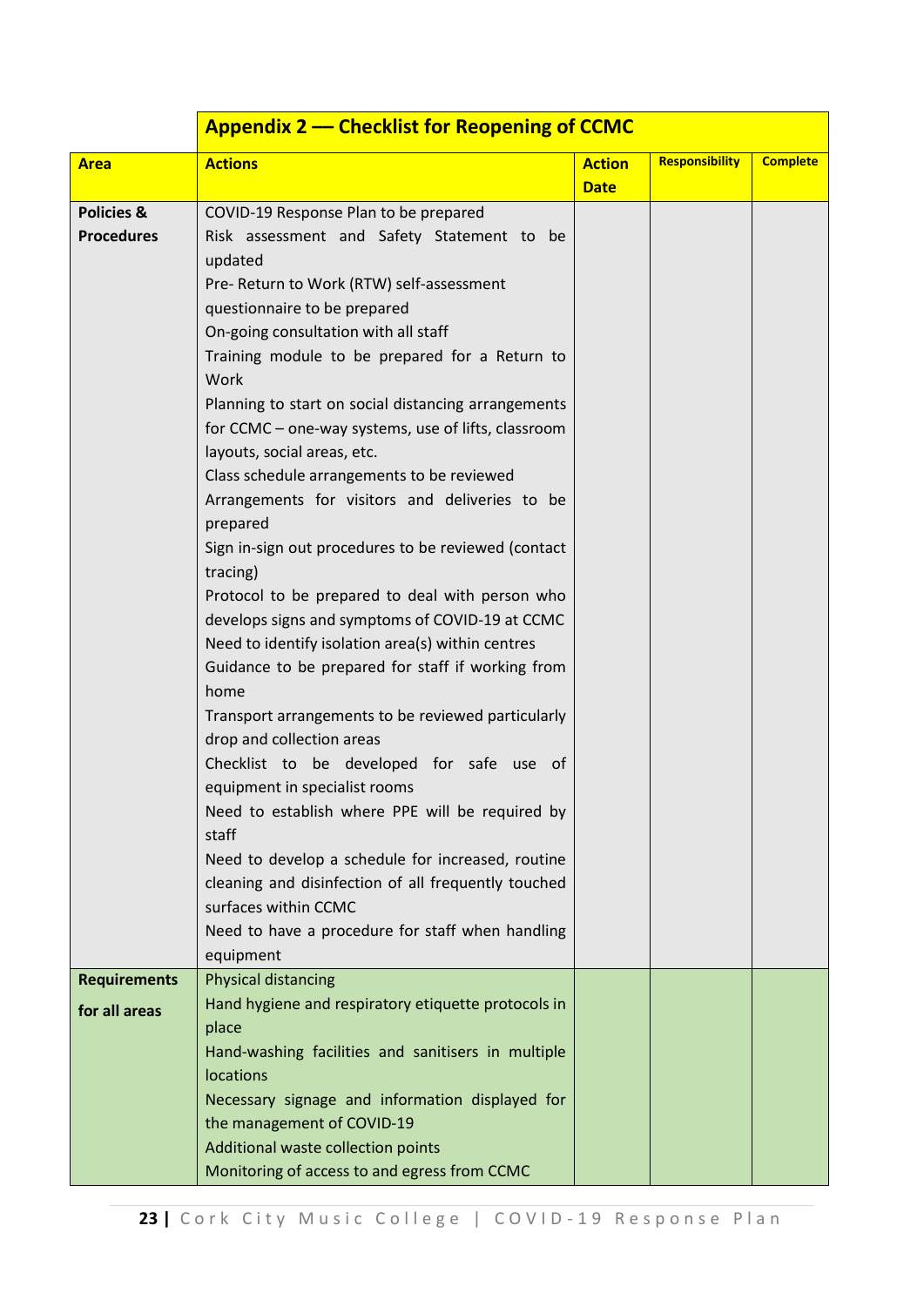## Appendix 2 –– Checklist for Reopening of CCMC

| Area | Actions | Action Date | Responsibility | Complete |
|---|---|---|---|---|
| **Policies & Procedures** | COVID-19 Response Plan to be prepared<br>Risk assessment and Safety Statement to be updated<br>Pre- Return to Work (RTW) self-assessment questionnaire to be prepared<br>On-going consultation with all staff<br>Training module to be prepared for a Return to Work<br>Planning to start on social distancing arrangements for CCMC – one-way systems, use of lifts, classroom layouts, social areas, etc.<br>Class schedule arrangements to be reviewed<br>Arrangements for visitors and deliveries to be prepared<br>Sign in-sign out procedures to be reviewed (contact tracing)<br>Protocol to be prepared to deal with person who develops signs and symptoms of COVID-19 at CCMC<br>Need to identify isolation area(s) within centres<br>Guidance to be prepared for staff if working from home<br>Transport arrangements to be reviewed particularly drop and collection areas<br>Checklist to be developed for safe use of equipment in specialist rooms<br>Need to establish where PPE will be required by staff<br>Need to develop a schedule for increased, routine cleaning and disinfection of all frequently touched surfaces within CCMC<br>Need to have a procedure for staff when handling equipment | | | |
| **Requirements for all areas** | Physical distancing<br>Hand hygiene and respiratory etiquette protocols in place<br>Hand-washing facilities and sanitisers in multiple locations<br>Necessary signage and information displayed for the management of COVID-19<br>Additional waste collection points<br>Monitoring of access to and egress from CCMC | | | |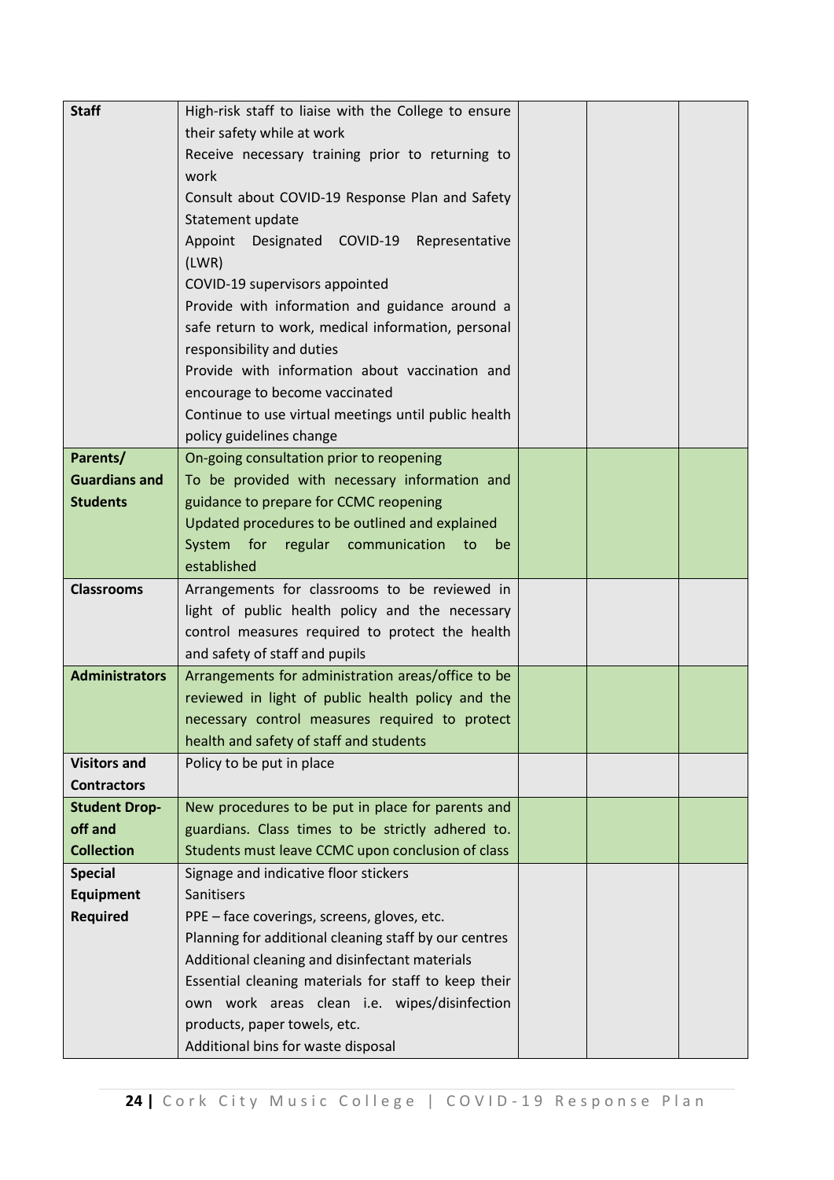| | | | | |
|---|---|---|---|---|
| **Staff** | High-risk staff to liaise with the College to ensure their safety while at work<br>Receive necessary training prior to returning to work<br>Consult about COVID-19 Response Plan and Safety Statement update<br>Appoint Designated COVID-19 Representative (LWR)<br>COVID-19 supervisors appointed<br>Provide with information and guidance around a safe return to work, medical information, personal responsibility and duties<br>Provide with information about vaccination and encourage to become vaccinated<br>Continue to use virtual meetings until public health policy guidelines change | | | |
| **Parents/ Guardians and Students** | On-going consultation prior to reopening<br>To be provided with necessary information and guidance to prepare for CCMC reopening<br>Updated procedures to be outlined and explained<br>System for regular communication to be established | | | |
| **Classrooms** | Arrangements for classrooms to be reviewed in light of public health policy and the necessary control measures required to protect the health and safety of staff and pupils | | | |
| **Administrators** | Arrangements for administration areas/office to be reviewed in light of public health policy and the necessary control measures required to protect health and safety of staff and students | | | |
| **Visitors and Contractors** | Policy to be put in place | | | |
| **Student Drop-off and Collection** | New procedures to be put in place for parents and guardians. Class times to be strictly adhered to. Students must leave CCMC upon conclusion of class | | | |
| **Special Equipment Required** | Signage and indicative floor stickers<br>Sanitisers<br>PPE – face coverings, screens, gloves, etc.<br>Planning for additional cleaning staff by our centres<br>Additional cleaning and disinfectant materials<br>Essential cleaning materials for staff to keep their own work areas clean i.e. wipes/disinfection products, paper towels, etc.<br>Additional bins for waste disposal | | | |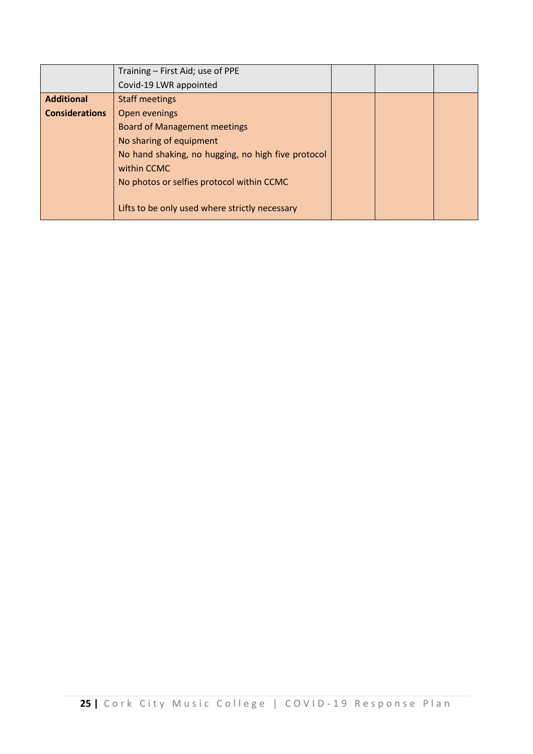| | | | | |
|---|---|---|---|---|
| | Training – First Aid; use of PPE<br>Covid-19 LWR appointed | | | |
| **Additional Considerations** | Staff meetings<br>Open evenings<br>Board of Management meetings<br>No sharing of equipment<br>No hand shaking, no hugging, no high five protocol within CCMC<br>No photos or selfies protocol within CCMC<br><br>Lifts to be only used where strictly necessary | | | |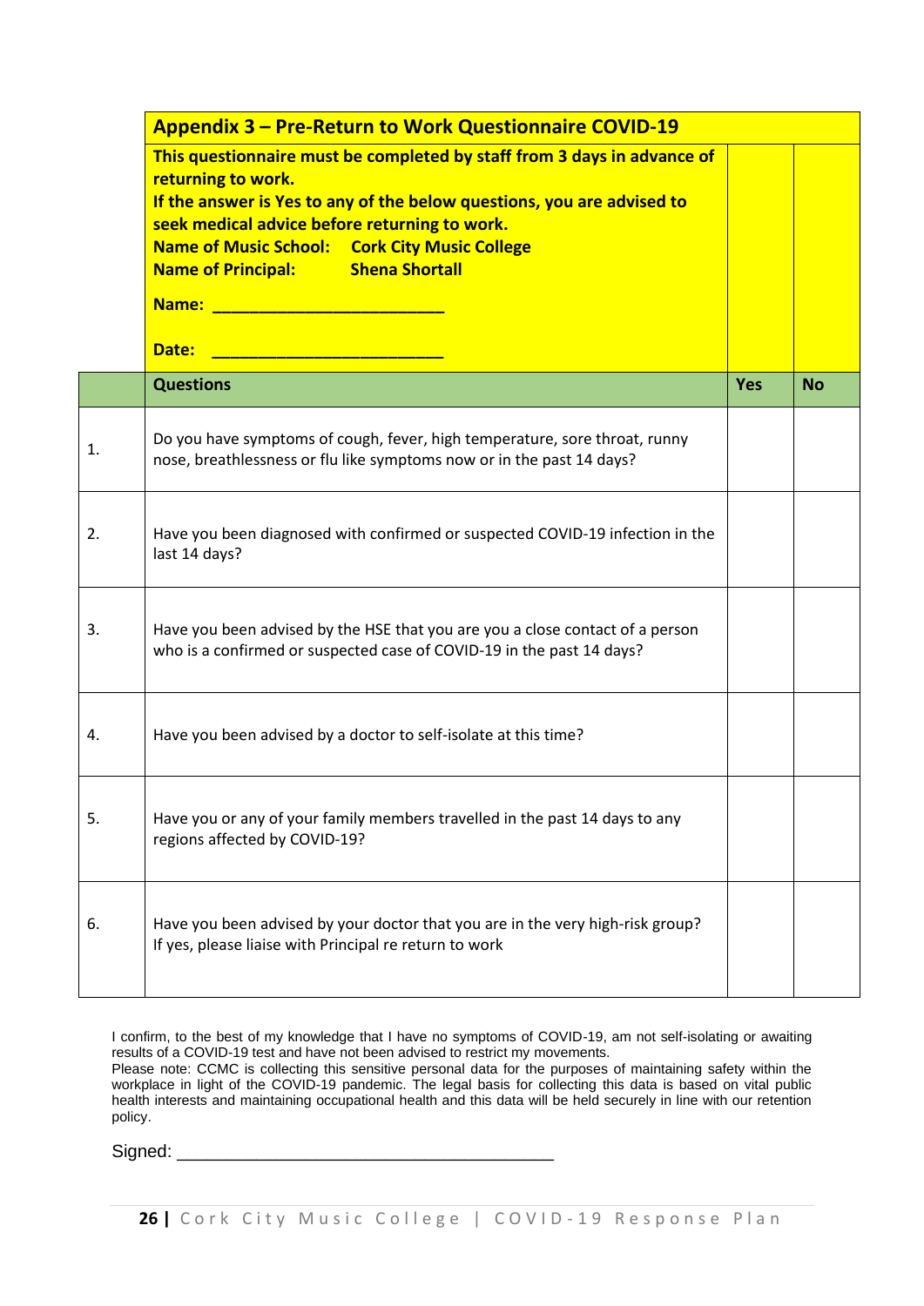## Appendix 3 – Pre-Return to Work Questionnaire COVID-19

**This questionnaire must be completed by staff from 3 days in advance of returning to work.**
**If the answer is Yes to any of the below questions, you are advised to seek medical advice before returning to work.**
**Name of Music School: Cork City Music College**
**Name of Principal: Shena Shortall**

**Name: ________________________**

**Date: ________________________**

| | Questions | Yes | No |
|---|---|---|---|
| 1. | Do you have symptoms of cough, fever, high temperature, sore throat, runny nose, breathlessness or flu like symptoms now or in the past 14 days? | | |
| 2. | Have you been diagnosed with confirmed or suspected COVID-19 infection in the last 14 days? | | |
| 3. | Have you been advised by the HSE that you are you a close contact of a person who is a confirmed or suspected case of COVID-19 in the past 14 days? | | |
| 4. | Have you been advised by a doctor to self-isolate at this time? | | |
| 5. | Have you or any of your family members travelled in the past 14 days to any regions affected by COVID-19? | | |
| 6. | Have you been advised by your doctor that you are in the very high-risk group? If yes, please liaise with Principal re return to work | | |

I confirm, to the best of my knowledge that I have no symptoms of COVID-19, am not self-isolating or awaiting results of a COVID-19 test and have not been advised to restrict my movements.
Please note: CCMC is collecting this sensitive personal data for the purposes of maintaining safety within the workplace in light of the COVID-19 pandemic. The legal basis for collecting this data is based on vital public health interests and maintaining occupational health and this data will be held securely in line with our retention policy.

Signed: ____________________________________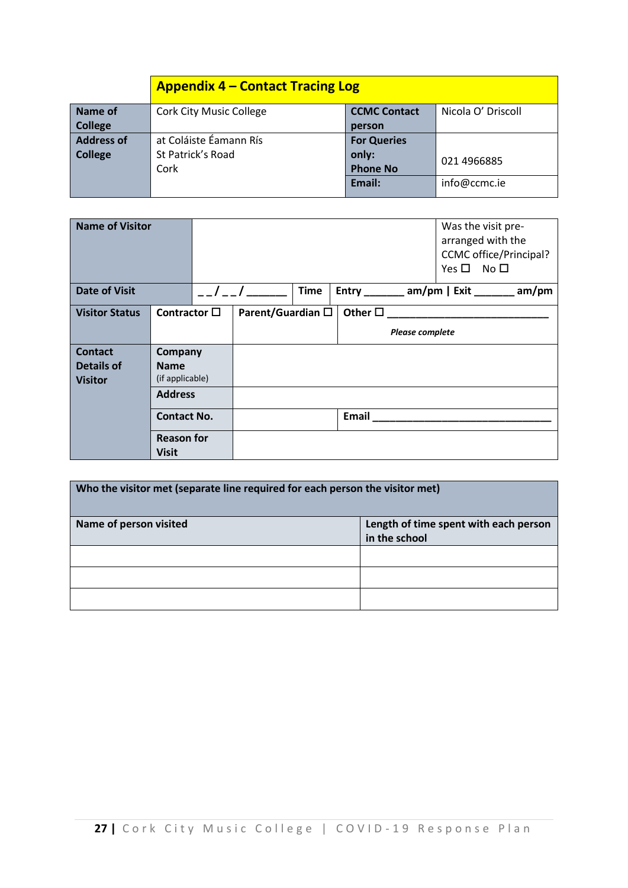## Appendix 4 – Contact Tracing Log

| **Name of College** | Cork City Music College | **CCMC Contact person** | Nicola O' Driscoll |
|---|---|---|---|
| **Address of College** | at Coláiste Éamann Rís<br>St Patrick's Road<br>Cork | **For Queries only: Phone No** | 021 4966885 |
| | | **Email:** | info@ccmc.ie |

| **Name of Visitor** | | | | Was the visit pre-arranged with the CCMC office/Principal?<br>Yes ☐ No ☐ |
|---|---|---|---|---|
| **Date of Visit** | _ _/_ _/ ______ | **Time** | **Entry ______ am/pm \| Exit ______ am/pm** | |
| **Visitor Status** | **Contractor ☐** | **Parent/Guardian ☐** | **Other ☐ ___________________________**<br>***Please complete*** | |
| **Contact Details of Visitor** | **Company Name** (if applicable) | | | |
| | **Address** | | | |
| | **Contact No.** | | **Email ______________________________** | |
| | **Reason for Visit** | | | |

| **Who the visitor met (separate line required for each person the visitor met)** | |
|---|---|
| **Name of person visited** | **Length of time spent with each person in the school** |
| | |
| | |
| | |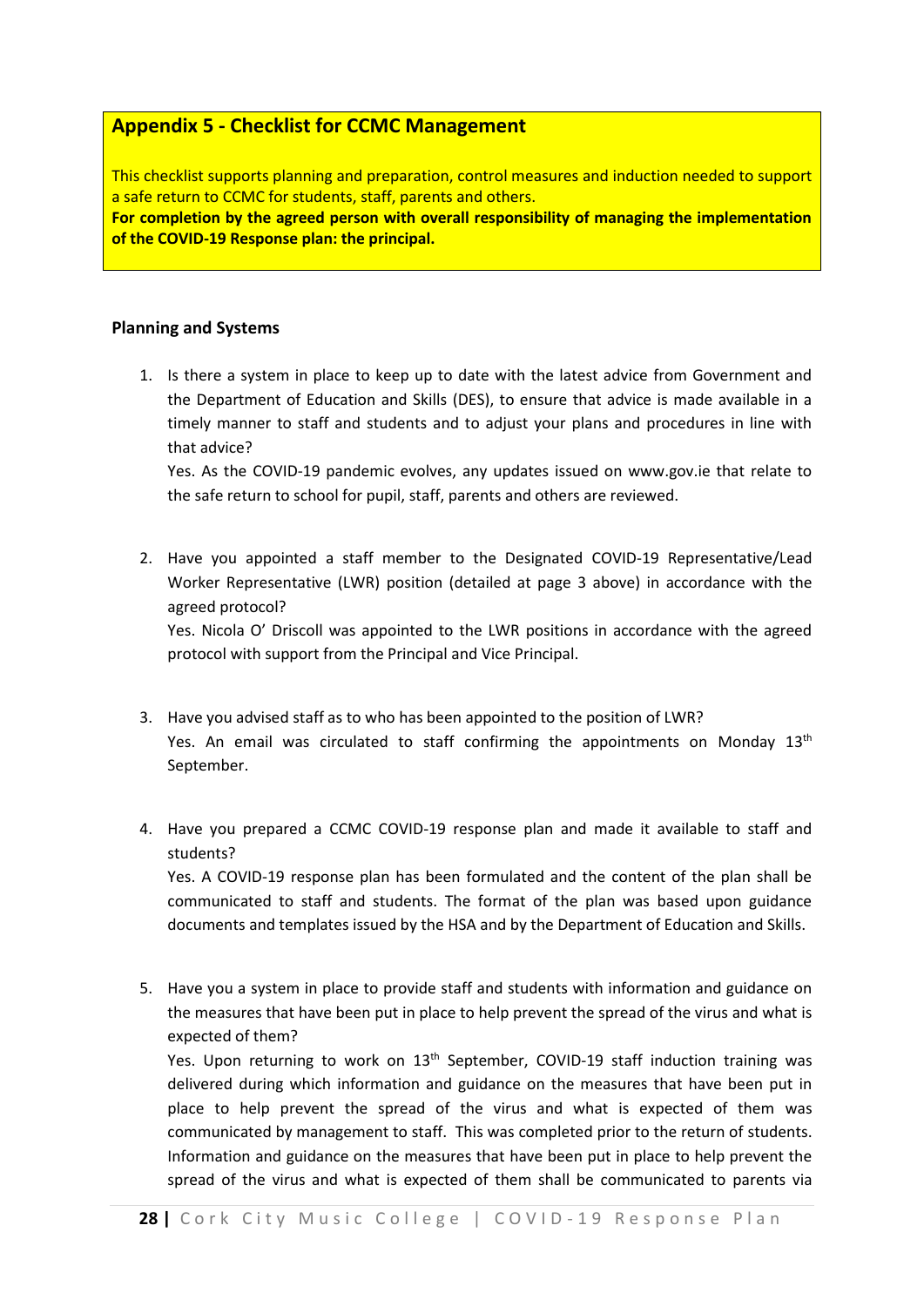## Appendix 5 - Checklist for CCMC Management

This checklist supports planning and preparation, control measures and induction needed to support a safe return to CCMC for students, staff, parents and others.

**For completion by the agreed person with overall responsibility of managing the implementation of the COVID-19 Response plan: the principal.**

### Planning and Systems

1. Is there a system in place to keep up to date with the latest advice from Government and the Department of Education and Skills (DES), to ensure that advice is made available in a timely manner to staff and students and to adjust your plans and procedures in line with that advice?

   Yes. As the COVID-19 pandemic evolves, any updates issued on www.gov.ie that relate to the safe return to school for pupil, staff, parents and others are reviewed.

2. Have you appointed a staff member to the Designated COVID-19 Representative/Lead Worker Representative (LWR) position (detailed at page 3 above) in accordance with the agreed protocol?

   Yes. Nicola O' Driscoll was appointed to the LWR positions in accordance with the agreed protocol with support from the Principal and Vice Principal.

3. Have you advised staff as to who has been appointed to the position of LWR?

   Yes. An email was circulated to staff confirming the appointments on Monday 13th September.

4. Have you prepared a CCMC COVID-19 response plan and made it available to staff and students?

   Yes. A COVID-19 response plan has been formulated and the content of the plan shall be communicated to staff and students. The format of the plan was based upon guidance documents and templates issued by the HSA and by the Department of Education and Skills.

5. Have you a system in place to provide staff and students with information and guidance on the measures that have been put in place to help prevent the spread of the virus and what is expected of them?

   Yes. Upon returning to work on 13th September, COVID-19 staff induction training was delivered during which information and guidance on the measures that have been put in place to help prevent the spread of the virus and what is expected of them was communicated by management to staff. This was completed prior to the return of students. Information and guidance on the measures that have been put in place to help prevent the spread of the virus and what is expected of them shall be communicated to parents via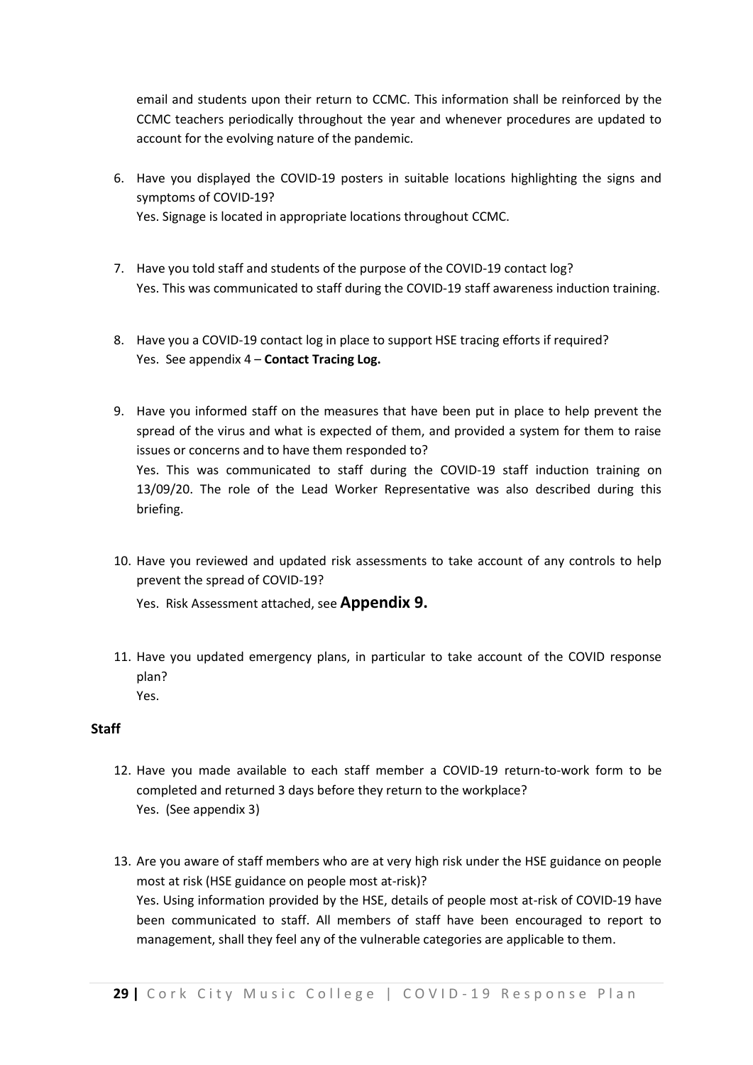email and students upon their return to CCMC. This information shall be reinforced by the CCMC teachers periodically throughout the year and whenever procedures are updated to account for the evolving nature of the pandemic.

6. Have you displayed the COVID-19 posters in suitable locations highlighting the signs and symptoms of COVID-19?
   Yes. Signage is located in appropriate locations throughout CCMC.

7. Have you told staff and students of the purpose of the COVID-19 contact log?
   Yes. This was communicated to staff during the COVID-19 staff awareness induction training.

8. Have you a COVID-19 contact log in place to support HSE tracing efforts if required?
   Yes. See appendix 4 – **Contact Tracing Log.**

9. Have you informed staff on the measures that have been put in place to help prevent the spread of the virus and what is expected of them, and provided a system for them to raise issues or concerns and to have them responded to?
   Yes. This was communicated to staff during the COVID-19 staff induction training on 13/09/20. The role of the Lead Worker Representative was also described during this briefing.

10. Have you reviewed and updated risk assessments to take account of any controls to help prevent the spread of COVID-19?
    Yes. Risk Assessment attached, see **Appendix 9.**

11. Have you updated emergency plans, in particular to take account of the COVID response plan?
    Yes.

**Staff**

12. Have you made available to each staff member a COVID-19 return-to-work form to be completed and returned 3 days before they return to the workplace?
    Yes. (See appendix 3)

13. Are you aware of staff members who are at very high risk under the HSE guidance on people most at risk (HSE guidance on people most at-risk)?
    Yes. Using information provided by the HSE, details of people most at-risk of COVID-19 have been communicated to staff. All members of staff have been encouraged to report to management, shall they feel any of the vulnerable categories are applicable to them.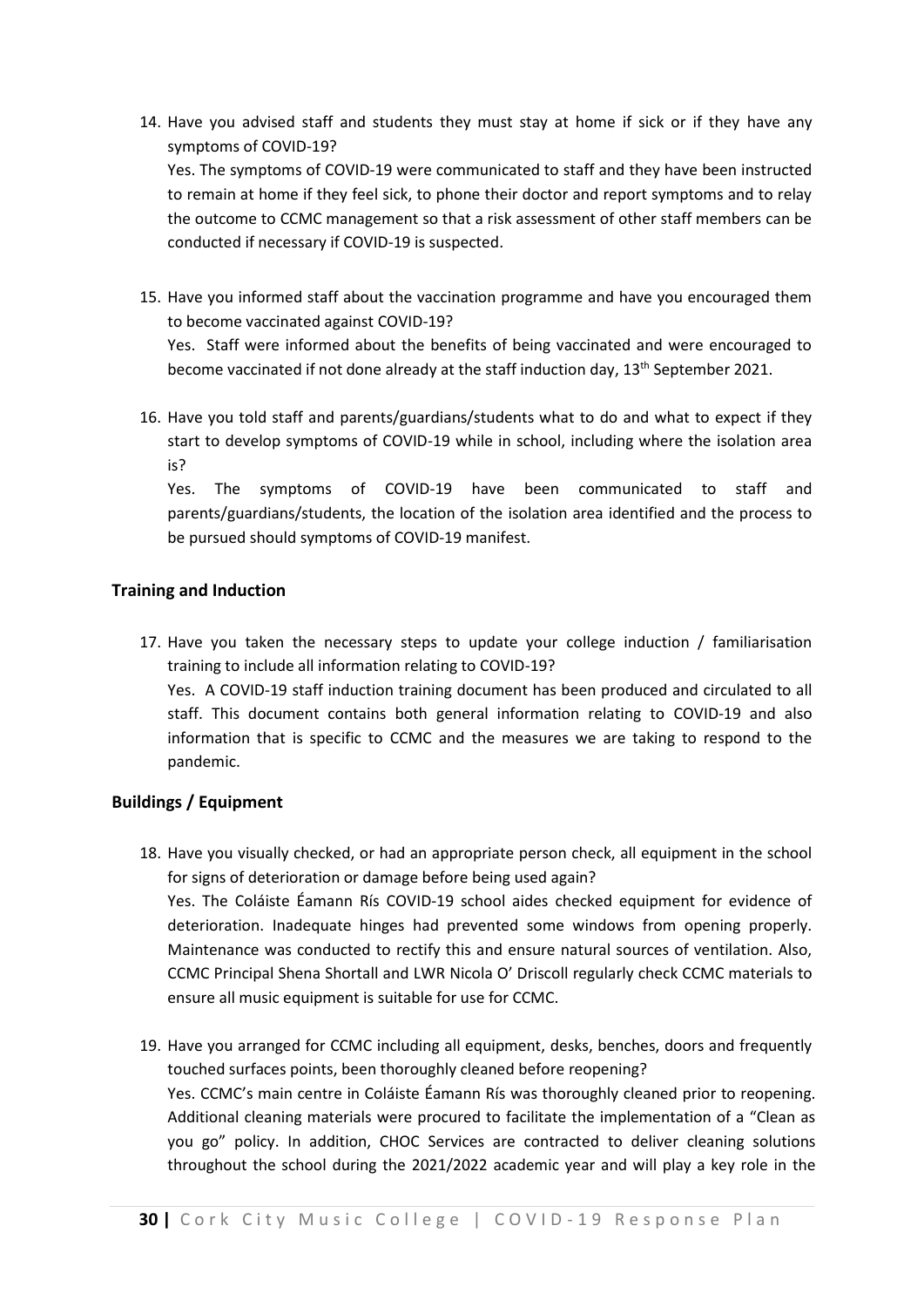14. Have you advised staff and students they must stay at home if sick or if they have any symptoms of COVID-19?
    Yes. The symptoms of COVID-19 were communicated to staff and they have been instructed to remain at home if they feel sick, to phone their doctor and report symptoms and to relay the outcome to CCMC management so that a risk assessment of other staff members can be conducted if necessary if COVID-19 is suspected.

15. Have you informed staff about the vaccination programme and have you encouraged them to become vaccinated against COVID-19?
    Yes. Staff were informed about the benefits of being vaccinated and were encouraged to become vaccinated if not done already at the staff induction day, 13th September 2021.

16. Have you told staff and parents/guardians/students what to do and what to expect if they start to develop symptoms of COVID-19 while in school, including where the isolation area is?
    Yes. The symptoms of COVID-19 have been communicated to staff and parents/guardians/students, the location of the isolation area identified and the process to be pursued should symptoms of COVID-19 manifest.

### Training and Induction

17. Have you taken the necessary steps to update your college induction / familiarisation training to include all information relating to COVID-19?
    Yes. A COVID-19 staff induction training document has been produced and circulated to all staff. This document contains both general information relating to COVID-19 and also information that is specific to CCMC and the measures we are taking to respond to the pandemic.

### Buildings / Equipment

18. Have you visually checked, or had an appropriate person check, all equipment in the school for signs of deterioration or damage before being used again?
    Yes. The Coláiste Éamann Rís COVID-19 school aides checked equipment for evidence of deterioration. Inadequate hinges had prevented some windows from opening properly. Maintenance was conducted to rectify this and ensure natural sources of ventilation. Also, CCMC Principal Shena Shortall and LWR Nicola O' Driscoll regularly check CCMC materials to ensure all music equipment is suitable for use for CCMC.

19. Have you arranged for CCMC including all equipment, desks, benches, doors and frequently touched surfaces points, been thoroughly cleaned before reopening?
    Yes. CCMC's main centre in Coláiste Éamann Rís was thoroughly cleaned prior to reopening. Additional cleaning materials were procured to facilitate the implementation of a "Clean as you go" policy. In addition, CHOC Services are contracted to deliver cleaning solutions throughout the school during the 2021/2022 academic year and will play a key role in the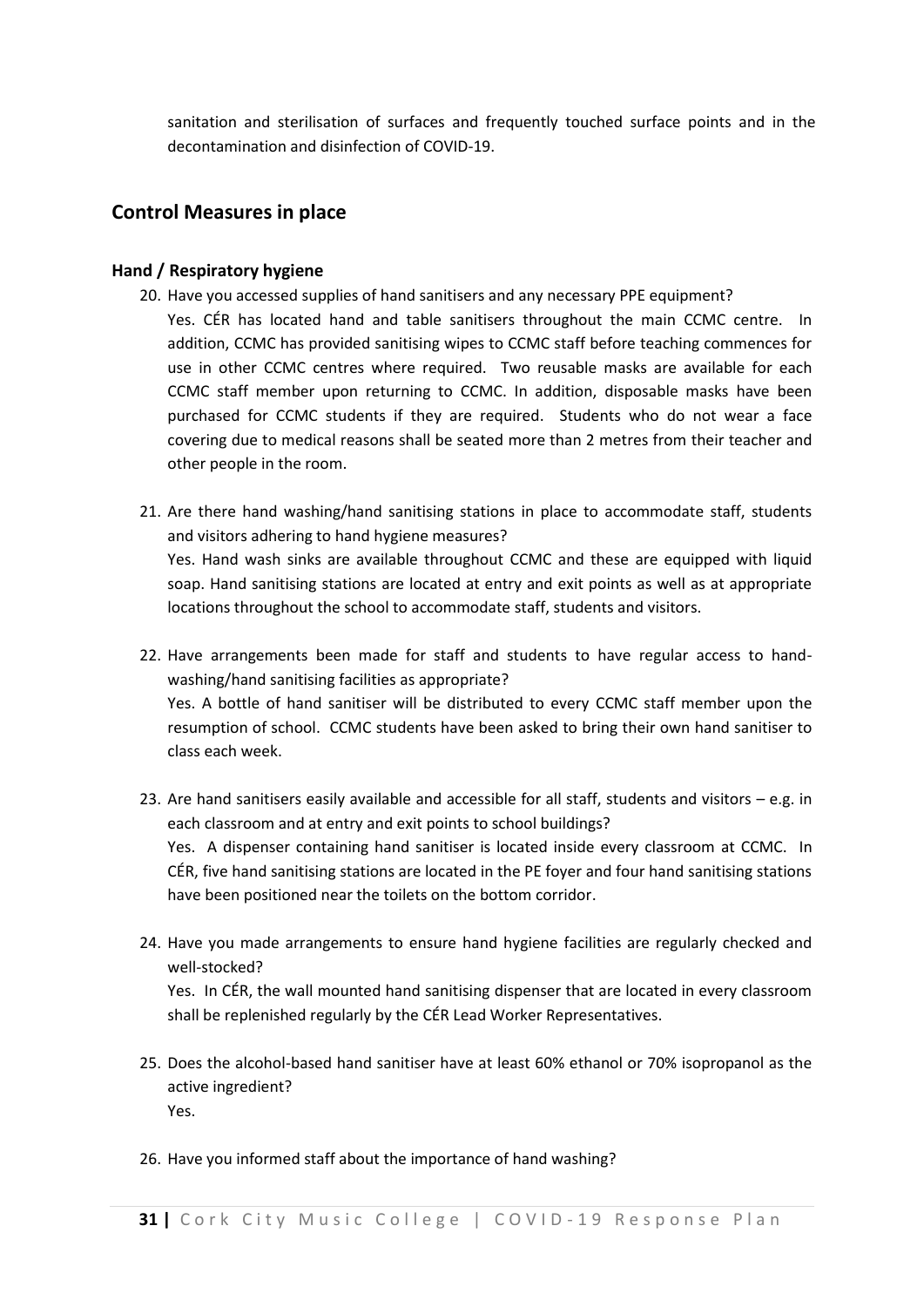sanitation and sterilisation of surfaces and frequently touched surface points and in the decontamination and disinfection of COVID-19.

## Control Measures in place

### Hand / Respiratory hygiene

20. Have you accessed supplies of hand sanitisers and any necessary PPE equipment?
    Yes. CÉR has located hand and table sanitisers throughout the main CCMC centre. In addition, CCMC has provided sanitising wipes to CCMC staff before teaching commences for use in other CCMC centres where required. Two reusable masks are available for each CCMC staff member upon returning to CCMC. In addition, disposable masks have been purchased for CCMC students if they are required. Students who do not wear a face covering due to medical reasons shall be seated more than 2 metres from their teacher and other people in the room.

21. Are there hand washing/hand sanitising stations in place to accommodate staff, students and visitors adhering to hand hygiene measures?
    Yes. Hand wash sinks are available throughout CCMC and these are equipped with liquid soap. Hand sanitising stations are located at entry and exit points as well as at appropriate locations throughout the school to accommodate staff, students and visitors.

22. Have arrangements been made for staff and students to have regular access to hand-washing/hand sanitising facilities as appropriate?
    Yes. A bottle of hand sanitiser will be distributed to every CCMC staff member upon the resumption of school. CCMC students have been asked to bring their own hand sanitiser to class each week.

23. Are hand sanitisers easily available and accessible for all staff, students and visitors – e.g. in each classroom and at entry and exit points to school buildings?
    Yes. A dispenser containing hand sanitiser is located inside every classroom at CCMC. In CÉR, five hand sanitising stations are located in the PE foyer and four hand sanitising stations have been positioned near the toilets on the bottom corridor.

24. Have you made arrangements to ensure hand hygiene facilities are regularly checked and well-stocked?
    Yes. In CÉR, the wall mounted hand sanitising dispenser that are located in every classroom shall be replenished regularly by the CÉR Lead Worker Representatives.

25. Does the alcohol-based hand sanitiser have at least 60% ethanol or 70% isopropanol as the active ingredient?
    Yes.

26. Have you informed staff about the importance of hand washing?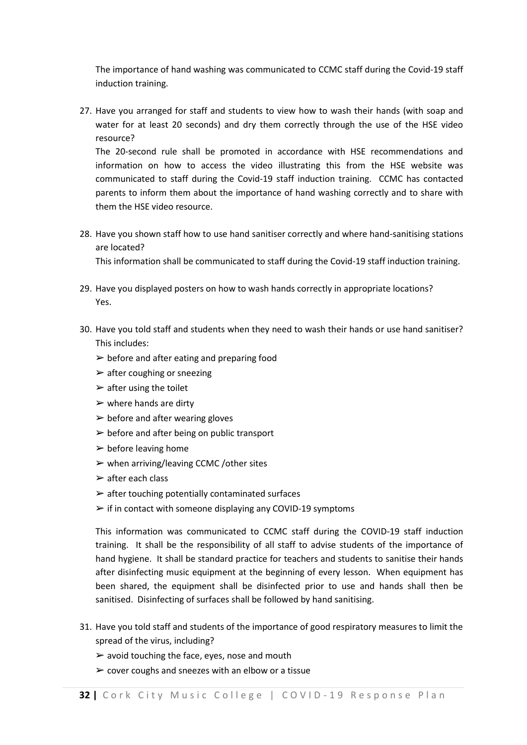The importance of hand washing was communicated to CCMC staff during the Covid-19 staff induction training.

27. Have you arranged for staff and students to view how to wash their hands (with soap and water for at least 20 seconds) and dry them correctly through the use of the HSE video resource?
    The 20-second rule shall be promoted in accordance with HSE recommendations and information on how to access the video illustrating this from the HSE website was communicated to staff during the Covid-19 staff induction training. CCMC has contacted parents to inform them about the importance of hand washing correctly and to share with them the HSE video resource.

28. Have you shown staff how to use hand sanitiser correctly and where hand-sanitising stations are located?
    This information shall be communicated to staff during the Covid-19 staff induction training.

29. Have you displayed posters on how to wash hands correctly in appropriate locations?
    Yes.

30. Have you told staff and students when they need to wash their hands or use hand sanitiser? This includes:
    - ➢ before and after eating and preparing food
    - ➢ after coughing or sneezing
    - ➢ after using the toilet
    - ➢ where hands are dirty
    - ➢ before and after wearing gloves
    - ➢ before and after being on public transport
    - ➢ before leaving home
    - ➢ when arriving/leaving CCMC /other sites
    - ➢ after each class
    - ➢ after touching potentially contaminated surfaces
    - ➢ if in contact with someone displaying any COVID-19 symptoms

    This information was communicated to CCMC staff during the COVID-19 staff induction training. It shall be the responsibility of all staff to advise students of the importance of hand hygiene. It shall be standard practice for teachers and students to sanitise their hands after disinfecting music equipment at the beginning of every lesson. When equipment has been shared, the equipment shall be disinfected prior to use and hands shall then be sanitised. Disinfecting of surfaces shall be followed by hand sanitising.

31. Have you told staff and students of the importance of good respiratory measures to limit the spread of the virus, including?
    - ➢ avoid touching the face, eyes, nose and mouth
    - ➢ cover coughs and sneezes with an elbow or a tissue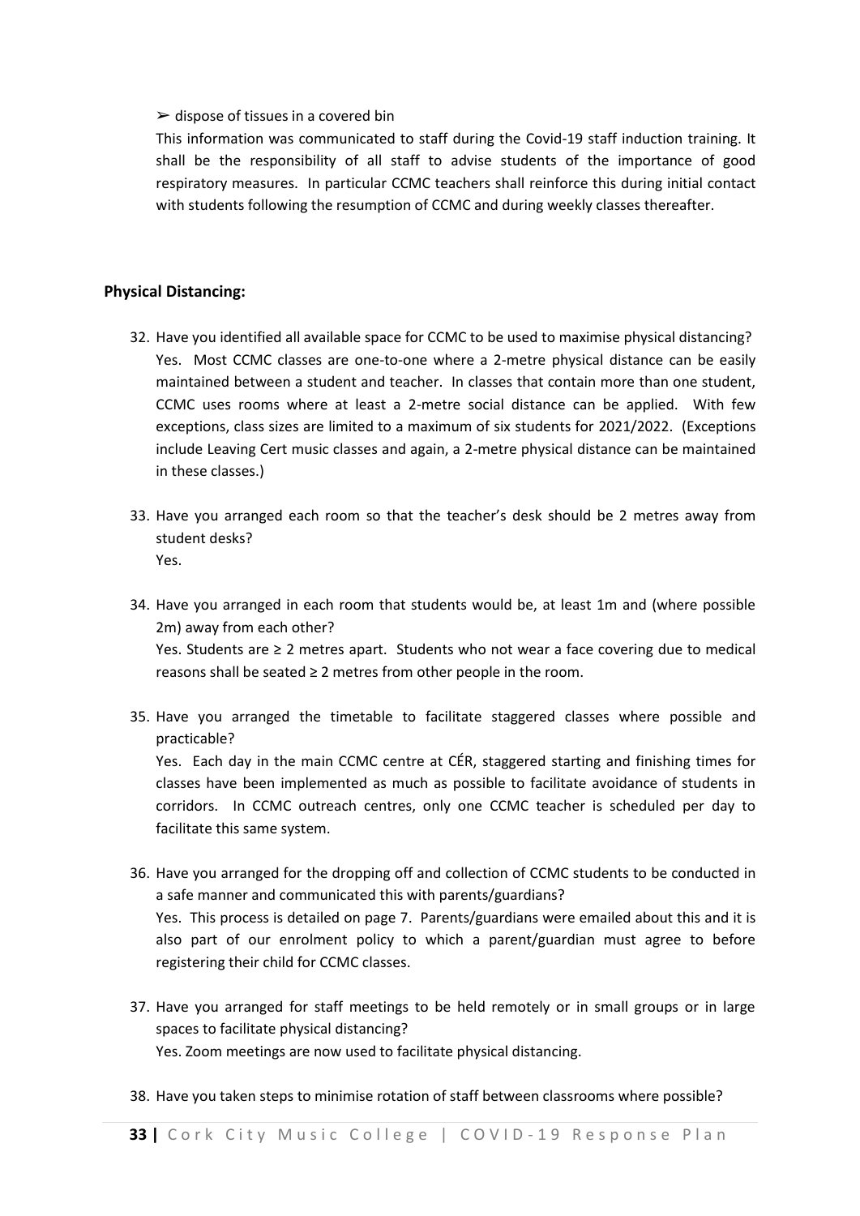➢ dispose of tissues in a covered bin

This information was communicated to staff during the Covid-19 staff induction training. It shall be the responsibility of all staff to advise students of the importance of good respiratory measures. In particular CCMC teachers shall reinforce this during initial contact with students following the resumption of CCMC and during weekly classes thereafter.

**Physical Distancing:**

32. Have you identified all available space for CCMC to be used to maximise physical distancing?
    Yes. Most CCMC classes are one-to-one where a 2-metre physical distance can be easily maintained between a student and teacher. In classes that contain more than one student, CCMC uses rooms where at least a 2-metre social distance can be applied. With few exceptions, class sizes are limited to a maximum of six students for 2021/2022. (Exceptions include Leaving Cert music classes and again, a 2-metre physical distance can be maintained in these classes.)

33. Have you arranged each room so that the teacher's desk should be 2 metres away from student desks?
    Yes.

34. Have you arranged in each room that students would be, at least 1m and (where possible 2m) away from each other?
    Yes. Students are ≥ 2 metres apart. Students who not wear a face covering due to medical reasons shall be seated ≥ 2 metres from other people in the room.

35. Have you arranged the timetable to facilitate staggered classes where possible and practicable?
    Yes. Each day in the main CCMC centre at CÉR, staggered starting and finishing times for classes have been implemented as much as possible to facilitate avoidance of students in corridors. In CCMC outreach centres, only one CCMC teacher is scheduled per day to facilitate this same system.

36. Have you arranged for the dropping off and collection of CCMC students to be conducted in a safe manner and communicated this with parents/guardians?
    Yes. This process is detailed on page 7. Parents/guardians were emailed about this and it is also part of our enrolment policy to which a parent/guardian must agree to before registering their child for CCMC classes.

37. Have you arranged for staff meetings to be held remotely or in small groups or in large spaces to facilitate physical distancing?
    Yes. Zoom meetings are now used to facilitate physical distancing.

38. Have you taken steps to minimise rotation of staff between classrooms where possible?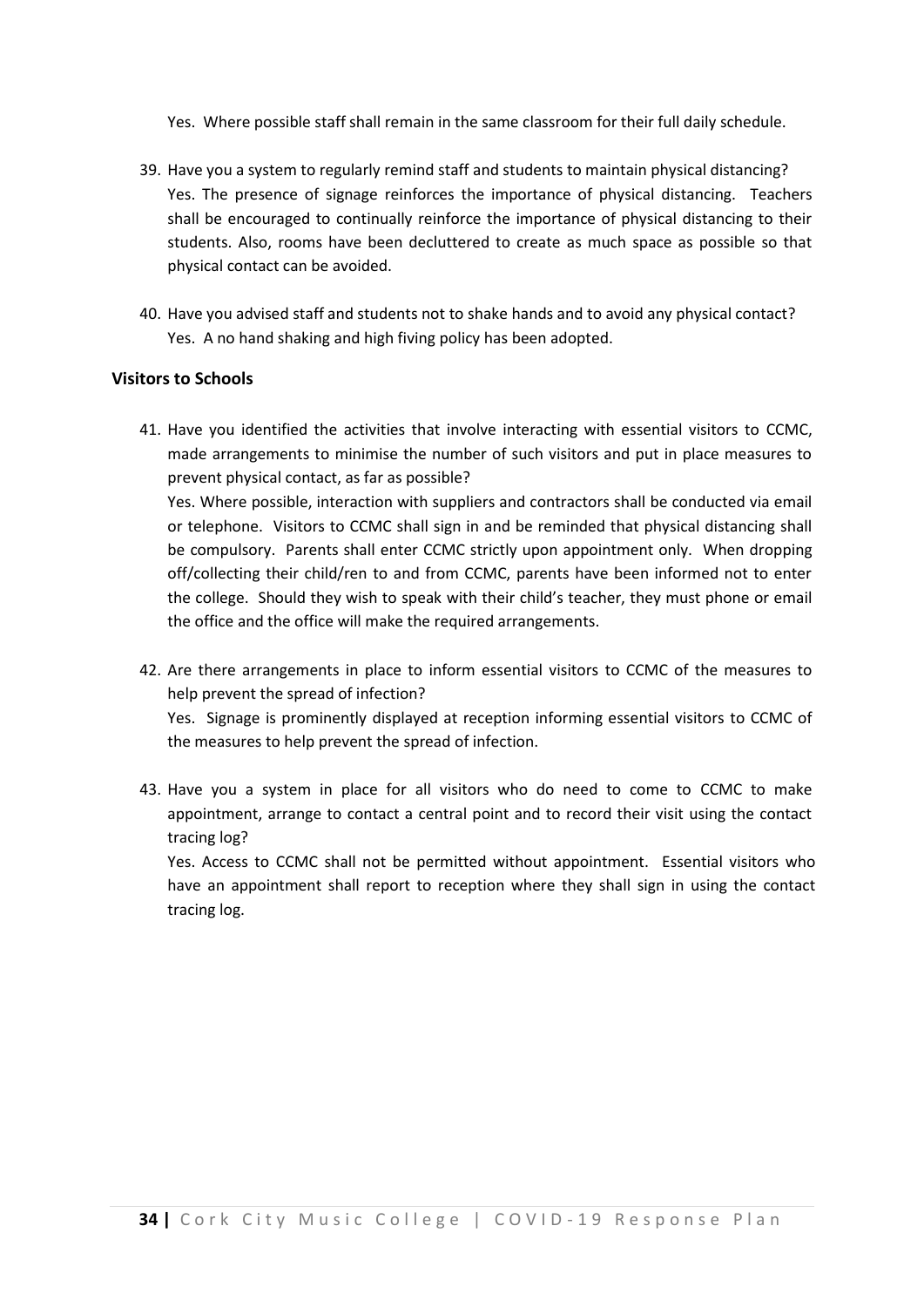Yes. Where possible staff shall remain in the same classroom for their full daily schedule.

39. Have you a system to regularly remind staff and students to maintain physical distancing?
    Yes. The presence of signage reinforces the importance of physical distancing. Teachers shall be encouraged to continually reinforce the importance of physical distancing to their students. Also, rooms have been decluttered to create as much space as possible so that physical contact can be avoided.

40. Have you advised staff and students not to shake hands and to avoid any physical contact?
    Yes. A no hand shaking and high fiving policy has been adopted.

### Visitors to Schools

41. Have you identified the activities that involve interacting with essential visitors to CCMC, made arrangements to minimise the number of such visitors and put in place measures to prevent physical contact, as far as possible?
    Yes. Where possible, interaction with suppliers and contractors shall be conducted via email or telephone. Visitors to CCMC shall sign in and be reminded that physical distancing shall be compulsory. Parents shall enter CCMC strictly upon appointment only. When dropping off/collecting their child/ren to and from CCMC, parents have been informed not to enter the college. Should they wish to speak with their child's teacher, they must phone or email the office and the office will make the required arrangements.

42. Are there arrangements in place to inform essential visitors to CCMC of the measures to help prevent the spread of infection?
    Yes. Signage is prominently displayed at reception informing essential visitors to CCMC of the measures to help prevent the spread of infection.

43. Have you a system in place for all visitors who do need to come to CCMC to make appointment, arrange to contact a central point and to record their visit using the contact tracing log?
    Yes. Access to CCMC shall not be permitted without appointment. Essential visitors who have an appointment shall report to reception where they shall sign in using the contact tracing log.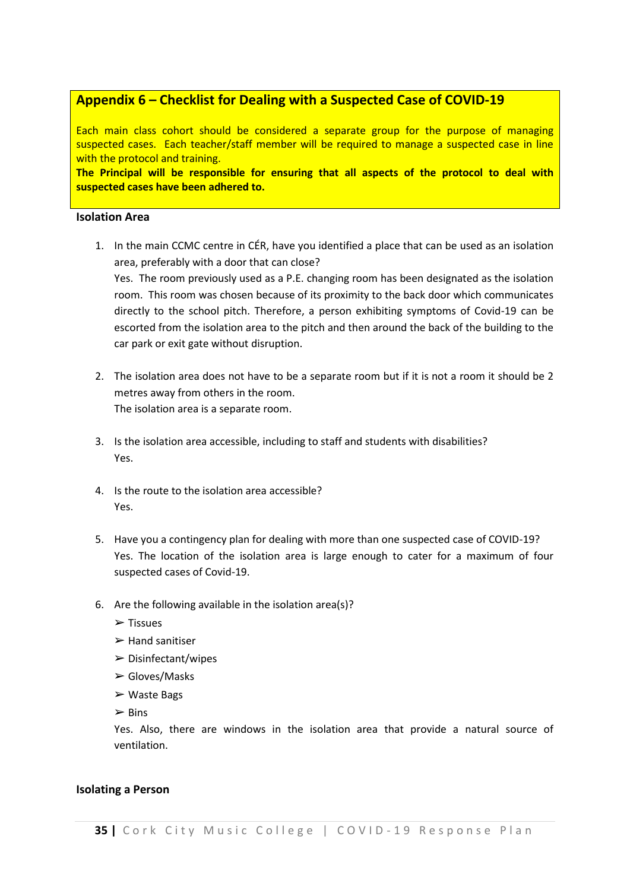## Appendix 6 – Checklist for Dealing with a Suspected Case of COVID-19

Each main class cohort should be considered a separate group for the purpose of managing suspected cases. Each teacher/staff member will be required to manage a suspected case in line with the protocol and training.

**The Principal will be responsible for ensuring that all aspects of the protocol to deal with suspected cases have been adhered to.**

**Isolation Area**

1. In the main CCMC centre in CÉR, have you identified a place that can be used as an isolation area, preferably with a door that can close?
   Yes. The room previously used as a P.E. changing room has been designated as the isolation room. This room was chosen because of its proximity to the back door which communicates directly to the school pitch. Therefore, a person exhibiting symptoms of Covid-19 can be escorted from the isolation area to the pitch and then around the back of the building to the car park or exit gate without disruption.

2. The isolation area does not have to be a separate room but if it is not a room it should be 2 metres away from others in the room.
   The isolation area is a separate room.

3. Is the isolation area accessible, including to staff and students with disabilities?
   Yes.

4. Is the route to the isolation area accessible?
   Yes.

5. Have you a contingency plan for dealing with more than one suspected case of COVID-19?
   Yes. The location of the isolation area is large enough to cater for a maximum of four suspected cases of Covid-19.

6. Are the following available in the isolation area(s)?
   - Tissues
   - Hand sanitiser
   - Disinfectant/wipes
   - Gloves/Masks
   - Waste Bags
   - Bins

   Yes. Also, there are windows in the isolation area that provide a natural source of ventilation.

**Isolating a Person**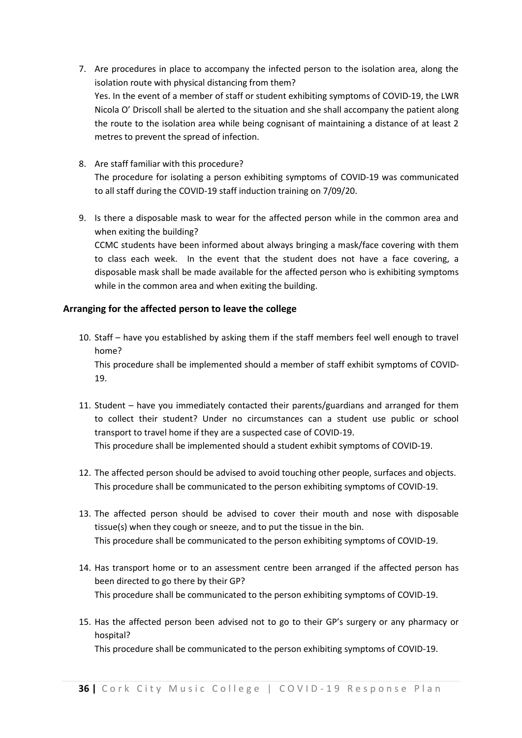7. Are procedures in place to accompany the infected person to the isolation area, along the isolation route with physical distancing from them?
   Yes. In the event of a member of staff or student exhibiting symptoms of COVID-19, the LWR Nicola O' Driscoll shall be alerted to the situation and she shall accompany the patient along the route to the isolation area while being cognisant of maintaining a distance of at least 2 metres to prevent the spread of infection.

8. Are staff familiar with this procedure?
   The procedure for isolating a person exhibiting symptoms of COVID-19 was communicated to all staff during the COVID-19 staff induction training on 7/09/20.

9. Is there a disposable mask to wear for the affected person while in the common area and when exiting the building?
   CCMC students have been informed about always bringing a mask/face covering with them to class each week. In the event that the student does not have a face covering, a disposable mask shall be made available for the affected person who is exhibiting symptoms while in the common area and when exiting the building.

### Arranging for the affected person to leave the college

10. Staff – have you established by asking them if the staff members feel well enough to travel home?
    This procedure shall be implemented should a member of staff exhibit symptoms of COVID-19.

11. Student – have you immediately contacted their parents/guardians and arranged for them to collect their student? Under no circumstances can a student use public or school transport to travel home if they are a suspected case of COVID-19.
    This procedure shall be implemented should a student exhibit symptoms of COVID-19.

12. The affected person should be advised to avoid touching other people, surfaces and objects.
    This procedure shall be communicated to the person exhibiting symptoms of COVID-19.

13. The affected person should be advised to cover their mouth and nose with disposable tissue(s) when they cough or sneeze, and to put the tissue in the bin.
    This procedure shall be communicated to the person exhibiting symptoms of COVID-19.

14. Has transport home or to an assessment centre been arranged if the affected person has been directed to go there by their GP?
    This procedure shall be communicated to the person exhibiting symptoms of COVID-19.

15. Has the affected person been advised not to go to their GP's surgery or any pharmacy or hospital?
    This procedure shall be communicated to the person exhibiting symptoms of COVID-19.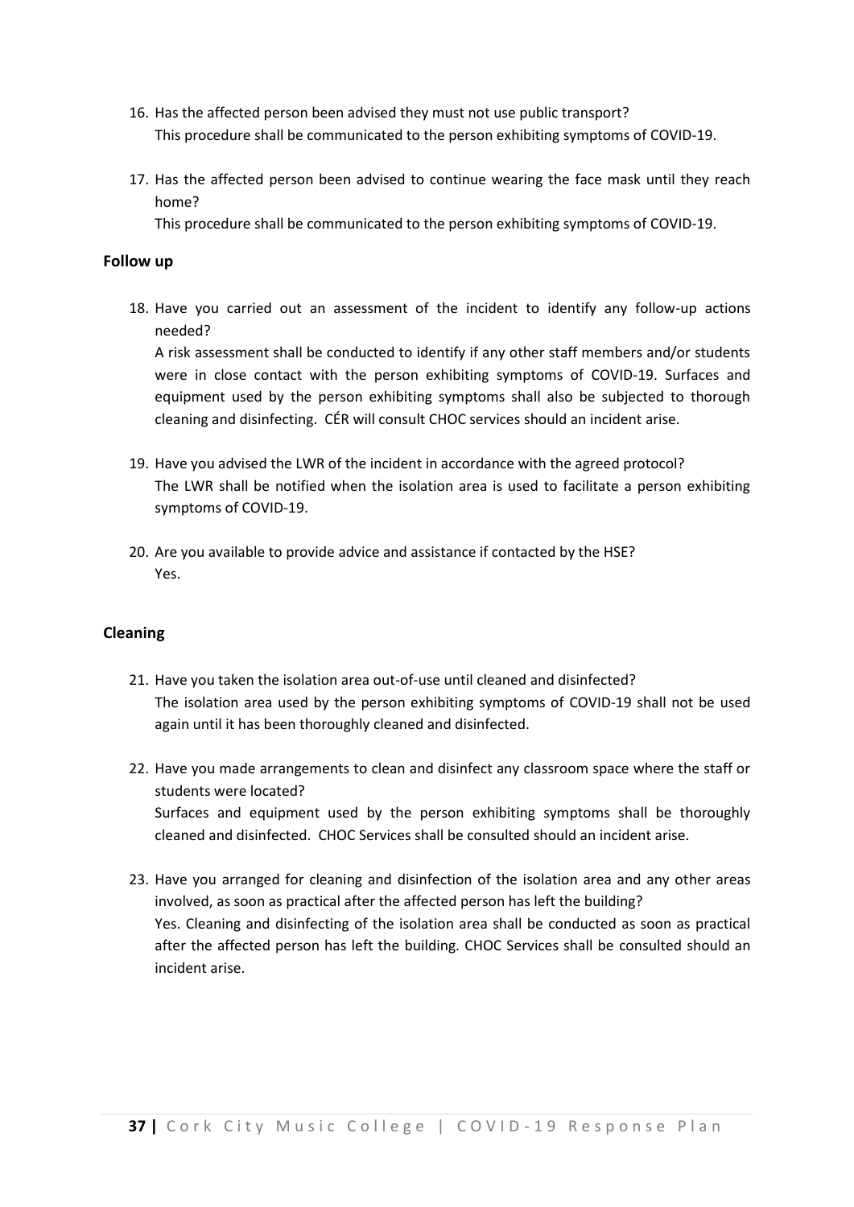16. Has the affected person been advised they must not use public transport?
    This procedure shall be communicated to the person exhibiting symptoms of COVID-19.

17. Has the affected person been advised to continue wearing the face mask until they reach home?
    This procedure shall be communicated to the person exhibiting symptoms of COVID-19.

**Follow up**

18. Have you carried out an assessment of the incident to identify any follow-up actions needed?
    A risk assessment shall be conducted to identify if any other staff members and/or students were in close contact with the person exhibiting symptoms of COVID-19. Surfaces and equipment used by the person exhibiting symptoms shall also be subjected to thorough cleaning and disinfecting. CÉR will consult CHOC services should an incident arise.

19. Have you advised the LWR of the incident in accordance with the agreed protocol?
    The LWR shall be notified when the isolation area is used to facilitate a person exhibiting symptoms of COVID-19.

20. Are you available to provide advice and assistance if contacted by the HSE?
    Yes.

**Cleaning**

21. Have you taken the isolation area out-of-use until cleaned and disinfected?
    The isolation area used by the person exhibiting symptoms of COVID-19 shall not be used again until it has been thoroughly cleaned and disinfected.

22. Have you made arrangements to clean and disinfect any classroom space where the staff or students were located?
    Surfaces and equipment used by the person exhibiting symptoms shall be thoroughly cleaned and disinfected. CHOC Services shall be consulted should an incident arise.

23. Have you arranged for cleaning and disinfection of the isolation area and any other areas involved, as soon as practical after the affected person has left the building?
    Yes. Cleaning and disinfecting of the isolation area shall be conducted as soon as practical after the affected person has left the building. CHOC Services shall be consulted should an incident arise.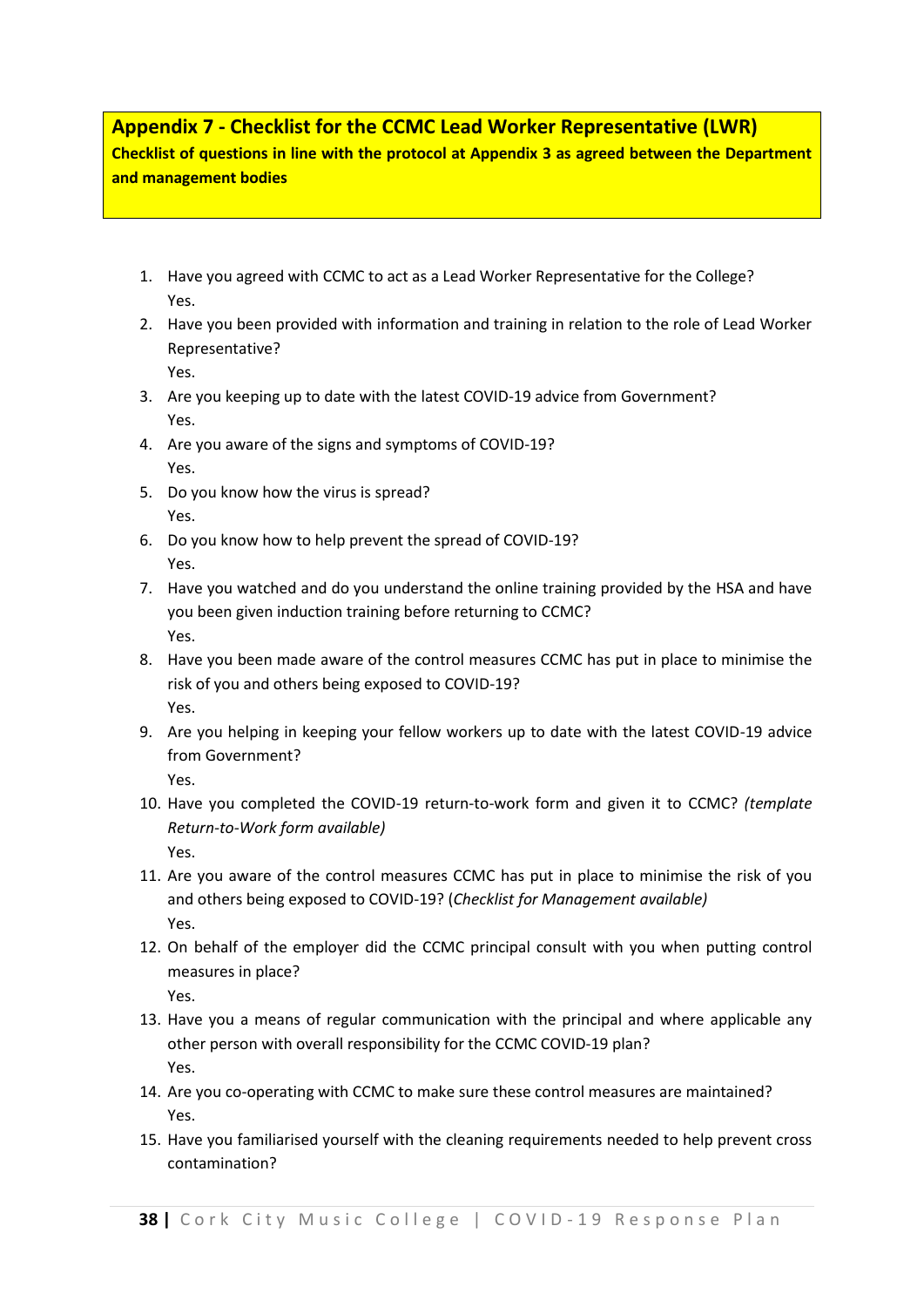## Appendix 7 - Checklist for the CCMC Lead Worker Representative (LWR)

**Checklist of questions in line with the protocol at Appendix 3 as agreed between the Department and management bodies**

1. Have you agreed with CCMC to act as a Lead Worker Representative for the College?
   Yes.
2. Have you been provided with information and training in relation to the role of Lead Worker Representative?
   Yes.
3. Are you keeping up to date with the latest COVID-19 advice from Government?
   Yes.
4. Are you aware of the signs and symptoms of COVID-19?
   Yes.
5. Do you know how the virus is spread?
   Yes.
6. Do you know how to help prevent the spread of COVID-19?
   Yes.
7. Have you watched and do you understand the online training provided by the HSA and have you been given induction training before returning to CCMC?
   Yes.
8. Have you been made aware of the control measures CCMC has put in place to minimise the risk of you and others being exposed to COVID-19?
   Yes.
9. Are you helping in keeping your fellow workers up to date with the latest COVID-19 advice from Government?
   Yes.
10. Have you completed the COVID-19 return-to-work form and given it to CCMC? *(template Return-to-Work form available)*
    Yes.
11. Are you aware of the control measures CCMC has put in place to minimise the risk of you and others being exposed to COVID-19? (*Checklist for Management available)*
    Yes.
12. On behalf of the employer did the CCMC principal consult with you when putting control measures in place?
    Yes.
13. Have you a means of regular communication with the principal and where applicable any other person with overall responsibility for the CCMC COVID-19 plan?
    Yes.
14. Are you co-operating with CCMC to make sure these control measures are maintained?
    Yes.
15. Have you familiarised yourself with the cleaning requirements needed to help prevent cross contamination?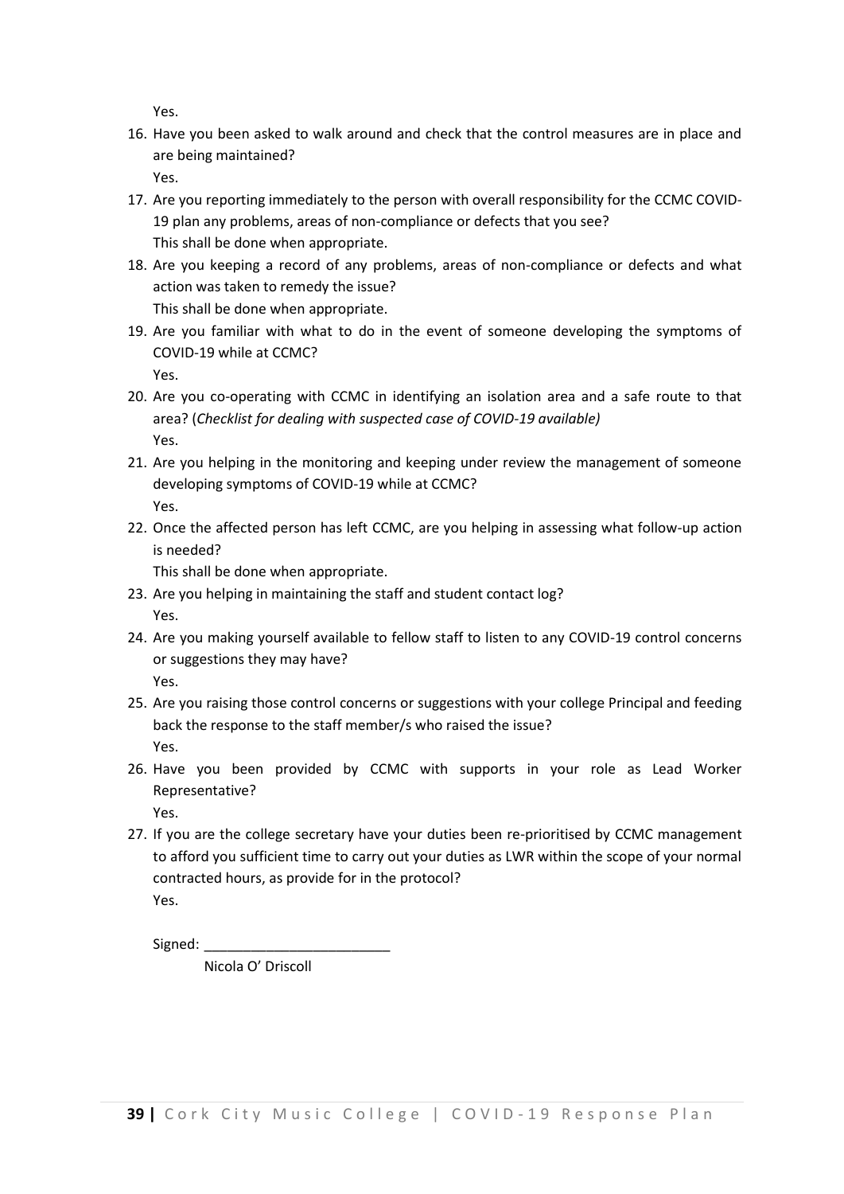Yes.

16. Have you been asked to walk around and check that the control measures are in place and are being maintained?
    Yes.
17. Are you reporting immediately to the person with overall responsibility for the CCMC COVID-19 plan any problems, areas of non-compliance or defects that you see?
    This shall be done when appropriate.
18. Are you keeping a record of any problems, areas of non-compliance or defects and what action was taken to remedy the issue?
    This shall be done when appropriate.
19. Are you familiar with what to do in the event of someone developing the symptoms of COVID-19 while at CCMC?
    Yes.
20. Are you co-operating with CCMC in identifying an isolation area and a safe route to that area? (*Checklist for dealing with suspected case of COVID-19 available)*
    Yes.
21. Are you helping in the monitoring and keeping under review the management of someone developing symptoms of COVID-19 while at CCMC?
    Yes.
22. Once the affected person has left CCMC, are you helping in assessing what follow-up action is needed?
    This shall be done when appropriate.
23. Are you helping in maintaining the staff and student contact log?
    Yes.
24. Are you making yourself available to fellow staff to listen to any COVID-19 control concerns or suggestions they may have?
    Yes.
25. Are you raising those control concerns or suggestions with your college Principal and feeding back the response to the staff member/s who raised the issue?
    Yes.
26. Have you been provided by CCMC with supports in your role as Lead Worker Representative?
    Yes.
27. If you are the college secretary have your duties been re-prioritised by CCMC management to afford you sufficient time to carry out your duties as LWR within the scope of your normal contracted hours, as provide for in the protocol?
    Yes.

Signed: ________________________

Nicola O' Driscoll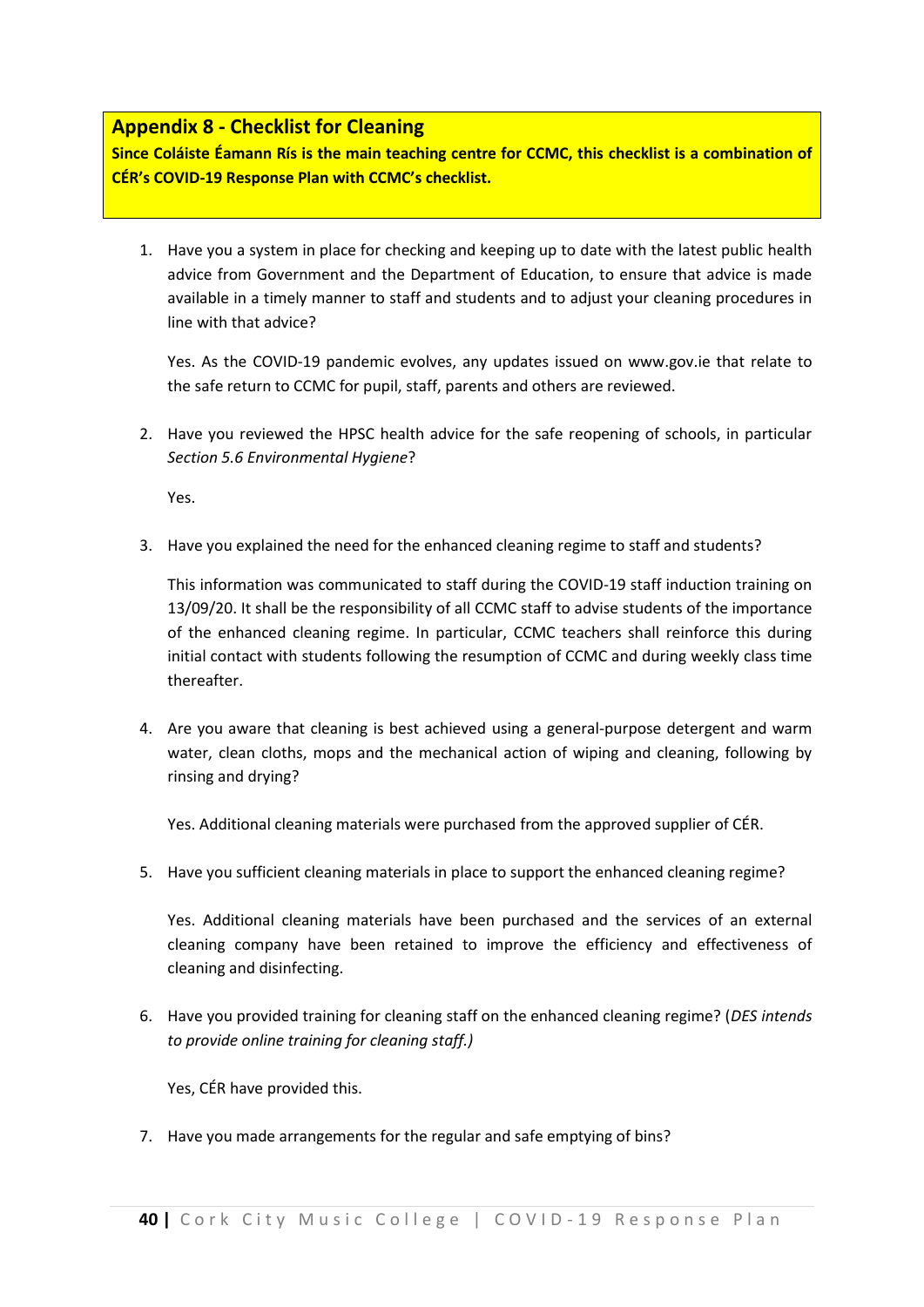## Appendix 8 - Checklist for Cleaning

**Since Coláiste Éamann Rís is the main teaching centre for CCMC, this checklist is a combination of CÉR's COVID-19 Response Plan with CCMC's checklist.**

1. Have you a system in place for checking and keeping up to date with the latest public health advice from Government and the Department of Education, to ensure that advice is made available in a timely manner to staff and students and to adjust your cleaning procedures in line with that advice?

   Yes. As the COVID-19 pandemic evolves, any updates issued on www.gov.ie that relate to the safe return to CCMC for pupil, staff, parents and others are reviewed.

2. Have you reviewed the HPSC health advice for the safe reopening of schools, in particular *Section 5.6 Environmental Hygiene*?

   Yes.

3. Have you explained the need for the enhanced cleaning regime to staff and students?

   This information was communicated to staff during the COVID-19 staff induction training on 13/09/20. It shall be the responsibility of all CCMC staff to advise students of the importance of the enhanced cleaning regime. In particular, CCMC teachers shall reinforce this during initial contact with students following the resumption of CCMC and during weekly class time thereafter.

4. Are you aware that cleaning is best achieved using a general-purpose detergent and warm water, clean cloths, mops and the mechanical action of wiping and cleaning, following by rinsing and drying?

   Yes. Additional cleaning materials were purchased from the approved supplier of CÉR.

5. Have you sufficient cleaning materials in place to support the enhanced cleaning regime?

   Yes. Additional cleaning materials have been purchased and the services of an external cleaning company have been retained to improve the efficiency and effectiveness of cleaning and disinfecting.

6. Have you provided training for cleaning staff on the enhanced cleaning regime? (*DES intends to provide online training for cleaning staff.)*

   Yes, CÉR have provided this.

7. Have you made arrangements for the regular and safe emptying of bins?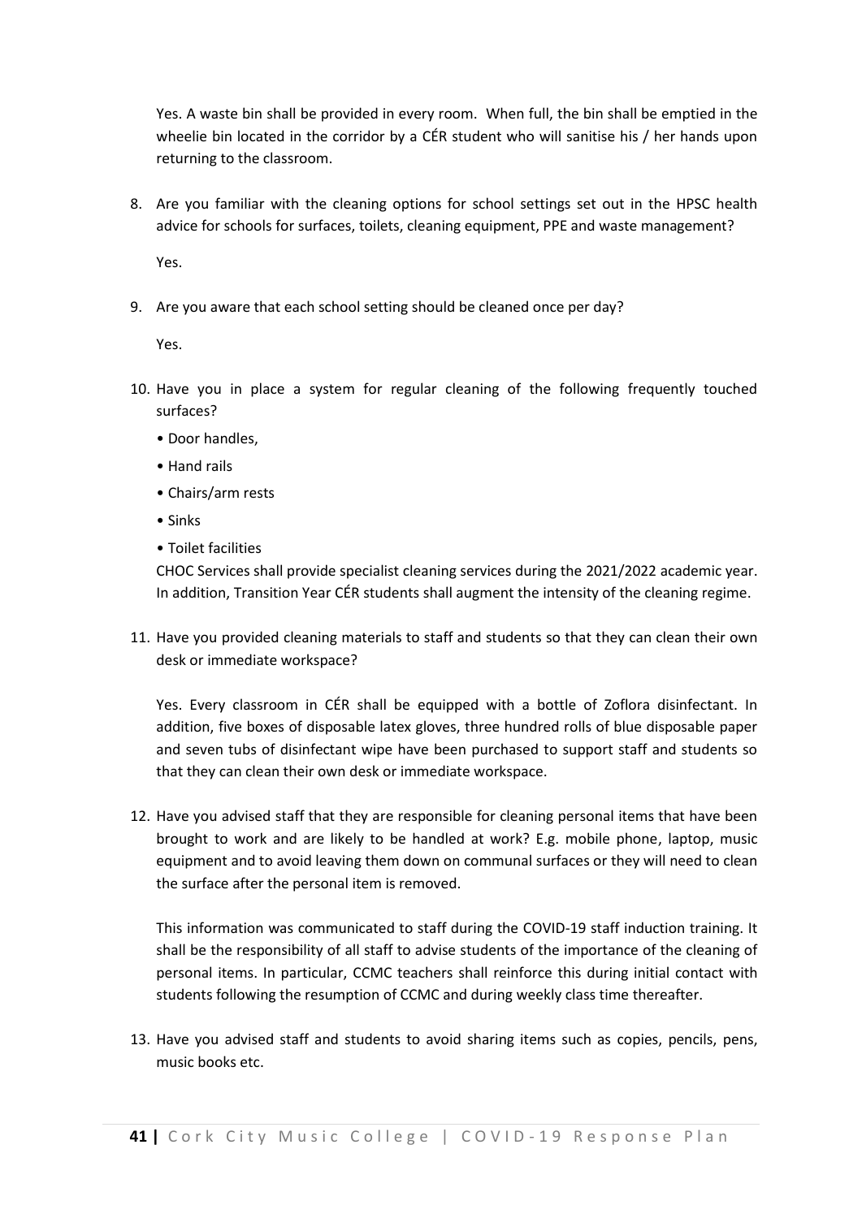Yes. A waste bin shall be provided in every room. When full, the bin shall be emptied in the wheelie bin located in the corridor by a CÉR student who will sanitise his / her hands upon returning to the classroom.

8. Are you familiar with the cleaning options for school settings set out in the HPSC health advice for schools for surfaces, toilets, cleaning equipment, PPE and waste management?

   Yes.

9. Are you aware that each school setting should be cleaned once per day?

   Yes.

10. Have you in place a system for regular cleaning of the following frequently touched surfaces?
    - Door handles,
    - Hand rails
    - Chairs/arm rests
    - Sinks
    - Toilet facilities

    CHOC Services shall provide specialist cleaning services during the 2021/2022 academic year. In addition, Transition Year CÉR students shall augment the intensity of the cleaning regime.

11. Have you provided cleaning materials to staff and students so that they can clean their own desk or immediate workspace?

    Yes. Every classroom in CÉR shall be equipped with a bottle of Zoflora disinfectant. In addition, five boxes of disposable latex gloves, three hundred rolls of blue disposable paper and seven tubs of disinfectant wipe have been purchased to support staff and students so that they can clean their own desk or immediate workspace.

12. Have you advised staff that they are responsible for cleaning personal items that have been brought to work and are likely to be handled at work? E.g. mobile phone, laptop, music equipment and to avoid leaving them down on communal surfaces or they will need to clean the surface after the personal item is removed.

    This information was communicated to staff during the COVID-19 staff induction training. It shall be the responsibility of all staff to advise students of the importance of the cleaning of personal items. In particular, CCMC teachers shall reinforce this during initial contact with students following the resumption of CCMC and during weekly class time thereafter.

13. Have you advised staff and students to avoid sharing items such as copies, pencils, pens, music books etc.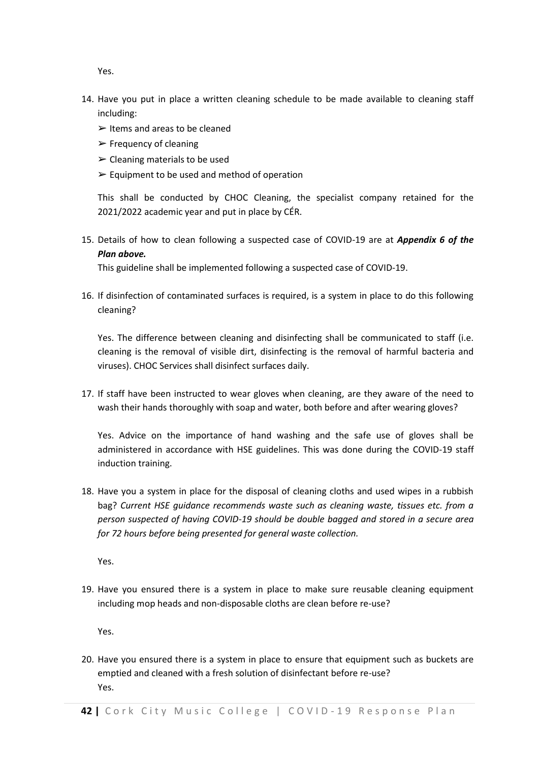Yes.

14. Have you put in place a written cleaning schedule to be made available to cleaning staff including:
    - ➢ Items and areas to be cleaned
    - ➢ Frequency of cleaning
    - ➢ Cleaning materials to be used
    - ➢ Equipment to be used and method of operation

    This shall be conducted by CHOC Cleaning, the specialist company retained for the 2021/2022 academic year and put in place by CÉR.

15. Details of how to clean following a suspected case of COVID-19 are at ***Appendix 6 of the Plan above.***
    This guideline shall be implemented following a suspected case of COVID-19.

16. If disinfection of contaminated surfaces is required, is a system in place to do this following cleaning?

    Yes. The difference between cleaning and disinfecting shall be communicated to staff (i.e. cleaning is the removal of visible dirt, disinfecting is the removal of harmful bacteria and viruses). CHOC Services shall disinfect surfaces daily.

17. If staff have been instructed to wear gloves when cleaning, are they aware of the need to wash their hands thoroughly with soap and water, both before and after wearing gloves?

    Yes. Advice on the importance of hand washing and the safe use of gloves shall be administered in accordance with HSE guidelines. This was done during the COVID-19 staff induction training.

18. Have you a system in place for the disposal of cleaning cloths and used wipes in a rubbish bag? *Current HSE guidance recommends waste such as cleaning waste, tissues etc. from a person suspected of having COVID-19 should be double bagged and stored in a secure area for 72 hours before being presented for general waste collection.*

    Yes.

19. Have you ensured there is a system in place to make sure reusable cleaning equipment including mop heads and non-disposable cloths are clean before re-use?

    Yes.

20. Have you ensured there is a system in place to ensure that equipment such as buckets are emptied and cleaned with a fresh solution of disinfectant before re-use?
    Yes.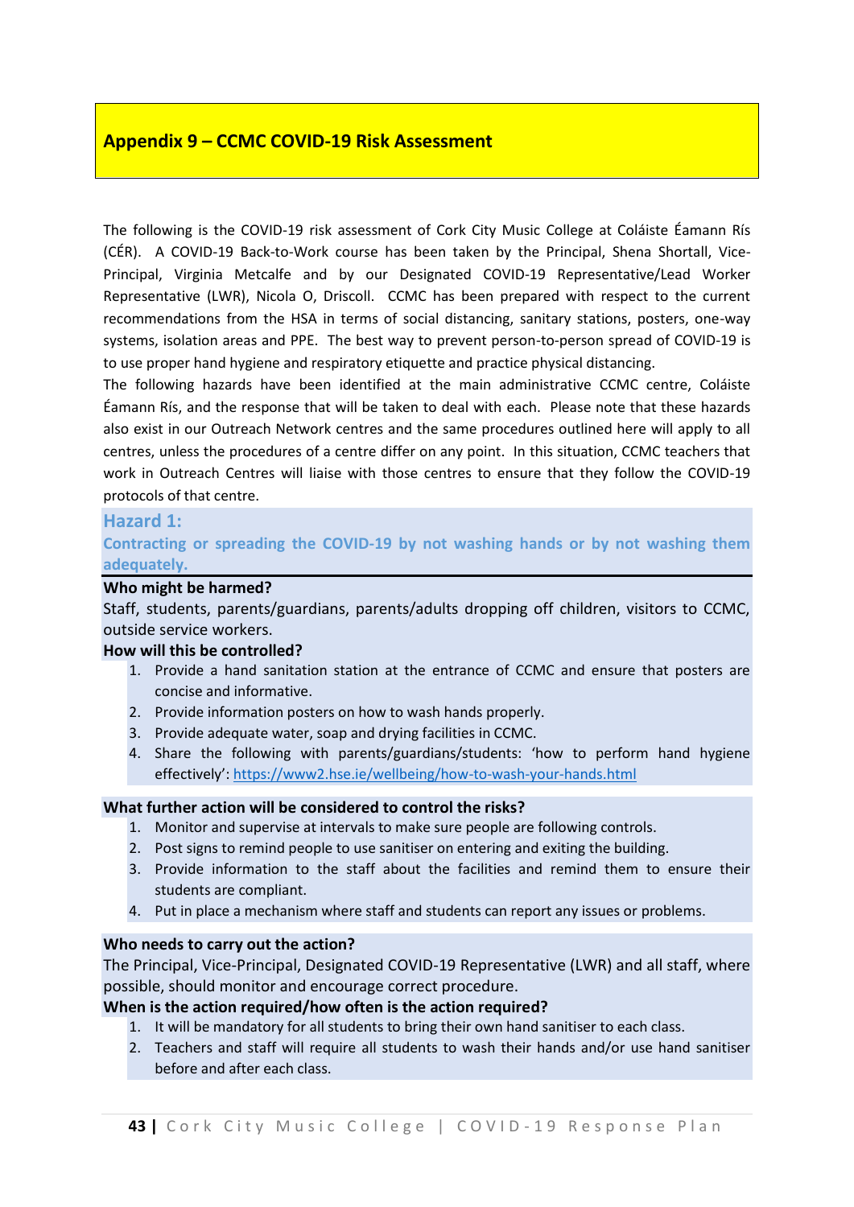## Appendix 9 – CCMC COVID-19 Risk Assessment

The following is the COVID-19 risk assessment of Cork City Music College at Coláiste Éamann Rís (CÉR). A COVID-19 Back-to-Work course has been taken by the Principal, Shena Shortall, Vice-Principal, Virginia Metcalfe and by our Designated COVID-19 Representative/Lead Worker Representative (LWR), Nicola O, Driscoll. CCMC has been prepared with respect to the current recommendations from the HSA in terms of social distancing, sanitary stations, posters, one-way systems, isolation areas and PPE. The best way to prevent person-to-person spread of COVID-19 is to use proper hand hygiene and respiratory etiquette and practice physical distancing.

The following hazards have been identified at the main administrative CCMC centre, Coláiste Éamann Rís, and the response that will be taken to deal with each. Please note that these hazards also exist in our Outreach Network centres and the same procedures outlined here will apply to all centres, unless the procedures of a centre differ on any point. In this situation, CCMC teachers that work in Outreach Centres will liaise with those centres to ensure that they follow the COVID-19 protocols of that centre.

### Hazard 1:
### Contracting or spreading the COVID-19 by not washing hands or by not washing them adequately.

**Who might be harmed?**

Staff, students, parents/guardians, parents/adults dropping off children, visitors to CCMC, outside service workers.

**How will this be controlled?**

1. Provide a hand sanitation station at the entrance of CCMC and ensure that posters are concise and informative.
2. Provide information posters on how to wash hands properly.
3. Provide adequate water, soap and drying facilities in CCMC.
4. Share the following with parents/guardians/students: 'how to perform hand hygiene effectively': https://www2.hse.ie/wellbeing/how-to-wash-your-hands.html

**What further action will be considered to control the risks?**

1. Monitor and supervise at intervals to make sure people are following controls.
2. Post signs to remind people to use sanitiser on entering and exiting the building.
3. Provide information to the staff about the facilities and remind them to ensure their students are compliant.
4. Put in place a mechanism where staff and students can report any issues or problems.

**Who needs to carry out the action?**

The Principal, Vice-Principal, Designated COVID-19 Representative (LWR) and all staff, where possible, should monitor and encourage correct procedure.

**When is the action required/how often is the action required?**

1. It will be mandatory for all students to bring their own hand sanitiser to each class.
2. Teachers and staff will require all students to wash their hands and/or use hand sanitiser before and after each class.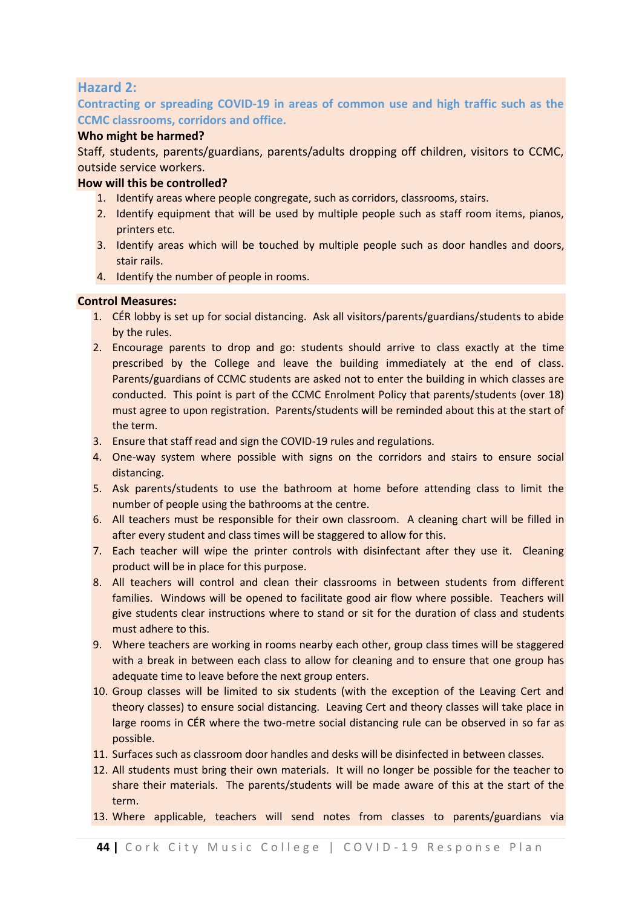## Hazard 2:

### Contracting or spreading COVID-19 in areas of common use and high traffic such as the CCMC classrooms, corridors and office.

**Who might be harmed?**

Staff, students, parents/guardians, parents/adults dropping off children, visitors to CCMC, outside service workers.

**How will this be controlled?**

1. Identify areas where people congregate, such as corridors, classrooms, stairs.
2. Identify equipment that will be used by multiple people such as staff room items, pianos, printers etc.
3. Identify areas which will be touched by multiple people such as door handles and doors, stair rails.
4. Identify the number of people in rooms.

**Control Measures:**

1. CÉR lobby is set up for social distancing. Ask all visitors/parents/guardians/students to abide by the rules.
2. Encourage parents to drop and go: students should arrive to class exactly at the time prescribed by the College and leave the building immediately at the end of class. Parents/guardians of CCMC students are asked not to enter the building in which classes are conducted. This point is part of the CCMC Enrolment Policy that parents/students (over 18) must agree to upon registration. Parents/students will be reminded about this at the start of the term.
3. Ensure that staff read and sign the COVID-19 rules and regulations.
4. One-way system where possible with signs on the corridors and stairs to ensure social distancing.
5. Ask parents/students to use the bathroom at home before attending class to limit the number of people using the bathrooms at the centre.
6. All teachers must be responsible for their own classroom. A cleaning chart will be filled in after every student and class times will be staggered to allow for this.
7. Each teacher will wipe the printer controls with disinfectant after they use it. Cleaning product will be in place for this purpose.
8. All teachers will control and clean their classrooms in between students from different families. Windows will be opened to facilitate good air flow where possible. Teachers will give students clear instructions where to stand or sit for the duration of class and students must adhere to this.
9. Where teachers are working in rooms nearby each other, group class times will be staggered with a break in between each class to allow for cleaning and to ensure that one group has adequate time to leave before the next group enters.
10. Group classes will be limited to six students (with the exception of the Leaving Cert and theory classes) to ensure social distancing. Leaving Cert and theory classes will take place in large rooms in CÉR where the two-metre social distancing rule can be observed in so far as possible.
11. Surfaces such as classroom door handles and desks will be disinfected in between classes.
12. All students must bring their own materials. It will no longer be possible for the teacher to share their materials. The parents/students will be made aware of this at the start of the term.
13. Where applicable, teachers will send notes from classes to parents/guardians via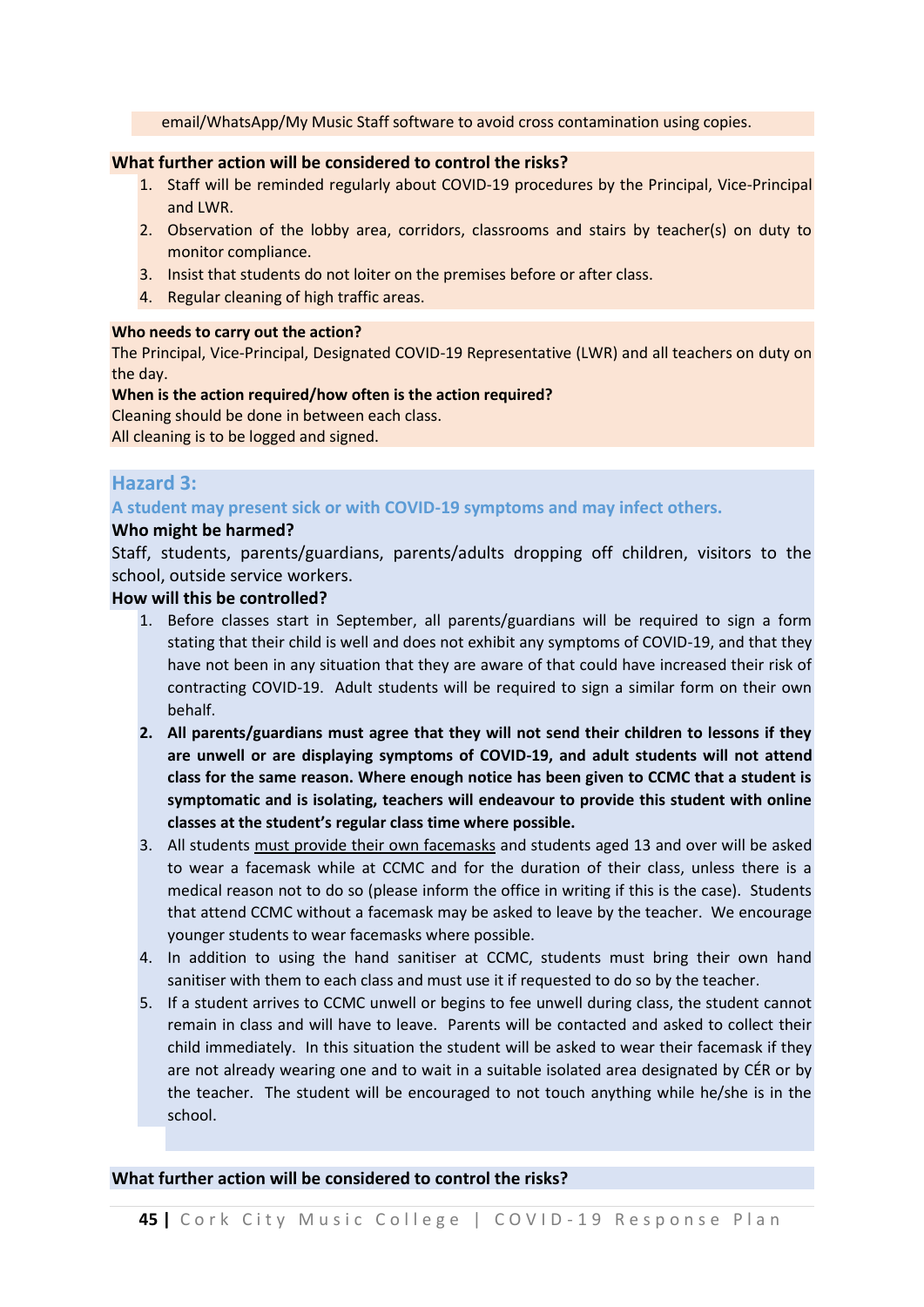email/WhatsApp/My Music Staff software to avoid cross contamination using copies.

**What further action will be considered to control the risks?**

1. Staff will be reminded regularly about COVID-19 procedures by the Principal, Vice-Principal and LWR.
2. Observation of the lobby area, corridors, classrooms and stairs by teacher(s) on duty to monitor compliance.
3. Insist that students do not loiter on the premises before or after class.
4. Regular cleaning of high traffic areas.

**Who needs to carry out the action?**

The Principal, Vice-Principal, Designated COVID-19 Representative (LWR) and all teachers on duty on the day.

**When is the action required/how often is the action required?**

Cleaning should be done in between each class.
All cleaning is to be logged and signed.

## Hazard 3:

### A student may present sick or with COVID-19 symptoms and may infect others.

**Who might be harmed?**

Staff, students, parents/guardians, parents/adults dropping off children, visitors to the school, outside service workers.

**How will this be controlled?**

1. Before classes start in September, all parents/guardians will be required to sign a form stating that their child is well and does not exhibit any symptoms of COVID-19, and that they have not been in any situation that they are aware of that could have increased their risk of contracting COVID-19. Adult students will be required to sign a similar form on their own behalf.
2. **All parents/guardians must agree that they will not send their children to lessons if they are unwell or are displaying symptoms of COVID-19, and adult students will not attend class for the same reason. Where enough notice has been given to CCMC that a student is symptomatic and is isolating, teachers will endeavour to provide this student with online classes at the student's regular class time where possible.**
3. All students <u>must provide their own facemasks</u> and students aged 13 and over will be asked to wear a facemask while at CCMC and for the duration of their class, unless there is a medical reason not to do so (please inform the office in writing if this is the case). Students that attend CCMC without a facemask may be asked to leave by the teacher. We encourage younger students to wear facemasks where possible.
4. In addition to using the hand sanitiser at CCMC, students must bring their own hand sanitiser with them to each class and must use it if requested to do so by the teacher.
5. If a student arrives to CCMC unwell or begins to fee unwell during class, the student cannot remain in class and will have to leave. Parents will be contacted and asked to collect their child immediately. In this situation the student will be asked to wear their facemask if they are not already wearing one and to wait in a suitable isolated area designated by CÉR or by the teacher. The student will be encouraged to not touch anything while he/she is in the school.

**What further action will be considered to control the risks?**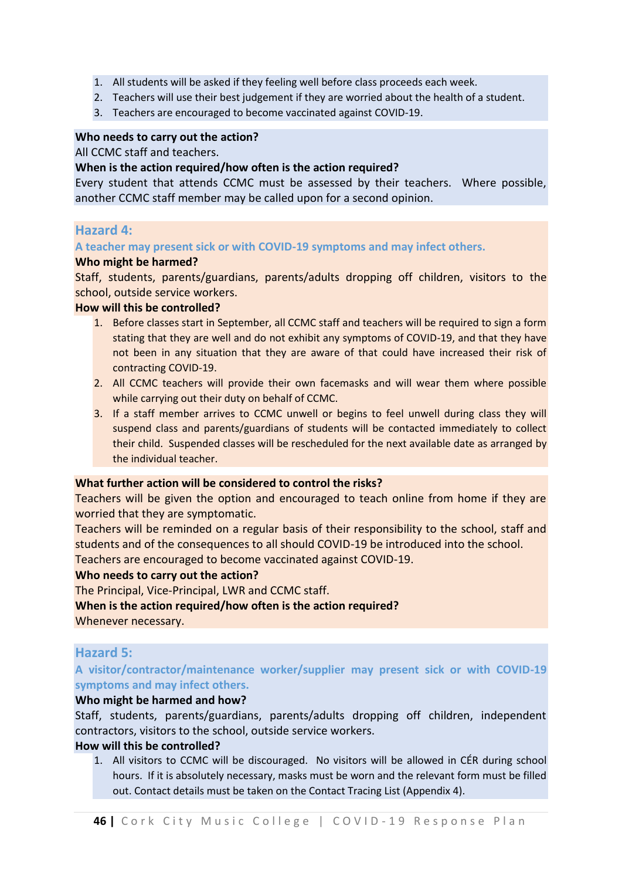1. All students will be asked if they feeling well before class proceeds each week.
2. Teachers will use their best judgement if they are worried about the health of a student.
3. Teachers are encouraged to become vaccinated against COVID-19.

**Who needs to carry out the action?**

All CCMC staff and teachers.

**When is the action required/how often is the action required?**

Every student that attends CCMC must be assessed by their teachers. Where possible, another CCMC staff member may be called upon for a second opinion.

## Hazard 4:

### A teacher may present sick or with COVID-19 symptoms and may infect others.

**Who might be harmed?**

Staff, students, parents/guardians, parents/adults dropping off children, visitors to the school, outside service workers.

**How will this be controlled?**

1. Before classes start in September, all CCMC staff and teachers will be required to sign a form stating that they are well and do not exhibit any symptoms of COVID-19, and that they have not been in any situation that they are aware of that could have increased their risk of contracting COVID-19.
2. All CCMC teachers will provide their own facemasks and will wear them where possible while carrying out their duty on behalf of CCMC.
3. If a staff member arrives to CCMC unwell or begins to feel unwell during class they will suspend class and parents/guardians of students will be contacted immediately to collect their child. Suspended classes will be rescheduled for the next available date as arranged by the individual teacher.

**What further action will be considered to control the risks?**

Teachers will be given the option and encouraged to teach online from home if they are worried that they are symptomatic.

Teachers will be reminded on a regular basis of their responsibility to the school, staff and students and of the consequences to all should COVID-19 be introduced into the school.

Teachers are encouraged to become vaccinated against COVID-19.

**Who needs to carry out the action?**

The Principal, Vice-Principal, LWR and CCMC staff.

**When is the action required/how often is the action required?**

Whenever necessary.

## Hazard 5:

### A visitor/contractor/maintenance worker/supplier may present sick or with COVID-19 symptoms and may infect others.

**Who might be harmed and how?**

Staff, students, parents/guardians, parents/adults dropping off children, independent contractors, visitors to the school, outside service workers.

**How will this be controlled?**

1. All visitors to CCMC will be discouraged. No visitors will be allowed in CÉR during school hours. If it is absolutely necessary, masks must be worn and the relevant form must be filled out. Contact details must be taken on the Contact Tracing List (Appendix 4).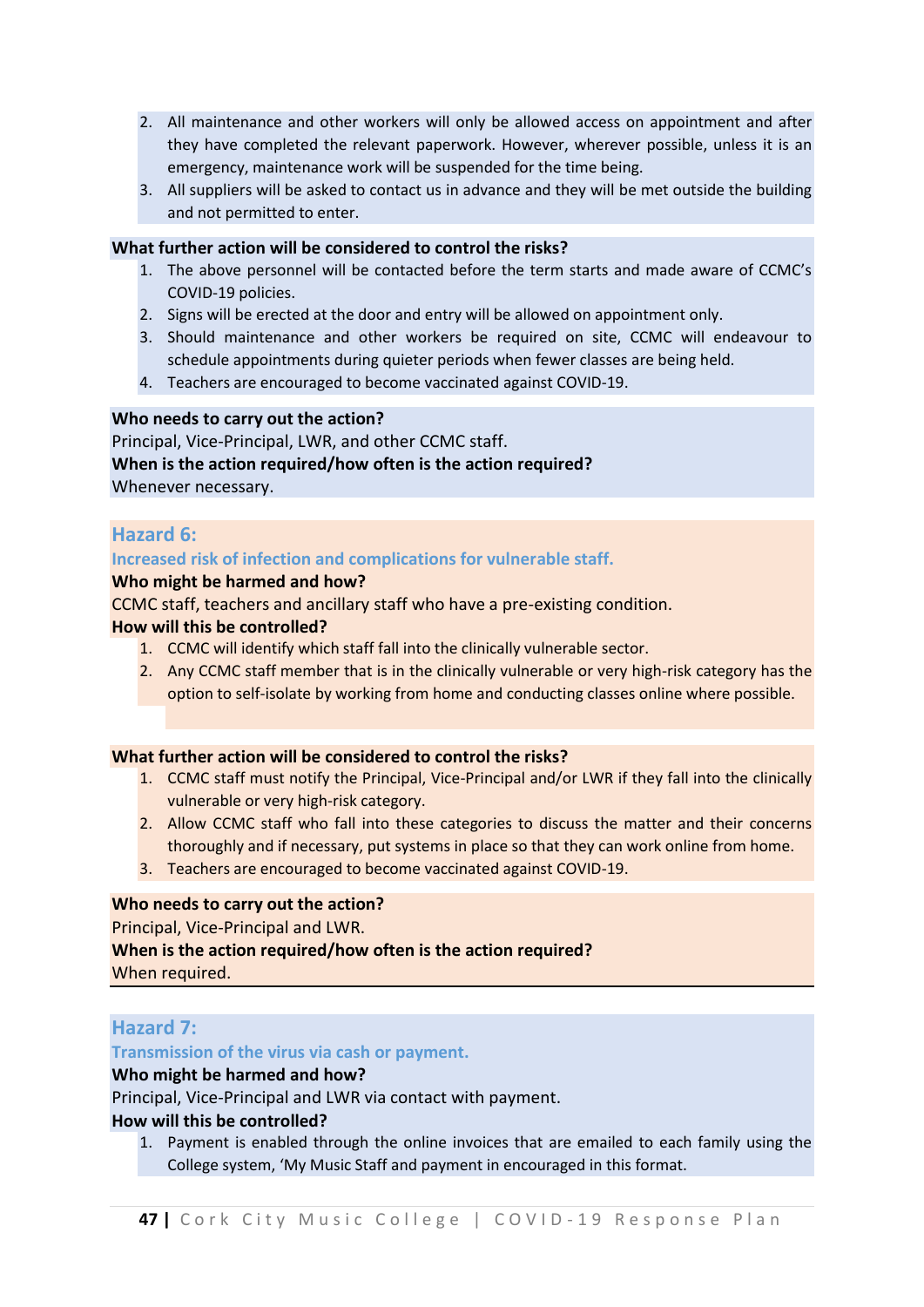2. All maintenance and other workers will only be allowed access on appointment and after they have completed the relevant paperwork. However, wherever possible, unless it is an emergency, maintenance work will be suspended for the time being.
3. All suppliers will be asked to contact us in advance and they will be met outside the building and not permitted to enter.

**What further action will be considered to control the risks?**

1. The above personnel will be contacted before the term starts and made aware of CCMC's COVID-19 policies.
2. Signs will be erected at the door and entry will be allowed on appointment only.
3. Should maintenance and other workers be required on site, CCMC will endeavour to schedule appointments during quieter periods when fewer classes are being held.
4. Teachers are encouraged to become vaccinated against COVID-19.

**Who needs to carry out the action?**

Principal, Vice-Principal, LWR, and other CCMC staff.

**When is the action required/how often is the action required?**

Whenever necessary.

## Hazard 6:

### Increased risk of infection and complications for vulnerable staff.

**Who might be harmed and how?**

CCMC staff, teachers and ancillary staff who have a pre-existing condition.

**How will this be controlled?**

1. CCMC will identify which staff fall into the clinically vulnerable sector.
2. Any CCMC staff member that is in the clinically vulnerable or very high-risk category has the option to self-isolate by working from home and conducting classes online where possible.

**What further action will be considered to control the risks?**

1. CCMC staff must notify the Principal, Vice-Principal and/or LWR if they fall into the clinically vulnerable or very high-risk category.
2. Allow CCMC staff who fall into these categories to discuss the matter and their concerns thoroughly and if necessary, put systems in place so that they can work online from home.
3. Teachers are encouraged to become vaccinated against COVID-19.

**Who needs to carry out the action?**

Principal, Vice-Principal and LWR.

**When is the action required/how often is the action required?**

When required.

## Hazard 7:

### Transmission of the virus via cash or payment.

**Who might be harmed and how?**

Principal, Vice-Principal and LWR via contact with payment.

**How will this be controlled?**

1. Payment is enabled through the online invoices that are emailed to each family using the College system, 'My Music Staff and payment in encouraged in this format.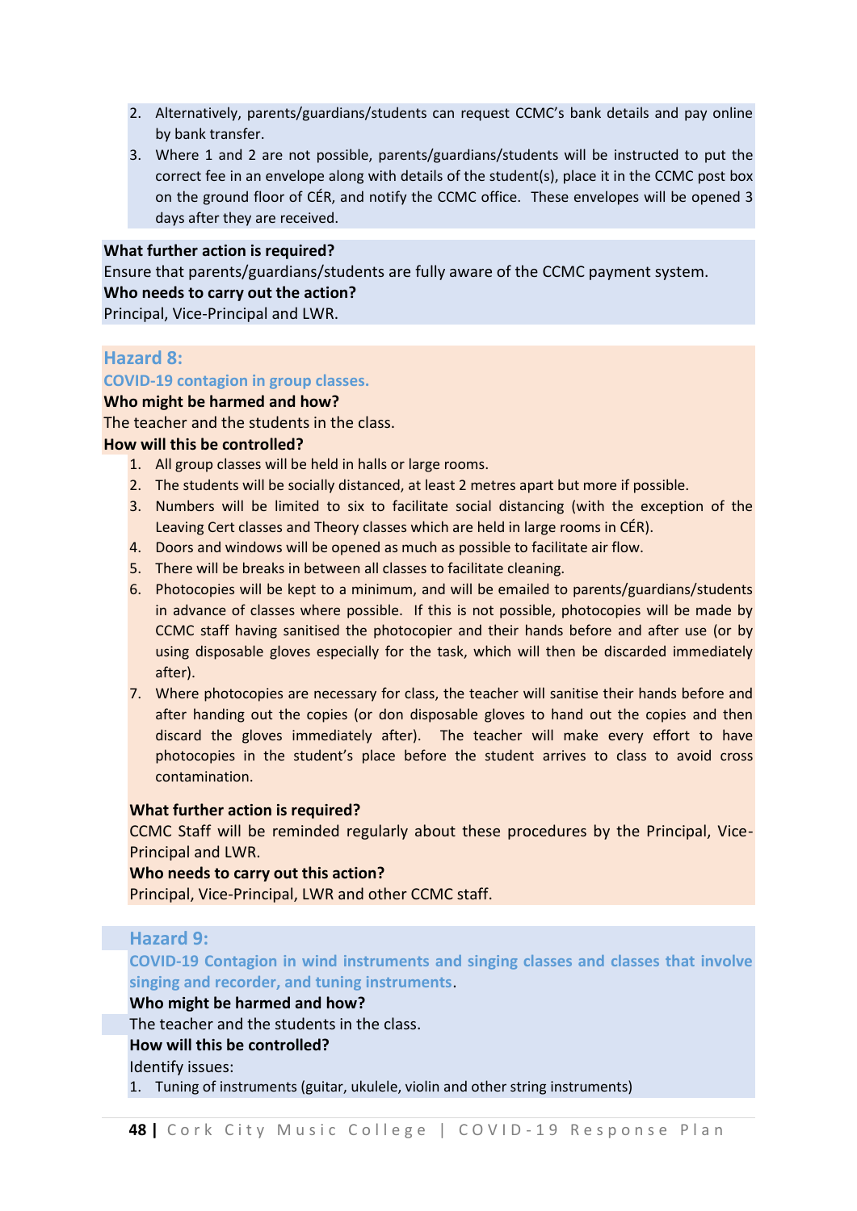2. Alternatively, parents/guardians/students can request CCMC's bank details and pay online by bank transfer.
3. Where 1 and 2 are not possible, parents/guardians/students will be instructed to put the correct fee in an envelope along with details of the student(s), place it in the CCMC post box on the ground floor of CÉR, and notify the CCMC office. These envelopes will be opened 3 days after they are received.

**What further action is required?**
Ensure that parents/guardians/students are fully aware of the CCMC payment system.
**Who needs to carry out the action?**
Principal, Vice-Principal and LWR.

## Hazard 8:

### COVID-19 contagion in group classes.

**Who might be harmed and how?**
The teacher and the students in the class.
**How will this be controlled?**

1. All group classes will be held in halls or large rooms.
2. The students will be socially distanced, at least 2 metres apart but more if possible.
3. Numbers will be limited to six to facilitate social distancing (with the exception of the Leaving Cert classes and Theory classes which are held in large rooms in CÉR).
4. Doors and windows will be opened as much as possible to facilitate air flow.
5. There will be breaks in between all classes to facilitate cleaning.
6. Photocopies will be kept to a minimum, and will be emailed to parents/guardians/students in advance of classes where possible. If this is not possible, photocopies will be made by CCMC staff having sanitised the photocopier and their hands before and after use (or by using disposable gloves especially for the task, which will then be discarded immediately after).
7. Where photocopies are necessary for class, the teacher will sanitise their hands before and after handing out the copies (or don disposable gloves to hand out the copies and then discard the gloves immediately after). The teacher will make every effort to have photocopies in the student's place before the student arrives to class to avoid cross contamination.

**What further action is required?**
CCMC Staff will be reminded regularly about these procedures by the Principal, Vice-Principal and LWR.
**Who needs to carry out this action?**
Principal, Vice-Principal, LWR and other CCMC staff.

## Hazard 9:

### COVID-19 Contagion in wind instruments and singing classes and classes that involve singing and recorder, and tuning instruments.

**Who might be harmed and how?**
The teacher and the students in the class.
**How will this be controlled?**
Identify issues:

1. Tuning of instruments (guitar, ukulele, violin and other string instruments)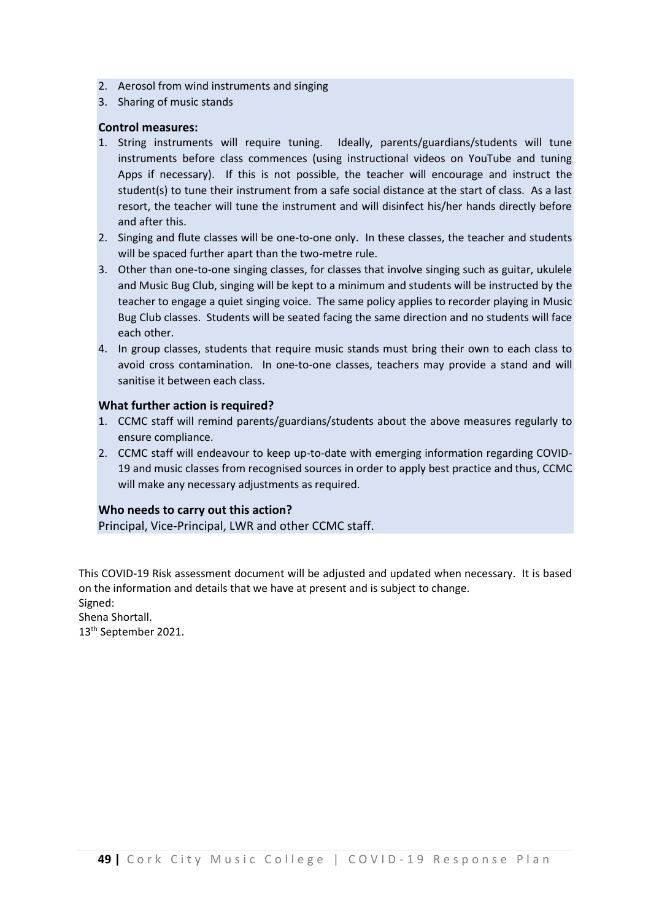2. Aerosol from wind instruments and singing
3. Sharing of music stands

**Control measures:**

1. String instruments will require tuning. Ideally, parents/guardians/students will tune instruments before class commences (using instructional videos on YouTube and tuning Apps if necessary). If this is not possible, the teacher will encourage and instruct the student(s) to tune their instrument from a safe social distance at the start of class. As a last resort, the teacher will tune the instrument and will disinfect his/her hands directly before and after this.
2. Singing and flute classes will be one-to-one only. In these classes, the teacher and students will be spaced further apart than the two-metre rule.
3. Other than one-to-one singing classes, for classes that involve singing such as guitar, ukulele and Music Bug Club, singing will be kept to a minimum and students will be instructed by the teacher to engage a quiet singing voice. The same policy applies to recorder playing in Music Bug Club classes. Students will be seated facing the same direction and no students will face each other.
4. In group classes, students that require music stands must bring their own to each class to avoid cross contamination. In one-to-one classes, teachers may provide a stand and will sanitise it between each class.

**What further action is required?**

1. CCMC staff will remind parents/guardians/students about the above measures regularly to ensure compliance.
2. CCMC staff will endeavour to keep up-to-date with emerging information regarding COVID-19 and music classes from recognised sources in order to apply best practice and thus, CCMC will make any necessary adjustments as required.

**Who needs to carry out this action?**

Principal, Vice-Principal, LWR and other CCMC staff.

This COVID-19 Risk assessment document will be adjusted and updated when necessary. It is based on the information and details that we have at present and is subject to change.
Signed:
Shena Shortall.
13th September 2021.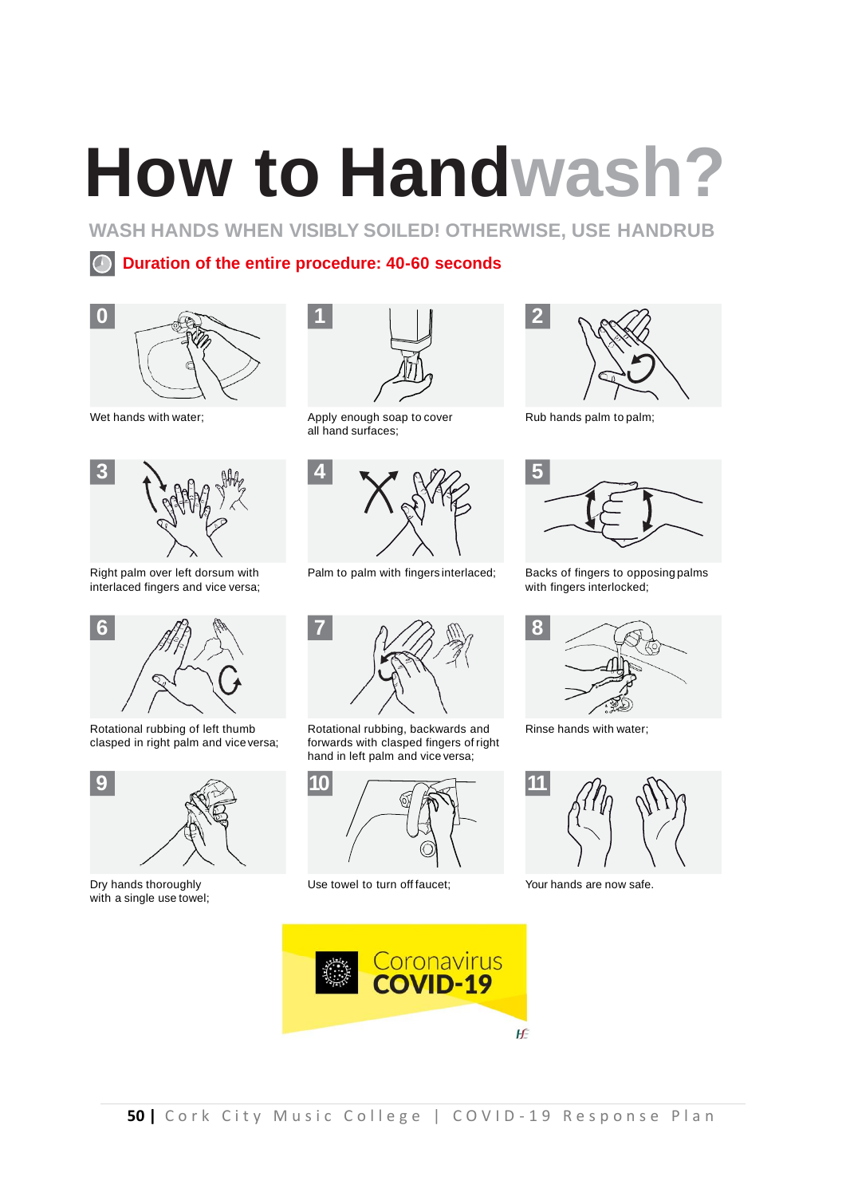# How to Handwash?

**WASH HANDS WHEN VISIBLY SOILED! OTHERWISE, USE HANDRUB**

**Duration of the entire procedure: 40-60 seconds**

**0** Wet hands with water;

**1** Apply enough soap to cover all hand surfaces;

**2** Rub hands palm to palm;

**3** Right palm over left dorsum with interlaced fingers and vice versa;

**4** Palm to palm with fingers interlaced;

**5** Backs of fingers to opposing palms with fingers interlocked;

**6** Rotational rubbing of left thumb clasped in right palm and vice versa;

**7** Rotational rubbing, backwards and forwards with clasped fingers of right hand in left palm and vice versa;

**8** Rinse hands with water;

**9** Dry hands thoroughly with a single use towel;

**10** Use towel to turn off faucet;

**11** Your hands are now safe.

Coronavirus
**COVID-19**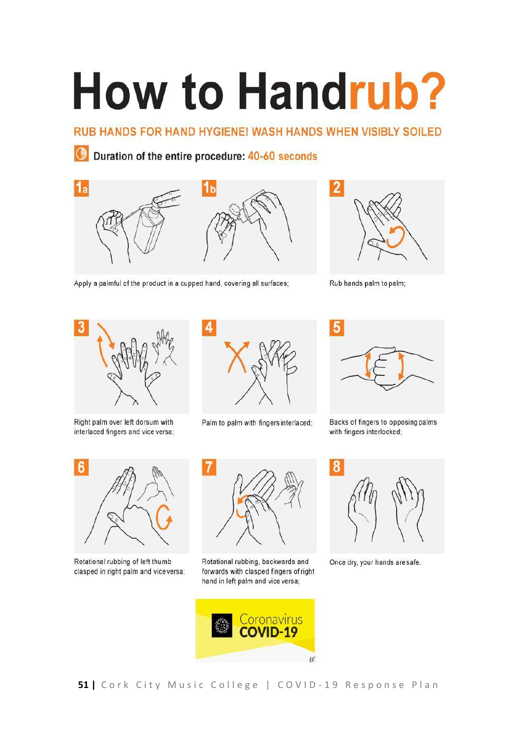# How to Handrub?

RUB HANDS FOR HAND HYGIENE! WASH HANDS WHEN VISIBLY SOILED

Duration of the entire procedure: 40-60 seconds

1a 1b

Apply a palmful of the product in a cupped hand, covering all surfaces;

2

Rub hands palm to palm;

3

Right palm over left dorsum with interlaced fingers and vice versa;

4

Palm to palm with fingers interlaced;

5

Backs of fingers to opposing palms with fingers interlocked;

6

Rotational rubbing of left thumb clasped in right palm and vice versa;

7

Rotational rubbing, backwards and forwards with clasped fingers of right hand in left palm and vice versa;

8

Once dry, your hands are safe.

Coronavirus COVID-19